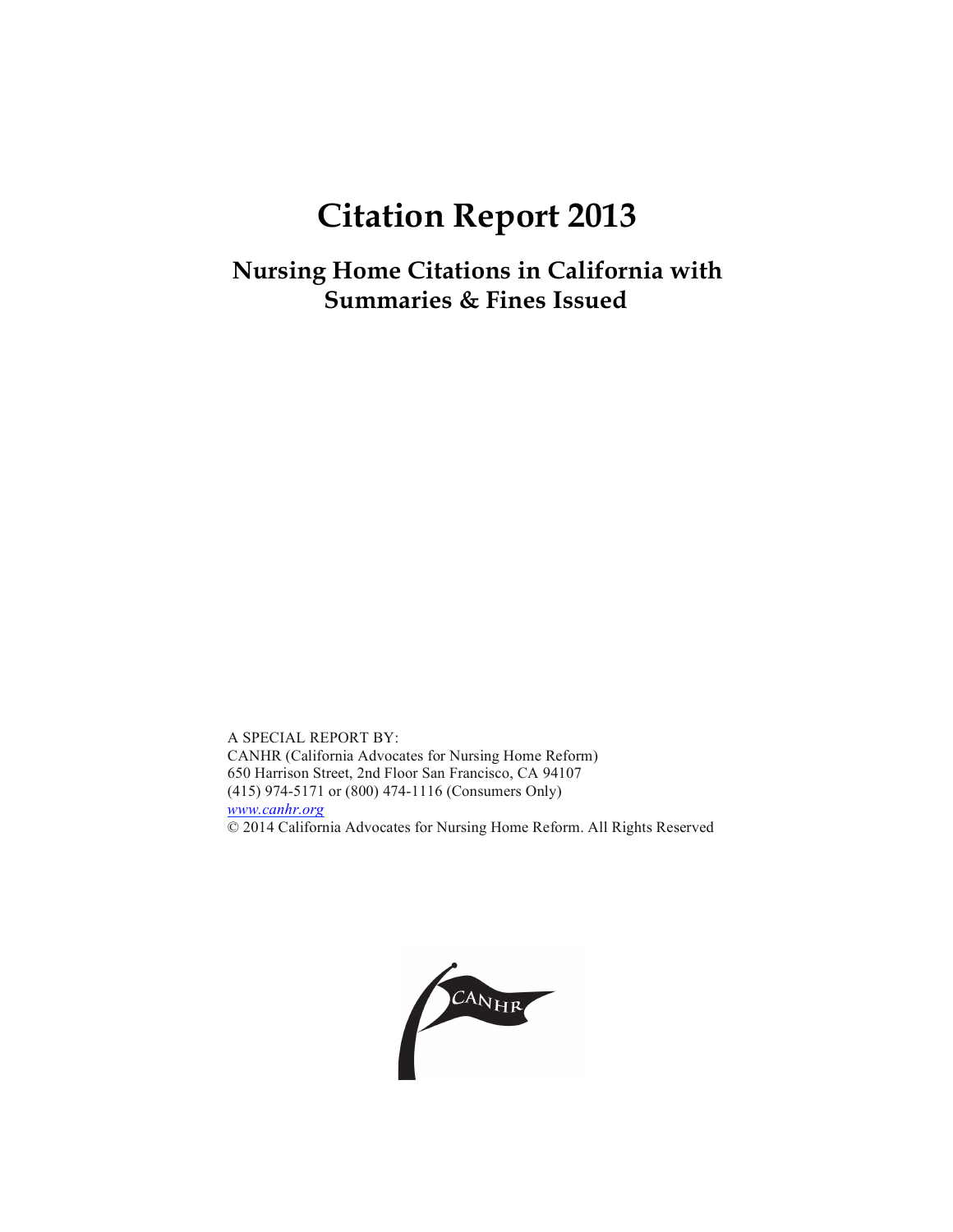# Citation Report 2013

## Nursing Home Citations in California with Summaries & Fines Issued

A SPECIAL REPORT BY:
CANHR (California Advocates for Nursing Home Reform)
650 Harrison Street, 2nd Floor San Francisco, CA 94107
(415) 974-5171 or (800) 474-1116 (Consumers Only)
*www.canhr.org*
© 2014 California Advocates for Nursing Home Reform. All Rights Reserved

CANHR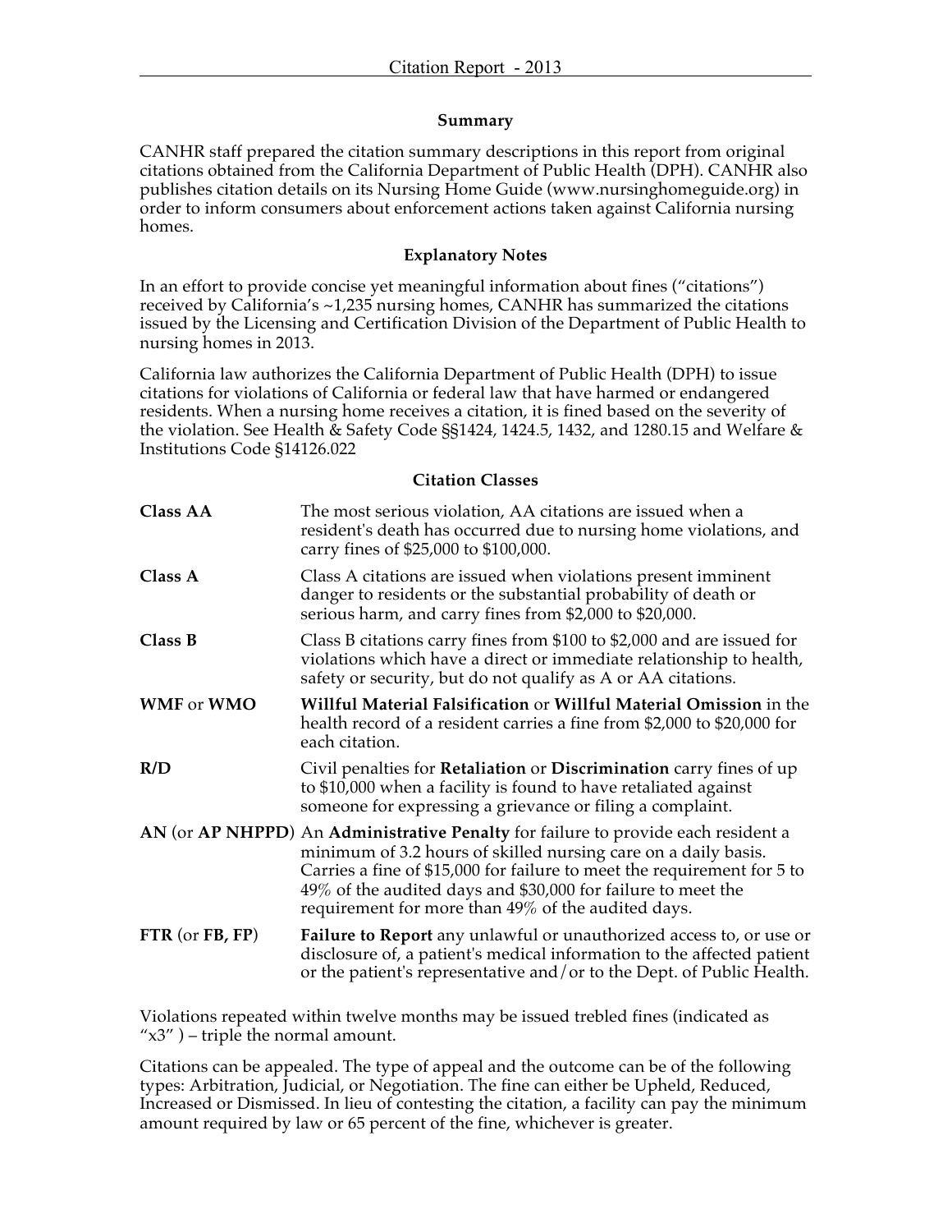## Summary

CANHR staff prepared the citation summary descriptions in this report from original citations obtained from the California Department of Public Health (DPH). CANHR also publishes citation details on its Nursing Home Guide (www.nursinghomeguide.org) in order to inform consumers about enforcement actions taken against California nursing homes.

## Explanatory Notes

In an effort to provide concise yet meaningful information about fines ("citations") received by California's ~1,235 nursing homes, CANHR has summarized the citations issued by the Licensing and Certification Division of the Department of Public Health to nursing homes in 2013.

California law authorizes the California Department of Public Health (DPH) to issue citations for violations of California or federal law that have harmed or endangered residents. When a nursing home receives a citation, it is fined based on the severity of the violation. See Health & Safety Code §§1424, 1424.5, 1432, and 1280.15 and Welfare & Institutions Code §14126.022

## Citation Classes

| | |
|---|---|
| **Class AA** | The most serious violation, AA citations are issued when a resident's death has occurred due to nursing home violations, and carry fines of $25,000 to $100,000. |
| **Class A** | Class A citations are issued when violations present imminent danger to residents or the substantial probability of death or serious harm, and carry fines from $2,000 to $20,000. |
| **Class B** | Class B citations carry fines from $100 to $2,000 and are issued for violations which have a direct or immediate relationship to health, safety or security, but do not qualify as A or AA citations. |
| **WMF** or **WMO** | **Willful Material Falsification** or **Willful Material Omission** in the health record of a resident carries a fine from $2,000 to $20,000 for each citation. |
| **R/D** | Civil penalties for **Retaliation** or **Discrimination** carry fines of up to $10,000 when a facility is found to have retaliated against someone for expressing a grievance or filing a complaint. |
| **AN** (or **AP NHPPD**) | An **Administrative Penalty** for failure to provide each resident a minimum of 3.2 hours of skilled nursing care on a daily basis. Carries a fine of $15,000 for failure to meet the requirement for 5 to 49% of the audited days and $30,000 for failure to meet the requirement for more than 49% of the audited days. |
| **FTR** (or **FB, FP**) | **Failure to Report** any unlawful or unauthorized access to, or use or disclosure of, a patient's medical information to the affected patient or the patient's representative and/or to the Dept. of Public Health. |

Violations repeated within twelve months may be issued trebled fines (indicated as "x3" ) – triple the normal amount.

Citations can be appealed. The type of appeal and the outcome can be of the following types: Arbitration, Judicial, or Negotiation. The fine can either be Upheld, Reduced, Increased or Dismissed. In lieu of contesting the citation, a facility can pay the minimum amount required by law or 65 percent of the fine, whichever is greater.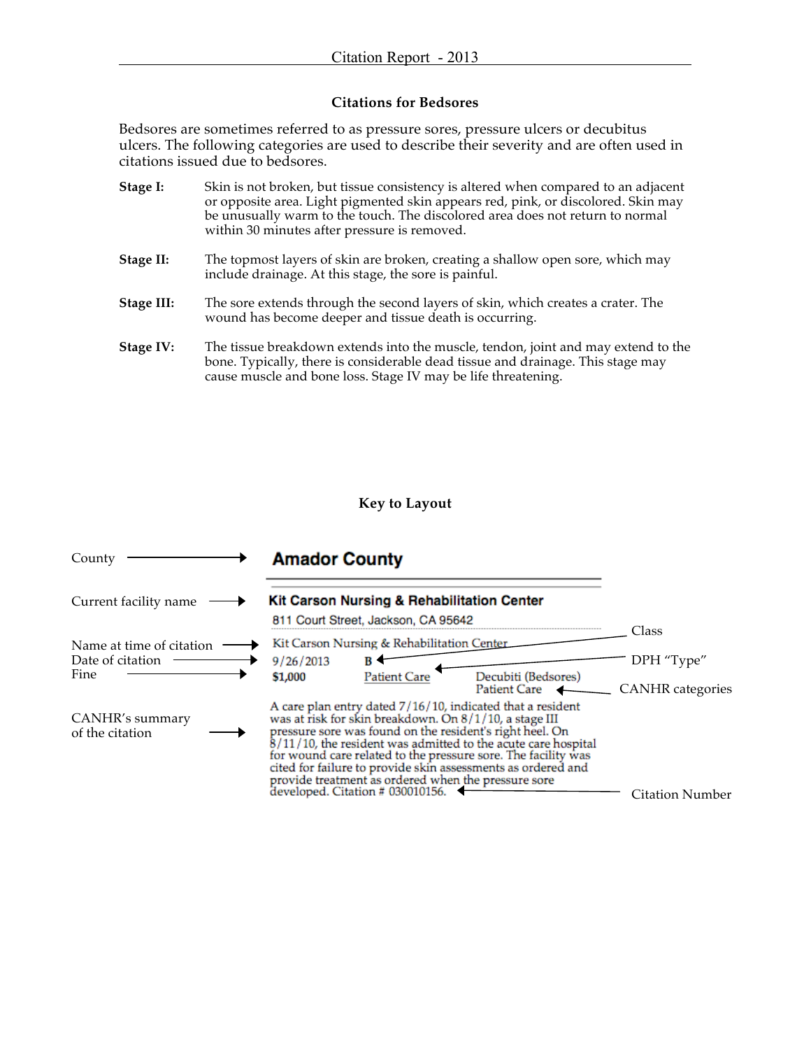## Citations for Bedsores

Bedsores are sometimes referred to as pressure sores, pressure ulcers or decubitus ulcers. The following categories are used to describe their severity and are often used in citations issued due to bedsores.

**Stage I:** Skin is not broken, but tissue consistency is altered when compared to an adjacent or opposite area. Light pigmented skin appears red, pink, or discolored. Skin may be unusually warm to the touch. The discolored area does not return to normal within 30 minutes after pressure is removed.

**Stage II:** The topmost layers of skin are broken, creating a shallow open sore, which may include drainage. At this stage, the sore is painful.

**Stage III:** The sore extends through the second layers of skin, which creates a crater. The wound has become deeper and tissue death is occurring.

**Stage IV:** The tissue breakdown extends into the muscle, tendon, joint and may extend to the bone. Typically, there is considerable dead tissue and drainage. This stage may cause muscle and bone loss. Stage IV may be life threatening.

## Key to Layout

County → **Amador County**

Current facility name → **Kit Carson Nursing & Rehabilitation Center**

811 Court Street, Jackson, CA 95642

Name at time of citation → Kit Carson Nursing & Rehabilitation Center

Date of citation → 9/26/2013

Class → **B**

Fine → **$1,000**

DPH "Type" → Patient Care

CANHR categories → Decubiti (Bedsores), Patient Care

CANHR's summary of the citation → A care plan entry dated 7/16/10, indicated that a resident was at risk for skin breakdown. On 8/1/10, a stage III pressure sore was found on the resident's right heel. On 8/11/10, the resident was admitted to the acute care hospital for wound care related to the pressure sore. The facility was cited for failure to provide skin assessments as ordered and provide treatment as ordered when the pressure sore developed. Citation # 030010156.

Citation Number → 030010156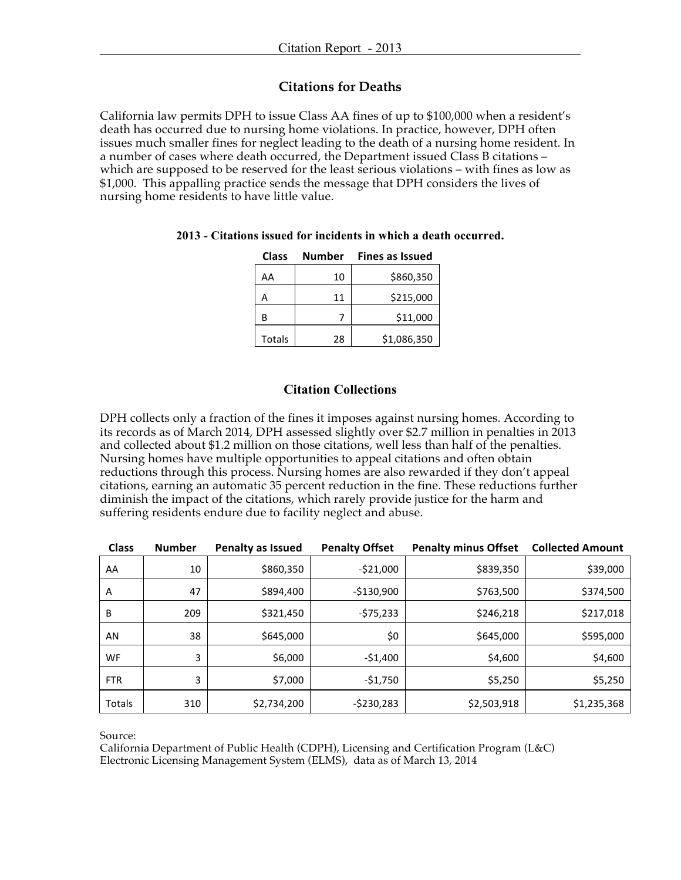## Citations for Deaths

California law permits DPH to issue Class AA fines of up to $100,000 when a resident's death has occurred due to nursing home violations. In practice, however, DPH often issues much smaller fines for neglect leading to the death of a nursing home resident. In a number of cases where death occurred, the Department issued Class B citations – which are supposed to be reserved for the least serious violations – with fines as low as $1,000. This appalling practice sends the message that DPH considers the lives of nursing home residents to have little value.

**2013 - Citations issued for incidents in which a death occurred.**

| Class | Number | Fines as Issued |
|---|---|---|
| AA | 10 | $860,350 |
| A | 11 | $215,000 |
| B | 7 | $11,000 |
| Totals | 28 | $1,086,350 |

## Citation Collections

DPH collects only a fraction of the fines it imposes against nursing homes. According to its records as of March 2014, DPH assessed slightly over $2.7 million in penalties in 2013 and collected about $1.2 million on those citations, well less than half of the penalties. Nursing homes have multiple opportunities to appeal citations and often obtain reductions through this process. Nursing homes are also rewarded if they don't appeal citations, earning an automatic 35 percent reduction in the fine. These reductions further diminish the impact of the citations, which rarely provide justice for the harm and suffering residents endure due to facility neglect and abuse.

| Class | Number | Penalty as Issued | Penalty Offset | Penalty minus Offset | Collected Amount |
|---|---|---|---|---|---|
| AA | 10 | $860,350 | -$21,000 | $839,350 | $39,000 |
| A | 47 | $894,400 | -$130,900 | $763,500 | $374,500 |
| B | 209 | $321,450 | -$75,233 | $246,218 | $217,018 |
| AN | 38 | $645,000 | $0 | $645,000 | $595,000 |
| WF | 3 | $6,000 | -$1,400 | $4,600 | $4,600 |
| FTR | 3 | $7,000 | -$1,750 | $5,250 | $5,250 |
| Totals | 310 | $2,734,200 | -$230,283 | $2,503,918 | $1,235,368 |

Source:
California Department of Public Health (CDPH), Licensing and Certification Program (L&C)
Electronic Licensing Management System (ELMS), data as of March 13, 2014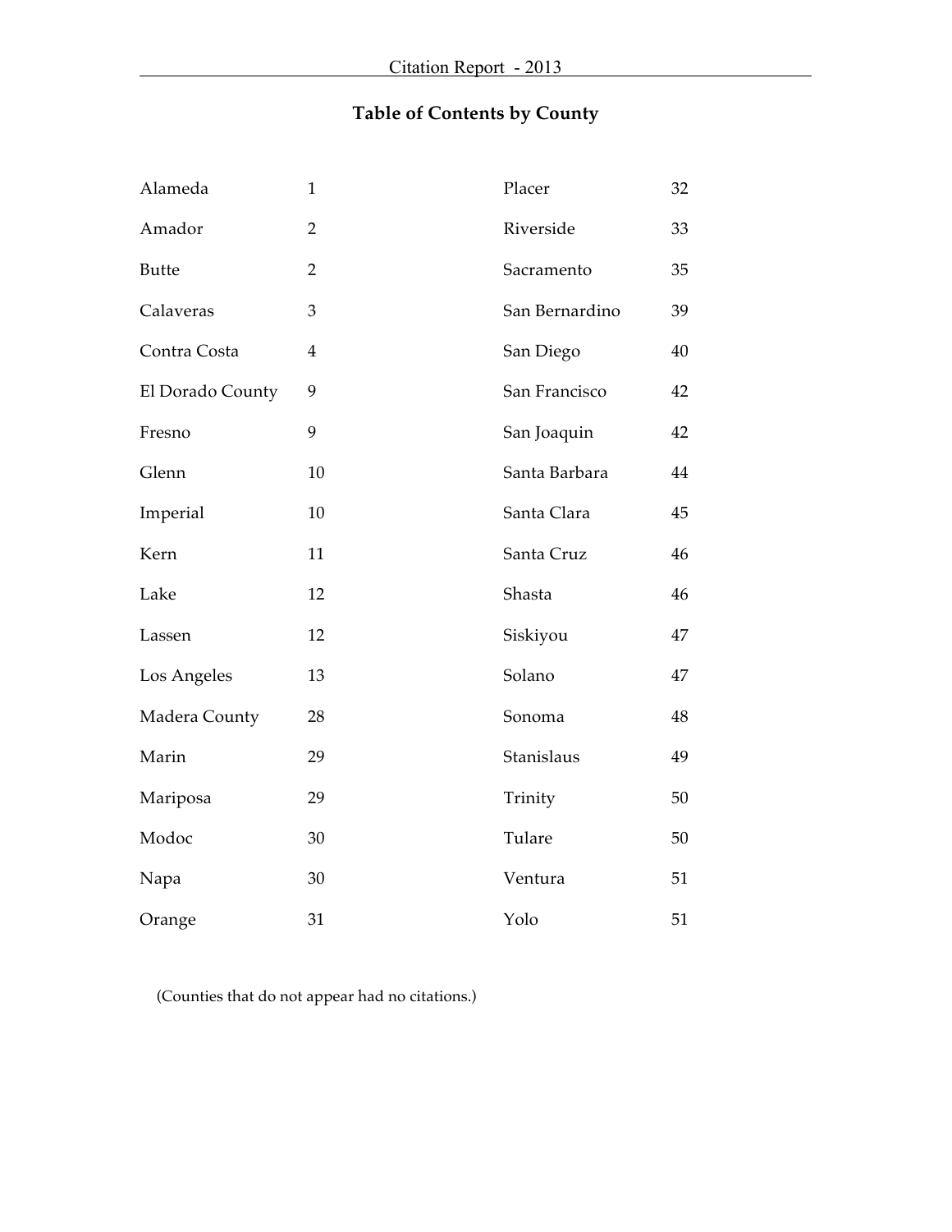# Table of Contents by County

| County | Page | County | Page |
|---|---|---|---|
| Alameda | 1 | Placer | 32 |
| Amador | 2 | Riverside | 33 |
| Butte | 2 | Sacramento | 35 |
| Calaveras | 3 | San Bernardino | 39 |
| Contra Costa | 4 | San Diego | 40 |
| El Dorado County | 9 | San Francisco | 42 |
| Fresno | 9 | San Joaquin | 42 |
| Glenn | 10 | Santa Barbara | 44 |
| Imperial | 10 | Santa Clara | 45 |
| Kern | 11 | Santa Cruz | 46 |
| Lake | 12 | Shasta | 46 |
| Lassen | 12 | Siskiyou | 47 |
| Los Angeles | 13 | Solano | 47 |
| Madera County | 28 | Sonoma | 48 |
| Marin | 29 | Stanislaus | 49 |
| Mariposa | 29 | Trinity | 50 |
| Modoc | 30 | Tulare | 50 |
| Napa | 30 | Ventura | 51 |
| Orange | 31 | Yolo | 51 |

(Counties that do not appear had no citations.)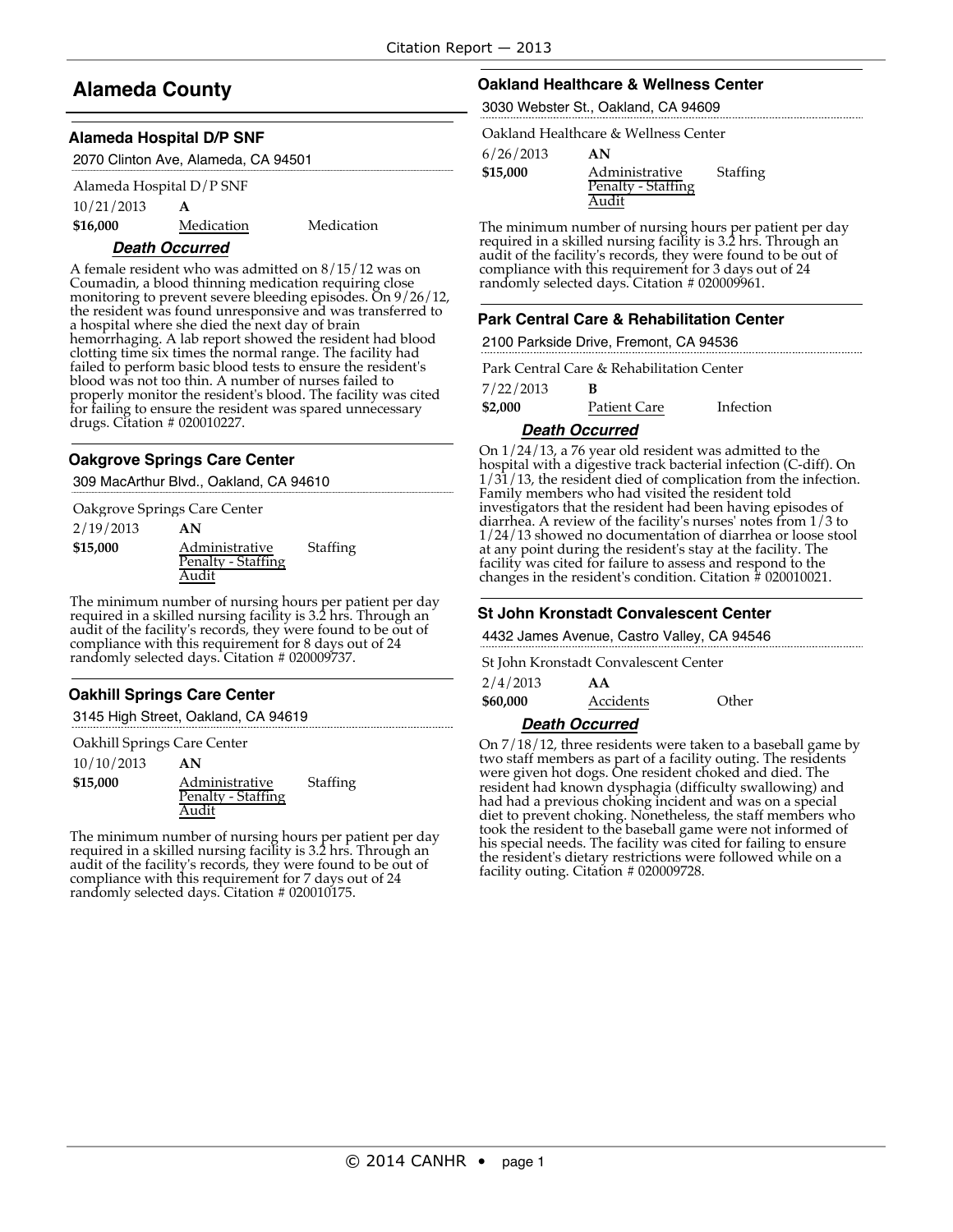## Alameda County

### Alameda Hospital D/P SNF

2070 Clinton Ave, Alameda, CA 94501

Alameda Hospital D/P SNF

| 10/21/2013 | A | |
|---|---|---|
| **$16,000** | Medication | Medication |

***Death Occurred***

A female resident who was admitted on 8/15/12 was on Coumadin, a blood thinning medication requiring close monitoring to prevent severe bleeding episodes. On 9/26/12, the resident was found unresponsive and was transferred to a hospital where she died the next day of brain hemorrhaging. A lab report showed the resident had blood clotting time six times the normal range. The facility had failed to perform basic blood tests to ensure the resident's blood was not too thin. A number of nurses failed to properly monitor the resident's blood. The facility was cited for failing to ensure the resident was spared unnecessary drugs. Citation # 020010227.

### Oakgrove Springs Care Center

309 MacArthur Blvd., Oakland, CA 94610

Oakgrove Springs Care Center

| 2/19/2013 | AN | |
|---|---|---|
| **$15,000** | Administrative Penalty - Staffing Audit | Staffing |

The minimum number of nursing hours per patient per day required in a skilled nursing facility is 3.2 hrs. Through an audit of the facility's records, they were found to be out of compliance with this requirement for 8 days out of 24 randomly selected days. Citation # 020009737.

### Oakhill Springs Care Center

3145 High Street, Oakland, CA 94619

Oakhill Springs Care Center

| 10/10/2013 | AN | |
|---|---|---|
| **$15,000** | Administrative Penalty - Staffing Audit | Staffing |

The minimum number of nursing hours per patient per day required in a skilled nursing facility is 3.2 hrs. Through an audit of the facility's records, they were found to be out of compliance with this requirement for 7 days out of 24 randomly selected days. Citation # 020010175.

### Oakland Healthcare & Wellness Center

3030 Webster St., Oakland, CA 94609

Oakland Healthcare & Wellness Center

| 6/26/2013 | AN | |
|---|---|---|
| **$15,000** | Administrative Penalty - Staffing Audit | Staffing |

The minimum number of nursing hours per patient per day required in a skilled nursing facility is 3.2 hrs. Through an audit of the facility's records, they were found to be out of compliance with this requirement for 3 days out of 24 randomly selected days. Citation # 020009961.

### Park Central Care & Rehabilitation Center

2100 Parkside Drive, Fremont, CA 94536

Park Central Care & Rehabilitation Center

| 7/22/2013 | B | |
|---|---|---|
| **$2,000** | Patient Care | Infection |

***Death Occurred***

On 1/24/13, a 76 year old resident was admitted to the hospital with a digestive track bacterial infection (C-diff). On 1/31/13, the resident died of complication from the infection. Family members who had visited the resident told investigators that the resident had been having episodes of diarrhea. A review of the facility's nurses' notes from 1/3 to 1/24/13 showed no documentation of diarrhea or loose stool at any point during the resident's stay at the facility. The facility was cited for failure to assess and respond to the changes in the resident's condition. Citation # 020010021.

### St John Kronstadt Convalescent Center

4432 James Avenue, Castro Valley, CA 94546

St John Kronstadt Convalescent Center

| 2/4/2013 | AA | |
|---|---|---|
| **$60,000** | Accidents | Other |

***Death Occurred***

On 7/18/12, three residents were taken to a baseball game by two staff members as part of a facility outing. The residents were given hot dogs. One resident choked and died. The resident had known dysphagia (difficulty swallowing) and had had a previous choking incident and was on a special diet to prevent choking. Nonetheless, the staff members who took the resident to the baseball game were not informed of his special needs. The facility was cited for failing to ensure the resident's dietary restrictions were followed while on a facility outing. Citation # 020009728.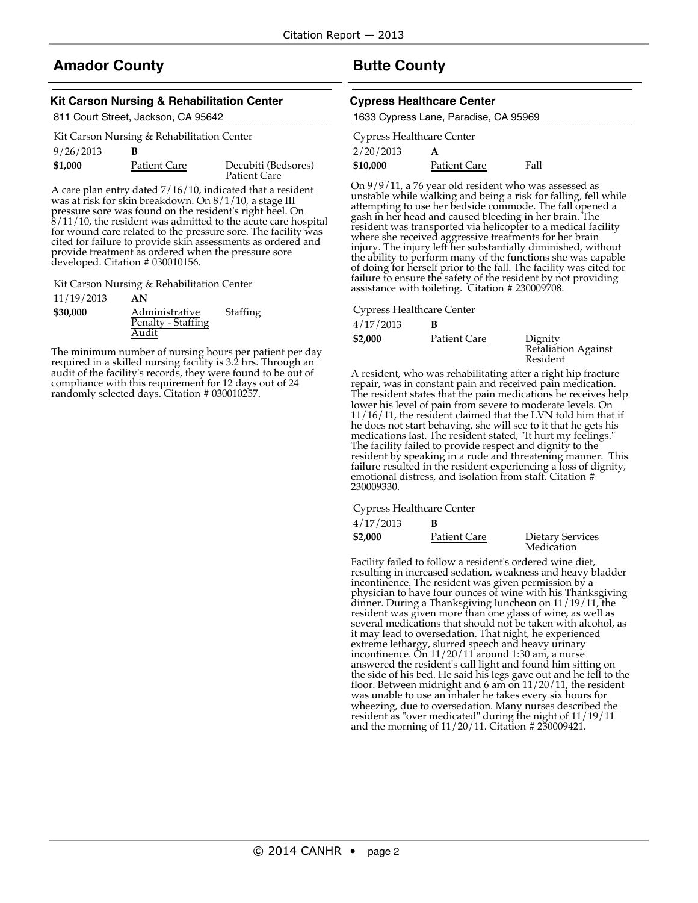## Amador County

### Kit Carson Nursing & Rehabilitation Center

811 Court Street, Jackson, CA 95642

Kit Carson Nursing & Rehabilitation Center

| | | |
|---|---|---|
| 9/26/2013 | **B** | |
| **$1,000** | Patient Care | Decubiti (Bedsores)<br>Patient Care |

A care plan entry dated 7/16/10, indicated that a resident was at risk for skin breakdown. On 8/1/10, a stage III pressure sore was found on the resident's right heel. On 8/11/10, the resident was admitted to the acute care hospital for wound care related to the pressure sore. The facility was cited for failure to provide skin assessments as ordered and provide treatment as ordered when the pressure sore developed. Citation # 030010156.

Kit Carson Nursing & Rehabilitation Center

| | | |
|---|---|---|
| 11/19/2013 | **AN** | |
| **$30,000** | Administrative Penalty - Staffing Audit | Staffing |

The minimum number of nursing hours per patient per day required in a skilled nursing facility is 3.2 hrs. Through an audit of the facility's records, they were found to be out of compliance with this requirement for 12 days out of 24 randomly selected days. Citation # 030010257.

## Butte County

### Cypress Healthcare Center

1633 Cypress Lane, Paradise, CA 95969

Cypress Healthcare Center

| | | |
|---|---|---|
| 2/20/2013 | **A** | |
| **$10,000** | Patient Care | Fall |

On 9/9/11, a 76 year old resident who was assessed as unstable while walking and being a risk for falling, fell while attempting to use her bedside commode. The fall opened a gash in her head and caused bleeding in her brain. The resident was transported via helicopter to a medical facility where she received aggressive treatments for her brain injury. The injury left her substantially diminished, without the ability to perform many of the functions she was capable of doing for herself prior to the fall. The facility was cited for failure to ensure the safety of the resident by not providing assistance with toileting. Citation # 230009708.

Cypress Healthcare Center

| | | |
|---|---|---|
| 4/17/2013 | **B** | |
| **$2,000** | Patient Care | Dignity<br>Retaliation Against Resident |

A resident, who was rehabilitating after a right hip fracture repair, was in constant pain and received pain medication. The resident states that the pain medications he receives help lower his level of pain from severe to moderate levels. On 11/16/11, the resident claimed that the LVN told him that if he does not start behaving, she will see to it that he gets his medications last. The resident stated, "It hurt my feelings." The facility failed to provide respect and dignity to the resident by speaking in a rude and threatening manner. This failure resulted in the resident experiencing a loss of dignity, emotional distress, and isolation from staff. Citation # 230009330.

Cypress Healthcare Center

| | | |
|---|---|---|
| 4/17/2013 | **B** | |
| **$2,000** | Patient Care | Dietary Services<br>Medication |

Facility failed to follow a resident's ordered wine diet, resulting in increased sedation, weakness and heavy bladder incontinence. The resident was given permission by a physician to have four ounces of wine with his Thanksgiving dinner. During a Thanksgiving luncheon on 11/19/11, the resident was given more than one glass of wine, as well as several medications that should not be taken with alcohol, as it may lead to oversedation. That night, he experienced extreme lethargy, slurred speech and heavy urinary incontinence. On 11/20/11 around 1:30 am, a nurse answered the resident's call light and found him sitting on the side of his bed. He said his legs gave out and he fell to the floor. Between midnight and 6 am on 11/20/11, the resident was unable to use an inhaler he takes every six hours for wheezing, due to oversedation. Many nurses described the resident as "over medicated" during the night of 11/19/11 and the morning of 11/20/11. Citation # 230009421.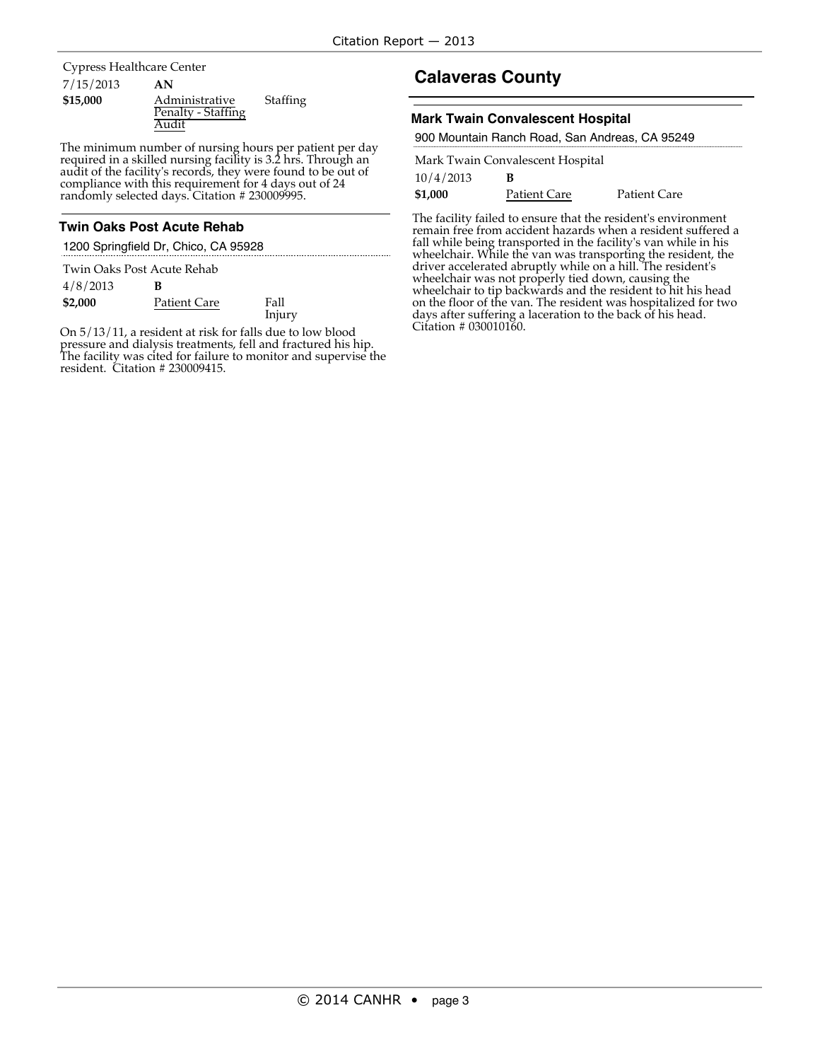Cypress Healthcare Center

| 7/15/2013 | **AN** | |
|---|---|---|
| **$15,000** | Administrative Penalty - Staffing Audit | Staffing |

The minimum number of nursing hours per patient per day required in a skilled nursing facility is 3.2 hrs. Through an audit of the facility's records, they were found to be out of compliance with this requirement for 4 days out of 24 randomly selected days. Citation # 230009995.

### Twin Oaks Post Acute Rehab

1200 Springfield Dr, Chico, CA 95928

Twin Oaks Post Acute Rehab

| 4/8/2013 | **B** | |
|---|---|---|
| **$2,000** | Patient Care | Fall Injury |

On 5/13/11, a resident at risk for falls due to low blood pressure and dialysis treatments, fell and fractured his hip. The facility was cited for failure to monitor and supervise the resident. Citation # 230009415.

## Calaveras County

### Mark Twain Convalescent Hospital

900 Mountain Ranch Road, San Andreas, CA 95249

Mark Twain Convalescent Hospital

| 10/4/2013 | **B** | |
|---|---|---|
| **$1,000** | Patient Care | Patient Care |

The facility failed to ensure that the resident's environment remain free from accident hazards when a resident suffered a fall while being transported in the facility's van while in his wheelchair. While the van was transporting the resident, the driver accelerated abruptly while on a hill. The resident's wheelchair was not properly tied down, causing the wheelchair to tip backwards and the resident to hit his head on the floor of the van. The resident was hospitalized for two days after suffering a laceration to the back of his head. Citation # 030010160.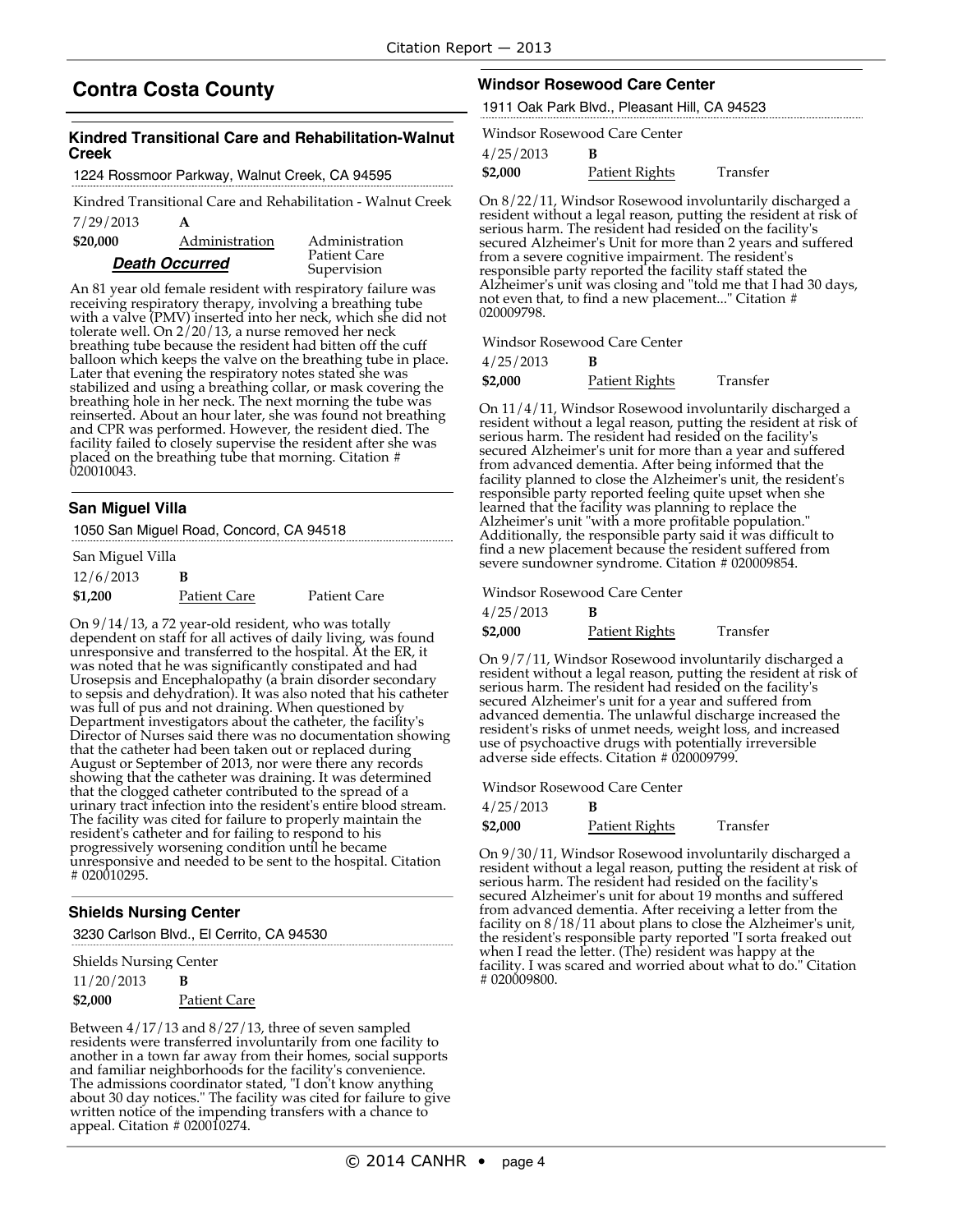## Contra Costa County

### Kindred Transitional Care and Rehabilitation-Walnut Creek

1224 Rossmoor Parkway, Walnut Creek, CA 94595

Kindred Transitional Care and Rehabilitation - Walnut Creek

7/29/2013 **A**

**$20,000** Administration — Administration, Patient Care Supervision

***Death Occurred***

An 81 year old female resident with respiratory failure was receiving respiratory therapy, involving a breathing tube with a valve (PMV) inserted into her neck, which she did not tolerate well. On 2/20/13, a nurse removed her neck breathing tube because the resident had bitten off the cuff balloon which keeps the valve on the breathing tube in place. Later that evening the respiratory notes stated she was stabilized and using a breathing collar, or mask covering the breathing hole in her neck. The next morning the tube was reinserted. About an hour later, she was found not breathing and CPR was performed. However, the resident died. The facility failed to closely supervise the resident after she was placed on the breathing tube that morning. Citation # 020010043.

### San Miguel Villa

1050 San Miguel Road, Concord, CA 94518

San Miguel Villa

12/6/2013 **B**

**$1,200** Patient Care — Patient Care

On 9/14/13, a 72 year-old resident, who was totally dependent on staff for all actives of daily living, was found unresponsive and transferred to the hospital. At the ER, it was noted that he was significantly constipated and had Urosepsis and Encephalopathy (a brain disorder secondary to sepsis and dehydration). It was also noted that his catheter was full of pus and not draining. When questioned by Department investigators about the catheter, the facility's Director of Nurses said there was no documentation showing that the catheter had been taken out or replaced during August or September of 2013, nor were there any records showing that the catheter was draining. It was determined that the clogged catheter contributed to the spread of a urinary tract infection into the resident's entire blood stream. The facility was cited for failure to properly maintain the resident's catheter and for failing to respond to his progressively worsening condition until he became unresponsive and needed to be sent to the hospital. Citation # 020010295.

### Shields Nursing Center

3230 Carlson Blvd., El Cerrito, CA 94530

Shields Nursing Center

11/20/2013 **B**

**$2,000** Patient Care

Between 4/17/13 and 8/27/13, three of seven sampled residents were transferred involuntarily from one facility to another in a town far away from their homes, social supports and familiar neighborhoods for the facility's convenience. The admissions coordinator stated, "I don't know anything about 30 day notices." The facility was cited for failure to give written notice of the impending transfers with a chance to appeal. Citation # 020010274.

### Windsor Rosewood Care Center

1911 Oak Park Blvd., Pleasant Hill, CA 94523

Windsor Rosewood Care Center

4/25/2013 **B**

**$2,000** Patient Rights — Transfer

On 8/22/11, Windsor Rosewood involuntarily discharged a resident without a legal reason, putting the resident at risk of serious harm. The resident had resided on the facility's secured Alzheimer's Unit for more than 2 years and suffered from a severe cognitive impairment. The resident's responsible party reported the facility staff stated the Alzheimer's unit was closing and "told me that I had 30 days, not even that, to find a new placement..." Citation # 020009798.

Windsor Rosewood Care Center

4/25/2013 **B**

**$2,000** Patient Rights — Transfer

On 11/4/11, Windsor Rosewood involuntarily discharged a resident without a legal reason, putting the resident at risk of serious harm. The resident had resided on the facility's secured Alzheimer's unit for more than a year and suffered from advanced dementia. After being informed that the facility planned to close the Alzheimer's unit, the resident's responsible party reported feeling quite upset when she learned that the facility was planning to replace the Alzheimer's unit "with a more profitable population." Additionally, the responsible party said it was difficult to find a new placement because the resident suffered from severe sundowner syndrome. Citation # 020009854.

Windsor Rosewood Care Center

4/25/2013 **B**

**$2,000** Patient Rights — Transfer

On 9/7/11, Windsor Rosewood involuntarily discharged a resident without a legal reason, putting the resident at risk of serious harm. The resident had resided on the facility's secured Alzheimer's unit for a year and suffered from advanced dementia. The unlawful discharge increased the resident's risks of unmet needs, weight loss, and increased use of psychoactive drugs with potentially irreversible adverse side effects. Citation # 020009799.

Windsor Rosewood Care Center

4/25/2013 **B**

**$2,000** Patient Rights — Transfer

On 9/30/11, Windsor Rosewood involuntarily discharged a resident without a legal reason, putting the resident at risk of serious harm. The resident had resided on the facility's secured Alzheimer's unit for about 19 months and suffered from advanced dementia. After receiving a letter from the facility on 8/18/11 about plans to close the Alzheimer's unit, the resident's responsible party reported "I sorta freaked out when I read the letter. (The) resident was happy at the facility. I was scared and worried about what to do." Citation # 020009800.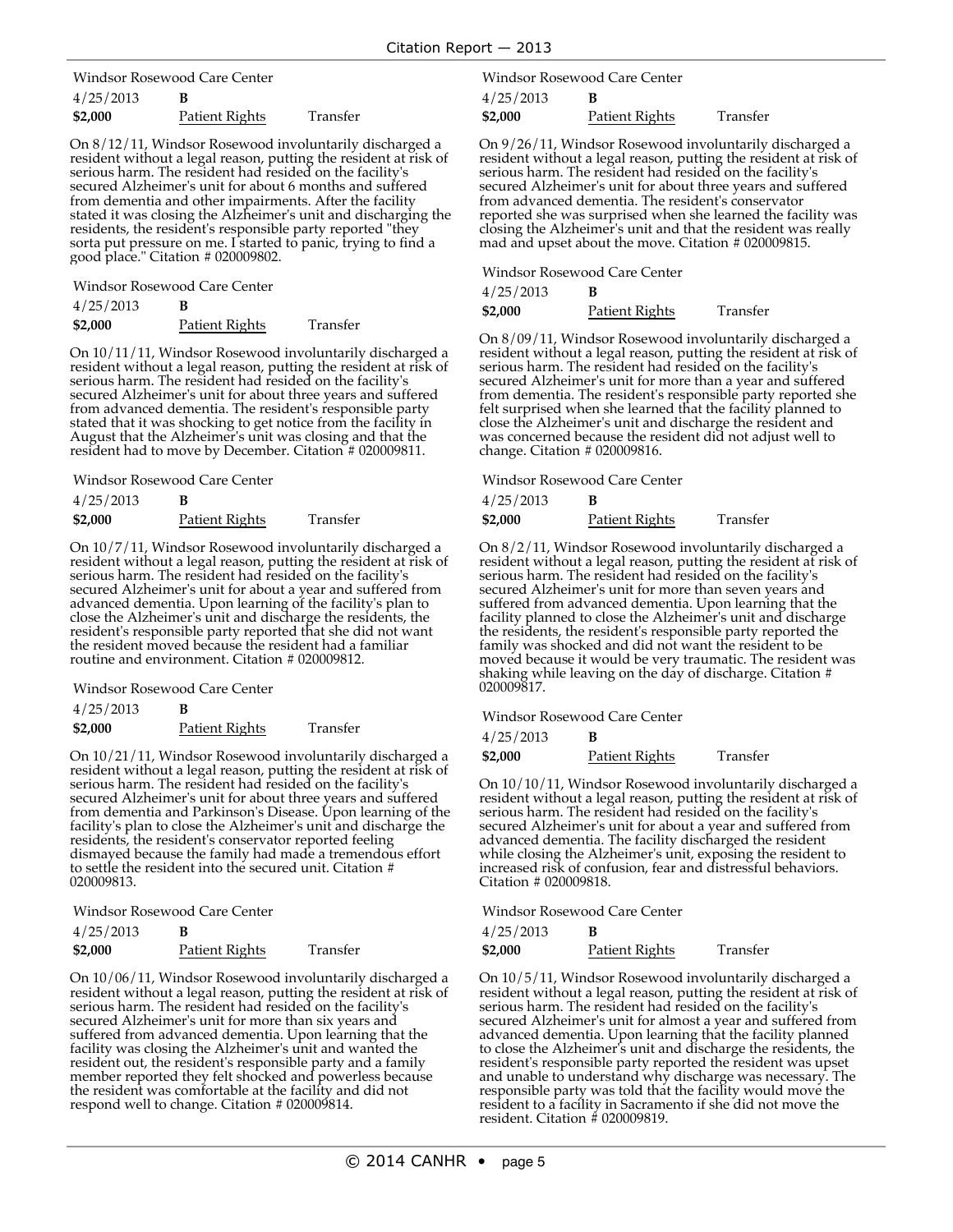Windsor Rosewood Care Center

| 4/25/2013 | **B** | |
|---|---|---|
| **$2,000** | Patient Rights | Transfer |

On 8/12/11, Windsor Rosewood involuntarily discharged a resident without a legal reason, putting the resident at risk of serious harm. The resident had resided on the facility's secured Alzheimer's unit for about 6 months and suffered from dementia and other impairments. After the facility stated it was closing the Alzheimer's unit and discharging the residents, the resident's responsible party reported "they sorta put pressure on me. I started to panic, trying to find a good place." Citation # 020009802.

Windsor Rosewood Care Center

| 4/25/2013 | **B** | |
|---|---|---|
| **$2,000** | Patient Rights | Transfer |

On 10/11/11, Windsor Rosewood involuntarily discharged a resident without a legal reason, putting the resident at risk of serious harm. The resident had resided on the facility's secured Alzheimer's unit for about three years and suffered from advanced dementia. The resident's responsible party stated that it was shocking to get notice from the facility in August that the Alzheimer's unit was closing and that the resident had to move by December. Citation # 020009811.

Windsor Rosewood Care Center

| 4/25/2013 | **B** | |
|---|---|---|
| **$2,000** | Patient Rights | Transfer |

On 10/7/11, Windsor Rosewood involuntarily discharged a resident without a legal reason, putting the resident at risk of serious harm. The resident had resided on the facility's secured Alzheimer's unit for about a year and suffered from advanced dementia. Upon learning of the facility's plan to close the Alzheimer's unit and discharge the residents, the resident's responsible party reported that she did not want the resident moved because the resident had a familiar routine and environment. Citation # 020009812.

Windsor Rosewood Care Center

| 4/25/2013 | **B** | |
|---|---|---|
| **$2,000** | Patient Rights | Transfer |

On 10/21/11, Windsor Rosewood involuntarily discharged a resident without a legal reason, putting the resident at risk of serious harm. The resident had resided on the facility's secured Alzheimer's unit for about three years and suffered from dementia and Parkinson's Disease. Upon learning of the facility's plan to close the Alzheimer's unit and discharge the residents, the resident's conservator reported feeling dismayed because the family had made a tremendous effort to settle the resident into the secured unit. Citation # 020009813.

Windsor Rosewood Care Center

| 4/25/2013 | **B** | |
|---|---|---|
| **$2,000** | Patient Rights | Transfer |

On 10/06/11, Windsor Rosewood involuntarily discharged a resident without a legal reason, putting the resident at risk of serious harm. The resident had resided on the facility's secured Alzheimer's unit for more than six years and suffered from advanced dementia. Upon learning that the facility was closing the Alzheimer's unit and wanted the resident out, the resident's responsible party and a family member reported they felt shocked and powerless because the resident was comfortable at the facility and did not respond well to change. Citation # 020009814.

Windsor Rosewood Care Center

| 4/25/2013 | **B** | |
|---|---|---|
| **$2,000** | Patient Rights | Transfer |

On 9/26/11, Windsor Rosewood involuntarily discharged a resident without a legal reason, putting the resident at risk of serious harm. The resident had resided on the facility's secured Alzheimer's unit for about three years and suffered from advanced dementia. The resident's conservator reported she was surprised when she learned the facility was closing the Alzheimer's unit and that the resident was really mad and upset about the move. Citation # 020009815.

Windsor Rosewood Care Center

| 4/25/2013 | **B** | |
|---|---|---|
| **$2,000** | Patient Rights | Transfer |

On 8/09/11, Windsor Rosewood involuntarily discharged a resident without a legal reason, putting the resident at risk of serious harm. The resident had resided on the facility's secured Alzheimer's unit for more than a year and suffered from dementia. The resident's responsible party reported she felt surprised when she learned that the facility planned to close the Alzheimer's unit and discharge the resident and was concerned because the resident did not adjust well to change. Citation # 020009816.

Windsor Rosewood Care Center

| 4/25/2013 | **B** | |
|---|---|---|
| **$2,000** | Patient Rights | Transfer |

On 8/2/11, Windsor Rosewood involuntarily discharged a resident without a legal reason, putting the resident at risk of serious harm. The resident had resided on the facility's secured Alzheimer's unit for more than seven years and suffered from advanced dementia. Upon learning that the facility planned to close the Alzheimer's unit and discharge the residents, the resident's responsible party reported the family was shocked and did not want the resident to be moved because it would be very traumatic. The resident was shaking while leaving on the day of discharge. Citation # 020009817.

Windsor Rosewood Care Center

| 4/25/2013 | **B** | |
|---|---|---|
| **$2,000** | Patient Rights | Transfer |

On 10/10/11, Windsor Rosewood involuntarily discharged a resident without a legal reason, putting the resident at risk of serious harm. The resident had resided on the facility's secured Alzheimer's unit for about a year and suffered from advanced dementia. The facility discharged the resident while closing the Alzheimer's unit, exposing the resident to increased risk of confusion, fear and distressful behaviors. Citation # 020009818.

Windsor Rosewood Care Center

| 4/25/2013 | **B** | |
|---|---|---|
| **$2,000** | Patient Rights | Transfer |

On 10/5/11, Windsor Rosewood involuntarily discharged a resident without a legal reason, putting the resident at risk of serious harm. The resident had resided on the facility's secured Alzheimer's unit for almost a year and suffered from advanced dementia. Upon learning that the facility planned to close the Alzheimer's unit and discharge the residents, the resident's responsible party reported the resident was upset and unable to understand why discharge was necessary. The responsible party was told that the facility would move the resident to a facility in Sacramento if she did not move the resident. Citation # 020009819.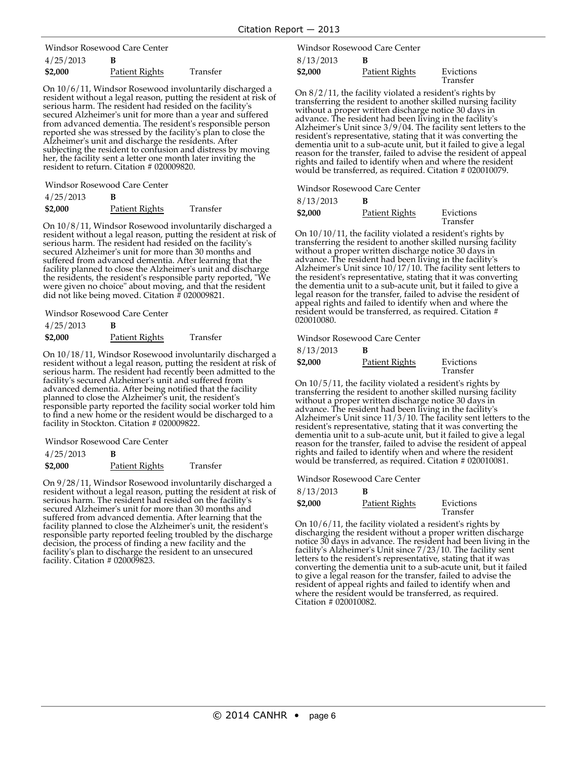Windsor Rosewood Care Center

4/25/2013 **B**

**$2,000** Patient Rights Transfer

On 10/6/11, Windsor Rosewood involuntarily discharged a resident without a legal reason, putting the resident at risk of serious harm. The resident had resided on the facility's secured Alzheimer's unit for more than a year and suffered from advanced dementia. The resident's responsible person reported she was stressed by the facility's plan to close the Alzheimer's unit and discharge the residents. After subjecting the resident to confusion and distress by moving her, the facility sent a letter one month later inviting the resident to return. Citation # 020009820.

Windsor Rosewood Care Center

4/25/2013 **B**

**$2,000** Patient Rights Transfer

On 10/8/11, Windsor Rosewood involuntarily discharged a resident without a legal reason, putting the resident at risk of serious harm. The resident had resided on the facility's secured Alzheimer's unit for more than 30 months and suffered from advanced dementia. After learning that the facility planned to close the Alzheimer's unit and discharge the residents, the resident's responsible party reported, "We were given no choice" about moving, and that the resident did not like being moved. Citation # 020009821.

Windsor Rosewood Care Center

4/25/2013 **B**

**$2,000** Patient Rights Transfer

On 10/18/11, Windsor Rosewood involuntarily discharged a resident without a legal reason, putting the resident at risk of serious harm. The resident had recently been admitted to the facility's secured Alzheimer's unit and suffered from advanced dementia. After being notified that the facility planned to close the Alzheimer's unit, the resident's responsible party reported the facility social worker told him to find a new home or the resident would be discharged to a facility in Stockton. Citation # 020009822.

Windsor Rosewood Care Center

4/25/2013 **B**

**$2,000** Patient Rights Transfer

On 9/28/11, Windsor Rosewood involuntarily discharged a resident without a legal reason, putting the resident at risk of serious harm. The resident had resided on the facility's secured Alzheimer's unit for more than 30 months and suffered from advanced dementia. After learning that the facility planned to close the Alzheimer's unit, the resident's responsible party reported feeling troubled by the discharge decision, the process of finding a new facility and the facility's plan to discharge the resident to an unsecured facility. Citation # 020009823.

Windsor Rosewood Care Center

8/13/2013 **B**

**$2,000** Patient Rights Evictions Transfer

On 8/2/11, the facility violated a resident's rights by transferring the resident to another skilled nursing facility without a proper written discharge notice 30 days in advance. The resident had been living in the facility's Alzheimer's Unit since 3/9/04. The facility sent letters to the resident's representative, stating that it was converting the dementia unit to a sub-acute unit, but it failed to give a legal reason for the transfer, failed to advise the resident of appeal rights and failed to identify when and where the resident would be transferred, as required. Citation # 020010079.

Windsor Rosewood Care Center

8/13/2013 **B**

**$2,000** Patient Rights Evictions Transfer

On 10/10/11, the facility violated a resident's rights by transferring the resident to another skilled nursing facility without a proper written discharge notice 30 days in advance. The resident had been living in the facility's Alzheimer's Unit since 10/17/10. The facility sent letters to the resident's representative, stating that it was converting the dementia unit to a sub-acute unit, but it failed to give a legal reason for the transfer, failed to advise the resident of appeal rights and failed to identify when and where the resident would be transferred, as required. Citation # 020010080.

Windsor Rosewood Care Center

8/13/2013 **B**

**$2,000** Patient Rights Evictions Transfer

On 10/5/11, the facility violated a resident's rights by transferring the resident to another skilled nursing facility without a proper written discharge notice 30 days in advance. The resident had been living in the facility's Alzheimer's Unit since 11/3/10. The facility sent letters to the resident's representative, stating that it was converting the dementia unit to a sub-acute unit, but it failed to give a legal reason for the transfer, failed to advise the resident of appeal rights and failed to identify when and where the resident would be transferred, as required. Citation # 020010081.

Windsor Rosewood Care Center

8/13/2013 **B**

**$2,000** Patient Rights Evictions Transfer

On 10/6/11, the facility violated a resident's rights by discharging the resident without a proper written discharge notice 30 days in advance. The resident had been living in the facility's Alzheimer's Unit since 7/23/10. The facility sent letters to the resident's representative, stating that it was converting the dementia unit to a sub-acute unit, but it failed to give a legal reason for the transfer, failed to advise the resident of appeal rights and failed to identify when and where the resident would be transferred, as required. Citation # 020010082.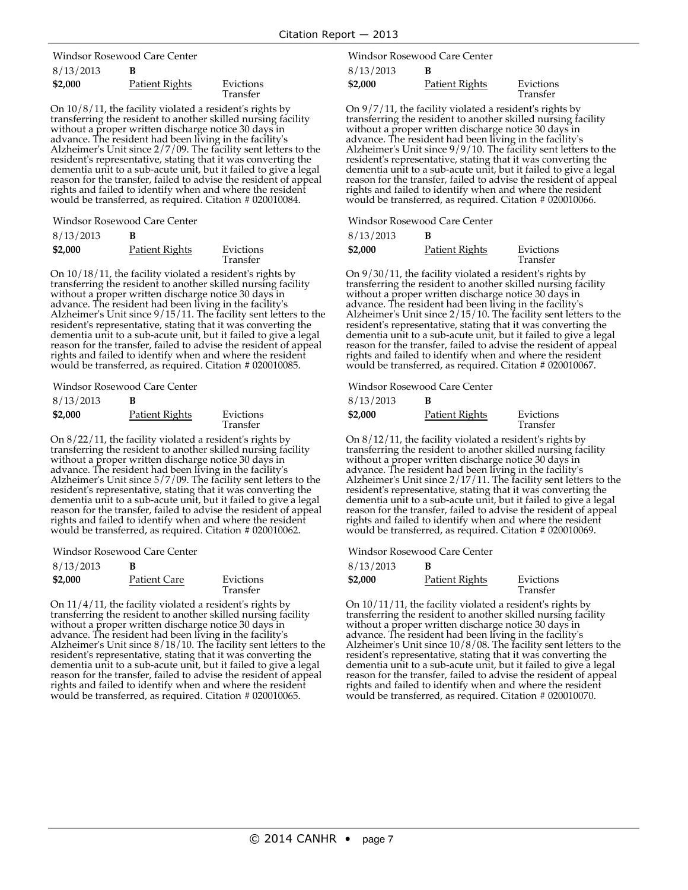Windsor Rosewood Care Center

8/13/2013 **B**

**$2,000** Patient Rights Evictions Transfer

On 10/8/11, the facility violated a resident's rights by transferring the resident to another skilled nursing facility without a proper written discharge notice 30 days in advance. The resident had been living in the facility's Alzheimer's Unit since 2/7/09. The facility sent letters to the resident's representative, stating that it was converting the dementia unit to a sub-acute unit, but it failed to give a legal reason for the transfer, failed to advise the resident of appeal rights and failed to identify when and where the resident would be transferred, as required. Citation # 020010084.

Windsor Rosewood Care Center

8/13/2013 **B**

**$2,000** Patient Rights Evictions Transfer

On 10/18/11, the facility violated a resident's rights by transferring the resident to another skilled nursing facility without a proper written discharge notice 30 days in advance. The resident had been living in the facility's Alzheimer's Unit since 9/15/11. The facility sent letters to the resident's representative, stating that it was converting the dementia unit to a sub-acute unit, but it failed to give a legal reason for the transfer, failed to advise the resident of appeal rights and failed to identify when and where the resident would be transferred, as required. Citation # 020010085.

Windsor Rosewood Care Center

8/13/2013 **B**

**$2,000** Patient Rights Evictions Transfer

On 8/22/11, the facility violated a resident's rights by transferring the resident to another skilled nursing facility without a proper written discharge notice 30 days in advance. The resident had been living in the facility's Alzheimer's Unit since 5/7/09. The facility sent letters to the resident's representative, stating that it was converting the dementia unit to a sub-acute unit, but it failed to give a legal reason for the transfer, failed to advise the resident of appeal rights and failed to identify when and where the resident would be transferred, as required. Citation # 020010062.

Windsor Rosewood Care Center

8/13/2013 **B**

**$2,000** Patient Care Evictions Transfer

On 11/4/11, the facility violated a resident's rights by transferring the resident to another skilled nursing facility without a proper written discharge notice 30 days in advance. The resident had been living in the facility's Alzheimer's Unit since 8/18/10. The facility sent letters to the resident's representative, stating that it was converting the dementia unit to a sub-acute unit, but it failed to give a legal reason for the transfer, failed to advise the resident of appeal rights and failed to identify when and where the resident would be transferred, as required. Citation # 020010065.

Windsor Rosewood Care Center

8/13/2013 **B**

**$2,000** Patient Rights Evictions Transfer

On 9/7/11, the facility violated a resident's rights by transferring the resident to another skilled nursing facility without a proper written discharge notice 30 days in advance. The resident had been living in the facility's Alzheimer's Unit since 9/9/10. The facility sent letters to the resident's representative, stating that it was converting the dementia unit to a sub-acute unit, but it failed to give a legal reason for the transfer, failed to advise the resident of appeal rights and failed to identify when and where the resident would be transferred, as required. Citation # 020010066.

Windsor Rosewood Care Center

8/13/2013 **B**

**$2,000** Patient Rights Evictions Transfer

On 9/30/11, the facility violated a resident's rights by transferring the resident to another skilled nursing facility without a proper written discharge notice 30 days in advance. The resident had been living in the facility's Alzheimer's Unit since 2/15/10. The facility sent letters to the resident's representative, stating that it was converting the dementia unit to a sub-acute unit, but it failed to give a legal reason for the transfer, failed to advise the resident of appeal rights and failed to identify when and where the resident would be transferred, as required. Citation # 020010067.

Windsor Rosewood Care Center

8/13/2013 **B**

**$2,000** Patient Rights Evictions Transfer

On 8/12/11, the facility violated a resident's rights by transferring the resident to another skilled nursing facility without a proper written discharge notice 30 days in advance. The resident had been living in the facility's Alzheimer's Unit since 2/17/11. The facility sent letters to the resident's representative, stating that it was converting the dementia unit to a sub-acute unit, but it failed to give a legal reason for the transfer, failed to advise the resident of appeal rights and failed to identify when and where the resident would be transferred, as required. Citation # 020010069.

Windsor Rosewood Care Center

8/13/2013 **B**

**$2,000** Patient Rights Evictions Transfer

On 10/11/11, the facility violated a resident's rights by transferring the resident to another skilled nursing facility without a proper written discharge notice 30 days in advance. The resident had been living in the facility's Alzheimer's Unit since 10/8/08. The facility sent letters to the resident's representative, stating that it was converting the dementia unit to a sub-acute unit, but it failed to give a legal reason for the transfer, failed to advise the resident of appeal rights and failed to identify when and where the resident would be transferred, as required. Citation # 020010070.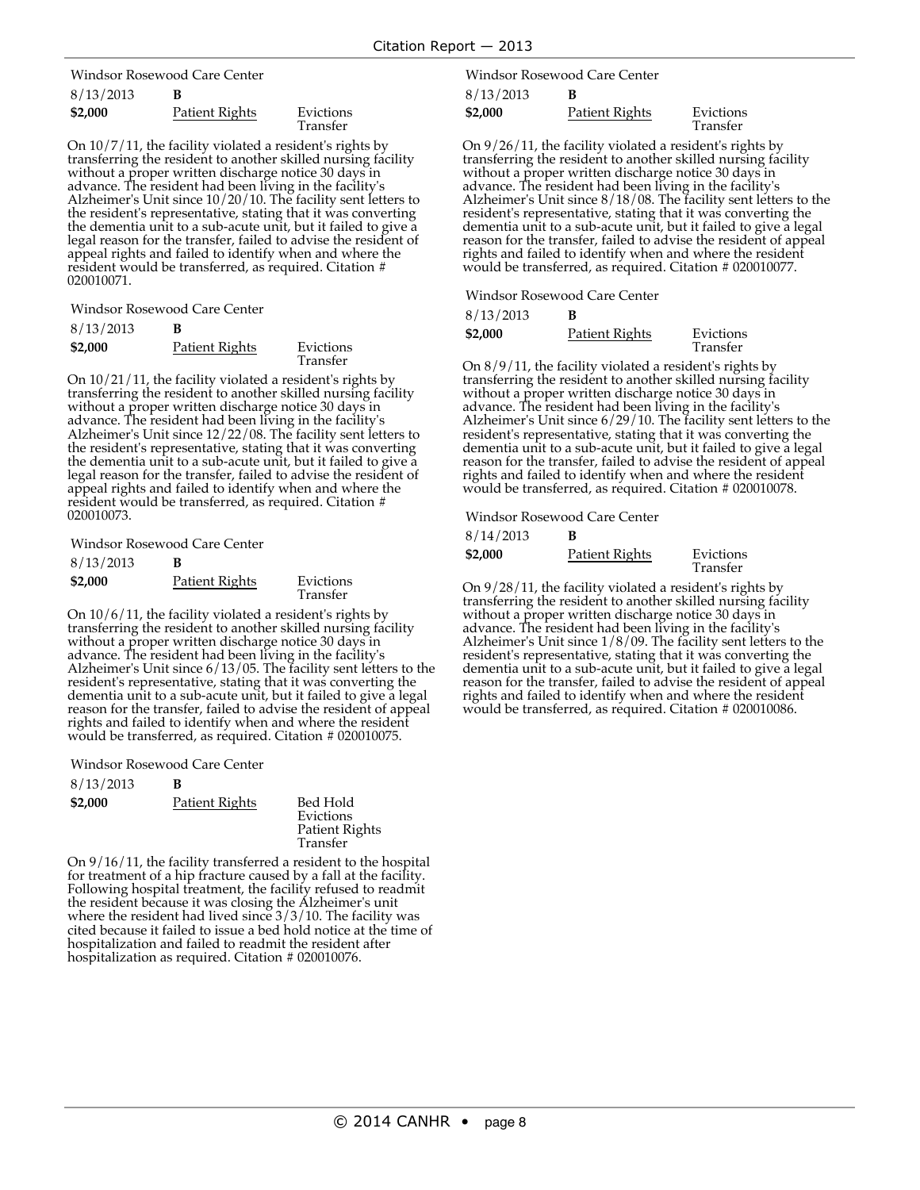Windsor Rosewood Care Center

8/13/2013 **B**

**$2,000** Patient Rights Evictions Transfer

On 10/7/11, the facility violated a resident's rights by transferring the resident to another skilled nursing facility without a proper written discharge notice 30 days in advance. The resident had been living in the facility's Alzheimer's Unit since 10/20/10. The facility sent letters to the resident's representative, stating that it was converting the dementia unit to a sub-acute unit, but it failed to give a legal reason for the transfer, failed to advise the resident of appeal rights and failed to identify when and where the resident would be transferred, as required. Citation # 020010071.

Windsor Rosewood Care Center

8/13/2013 **B**

**$2,000** Patient Rights Evictions Transfer

On 10/21/11, the facility violated a resident's rights by transferring the resident to another skilled nursing facility without a proper written discharge notice 30 days in advance. The resident had been living in the facility's Alzheimer's Unit since 12/22/08. The facility sent letters to the resident's representative, stating that it was converting the dementia unit to a sub-acute unit, but it failed to give a legal reason for the transfer, failed to advise the resident of appeal rights and failed to identify when and where the resident would be transferred, as required. Citation # 020010073.

Windsor Rosewood Care Center

8/13/2013 **B**

**$2,000** Patient Rights Evictions Transfer

On 10/6/11, the facility violated a resident's rights by transferring the resident to another skilled nursing facility without a proper written discharge notice 30 days in advance. The resident had been living in the facility's Alzheimer's Unit since 6/13/05. The facility sent letters to the resident's representative, stating that it was converting the dementia unit to a sub-acute unit, but it failed to give a legal reason for the transfer, failed to advise the resident of appeal rights and failed to identify when and where the resident would be transferred, as required. Citation # 020010075.

Windsor Rosewood Care Center

8/13/2013 **B**

**$2,000** Patient Rights Bed Hold Evictions Patient Rights Transfer

On 9/16/11, the facility transferred a resident to the hospital for treatment of a hip fracture caused by a fall at the facility. Following hospital treatment, the facility refused to readmit the resident because it was closing the Alzheimer's unit where the resident had lived since 3/3/10. The facility was cited because it failed to issue a bed hold notice at the time of hospitalization and failed to readmit the resident after hospitalization as required. Citation # 020010076.

Windsor Rosewood Care Center

8/13/2013 **B**

**$2,000** Patient Rights Evictions Transfer

On 9/26/11, the facility violated a resident's rights by transferring the resident to another skilled nursing facility without a proper written discharge notice 30 days in advance. The resident had been living in the facility's Alzheimer's Unit since 8/18/08. The facility sent letters to the resident's representative, stating that it was converting the dementia unit to a sub-acute unit, but it failed to give a legal reason for the transfer, failed to advise the resident of appeal rights and failed to identify when and where the resident would be transferred, as required. Citation # 020010077.

Windsor Rosewood Care Center

8/13/2013 **B**

**$2,000** Patient Rights Evictions Transfer

On 8/9/11, the facility violated a resident's rights by transferring the resident to another skilled nursing facility without a proper written discharge notice 30 days in advance. The resident had been living in the facility's Alzheimer's Unit since 6/29/10. The facility sent letters to the resident's representative, stating that it was converting the dementia unit to a sub-acute unit, but it failed to give a legal reason for the transfer, failed to advise the resident of appeal rights and failed to identify when and where the resident would be transferred, as required. Citation # 020010078.

Windsor Rosewood Care Center

8/14/2013 **B**

**$2,000** Patient Rights Evictions Transfer

On 9/28/11, the facility violated a resident's rights by transferring the resident to another skilled nursing facility without a proper written discharge notice 30 days in advance. The resident had been living in the facility's Alzheimer's Unit since 1/8/09. The facility sent letters to the resident's representative, stating that it was converting the dementia unit to a sub-acute unit, but it failed to give a legal reason for the transfer, failed to advise the resident of appeal rights and failed to identify when and where the resident would be transferred, as required. Citation # 020010086.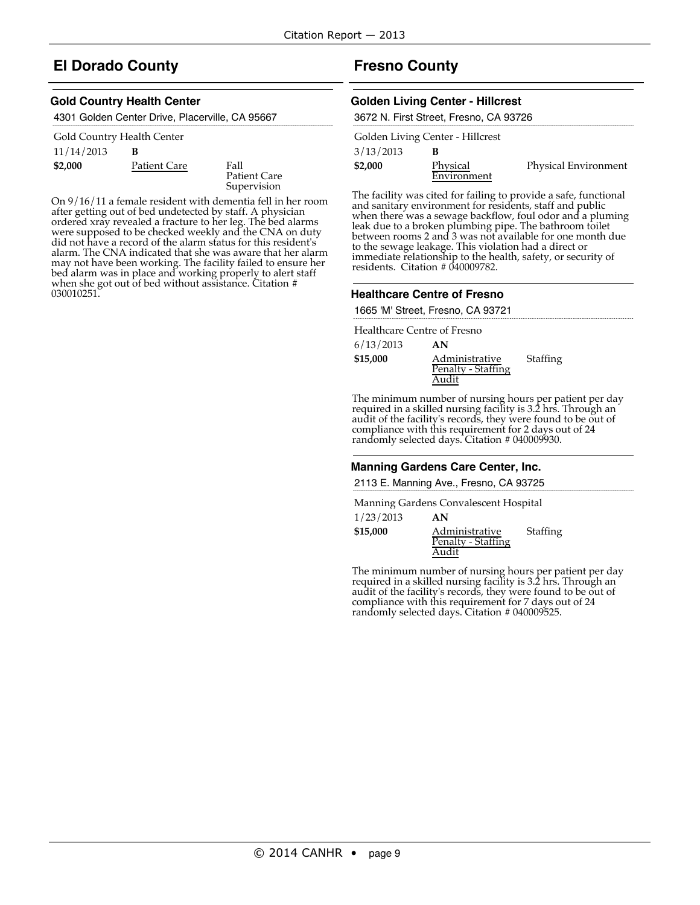## El Dorado County

### Gold Country Health Center

4301 Golden Center Drive, Placerville, CA 95667

Gold Country Health Center

11/14/2013 **B**

**$2,000** Patient Care Fall Patient Care Supervision

On 9/16/11 a female resident with dementia fell in her room after getting out of bed undetected by staff. A physician ordered xray revealed a fracture to her leg. The bed alarms were supposed to be checked weekly and the CNA on duty did not have a record of the alarm status for this resident's alarm. The CNA indicated that she was aware that her alarm may not have been working. The facility failed to ensure her bed alarm was in place and working properly to alert staff when she got out of bed without assistance. Citation # 030010251.

## Fresno County

### Golden Living Center - Hillcrest

3672 N. First Street, Fresno, CA 93726

Golden Living Center - Hillcrest

3/13/2013 **B**

**$2,000** Physical Environment Physical Environment

The facility was cited for failing to provide a safe, functional and sanitary environment for residents, staff and public when there was a sewage backflow, foul odor and a pluming leak due to a broken plumbing pipe. The bathroom toilet between rooms 2 and 3 was not available for one month due to the sewage leakage. This violation had a direct or immediate relationship to the health, safety, or security of residents. Citation # 040009782.

### Healthcare Centre of Fresno

1665 'M' Street, Fresno, CA 93721

Healthcare Centre of Fresno

6/13/2013 **AN**

**$15,000** Administrative Penalty - Staffing Audit Staffing

The minimum number of nursing hours per patient per day required in a skilled nursing facility is 3.2 hrs. Through an audit of the facility's records, they were found to be out of compliance with this requirement for 2 days out of 24 randomly selected days. Citation # 040009930.

### Manning Gardens Care Center, Inc.

2113 E. Manning Ave., Fresno, CA 93725

Manning Gardens Convalescent Hospital

1/23/2013 **AN**

**$15,000** Administrative Penalty - Staffing Audit Staffing

The minimum number of nursing hours per patient per day required in a skilled nursing facility is 3.2 hrs. Through an audit of the facility's records, they were found to be out of compliance with this requirement for 7 days out of 24 randomly selected days. Citation # 040009525.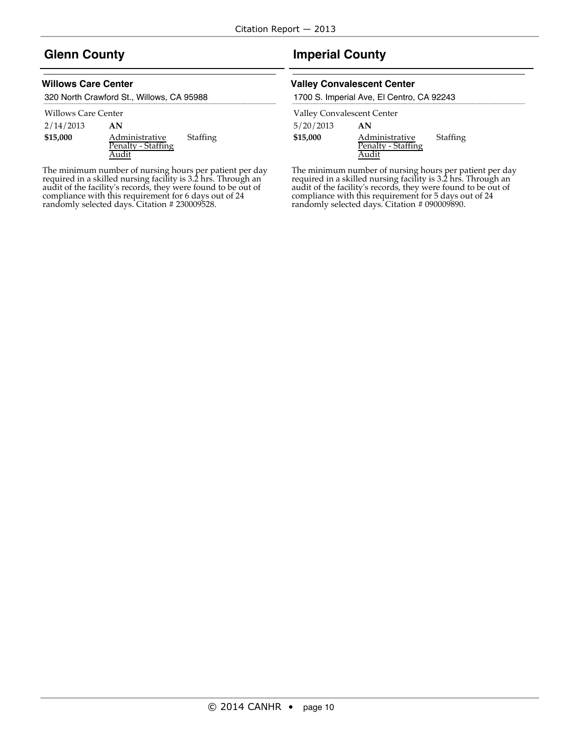## Glenn County

### Willows Care Center

320 North Crawford St., Willows, CA 95988

Willows Care Center

| 2/14/2013 | **AN** | |
|---|---|---|
| **$15,000** | Administrative Penalty - Staffing Audit | Staffing |

The minimum number of nursing hours per patient per day required in a skilled nursing facility is 3.2 hrs. Through an audit of the facility's records, they were found to be out of compliance with this requirement for 6 days out of 24 randomly selected days. Citation # 230009528.

## Imperial County

### Valley Convalescent Center

1700 S. Imperial Ave, El Centro, CA 92243

Valley Convalescent Center

| 5/20/2013 | **AN** | |
|---|---|---|
| **$15,000** | Administrative Penalty - Staffing Audit | Staffing |

The minimum number of nursing hours per patient per day required in a skilled nursing facility is 3.2 hrs. Through an audit of the facility's records, they were found to be out of compliance with this requirement for 5 days out of 24 randomly selected days. Citation # 090009890.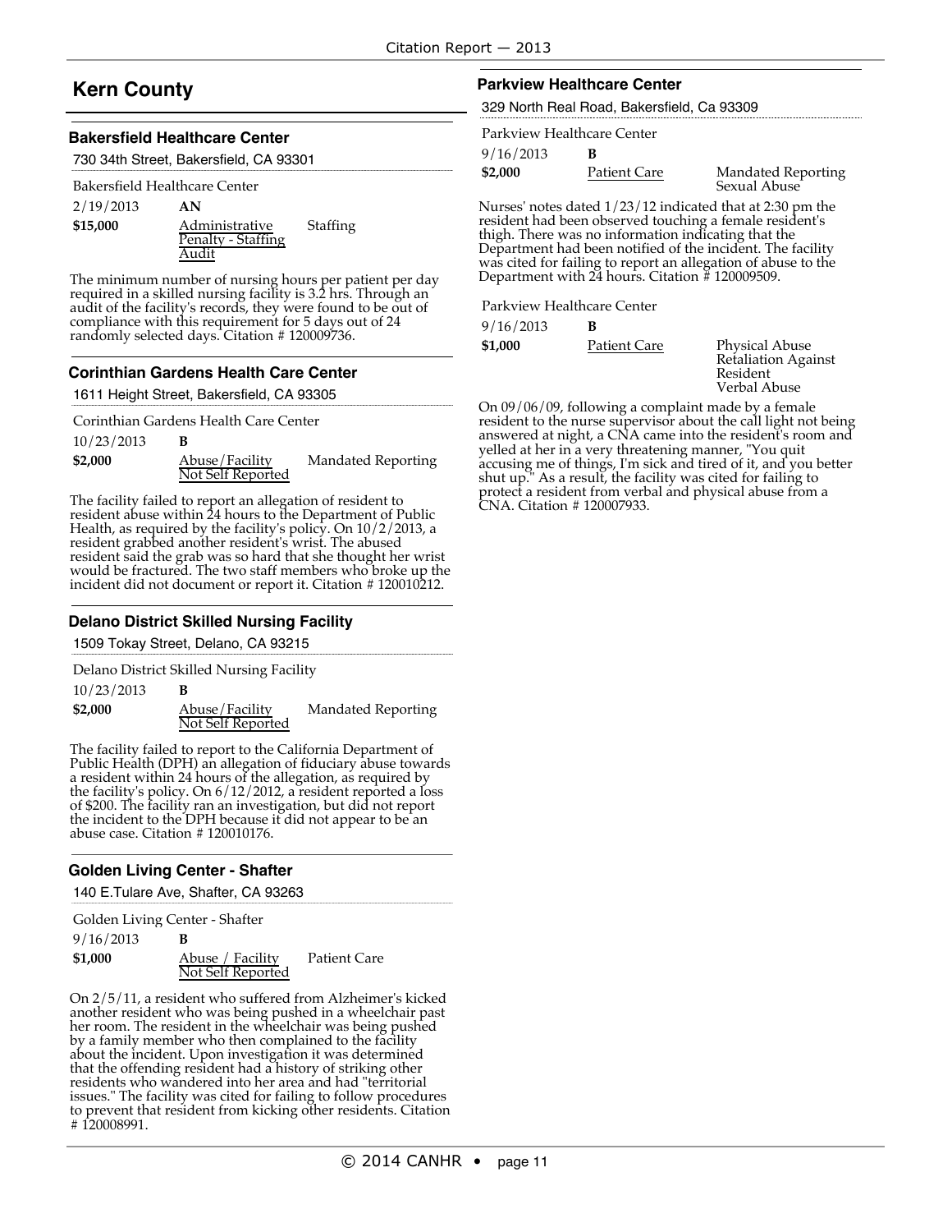## Kern County

### Bakersfield Healthcare Center

730 34th Street, Bakersfield, CA 93301

Bakersfield Healthcare Center

| | | |
|---|---|---|
| 2/19/2013 | **AN** | |
| **$15,000** | Administrative Penalty - Staffing Audit | Staffing |

The minimum number of nursing hours per patient per day required in a skilled nursing facility is 3.2 hrs. Through an audit of the facility's records, they were found to be out of compliance with this requirement for 5 days out of 24 randomly selected days. Citation # 120009736.

### Corinthian Gardens Health Care Center

1611 Height Street, Bakersfield, CA 93305

Corinthian Gardens Health Care Center

| | | |
|---|---|---|
| 10/23/2013 | **B** | |
| **$2,000** | Abuse/Facility Not Self Reported | Mandated Reporting |

The facility failed to report an allegation of resident to resident abuse within 24 hours to the Department of Public Health, as required by the facility's policy. On 10/2/2013, a resident grabbed another resident's wrist. The abused resident said the grab was so hard that she thought her wrist would be fractured. The two staff members who broke up the incident did not document or report it. Citation # 120010212.

### Delano District Skilled Nursing Facility

1509 Tokay Street, Delano, CA 93215

Delano District Skilled Nursing Facility

| | | |
|---|---|---|
| 10/23/2013 | **B** | |
| **$2,000** | Abuse/Facility Not Self Reported | Mandated Reporting |

The facility failed to report to the California Department of Public Health (DPH) an allegation of fiduciary abuse towards a resident within 24 hours of the allegation, as required by the facility's policy. On 6/12/2012, a resident reported a loss of $200. The facility ran an investigation, but did not report the incident to the DPH because it did not appear to be an abuse case. Citation # 120010176.

### Golden Living Center - Shafter

140 E.Tulare Ave, Shafter, CA 93263

Golden Living Center - Shafter

| | | |
|---|---|---|
| 9/16/2013 | **B** | |
| **$1,000** | Abuse / Facility Not Self Reported | Patient Care |

On 2/5/11, a resident who suffered from Alzheimer's kicked another resident who was being pushed in a wheelchair past her room. The resident in the wheelchair was being pushed by a family member who then complained to the facility about the incident. Upon investigation it was determined that the offending resident had a history of striking other residents who wandered into her area and had "territorial issues." The facility was cited for failing to follow procedures to prevent that resident from kicking other residents. Citation # 120008991.

### Parkview Healthcare Center

329 North Real Road, Bakersfield, Ca 93309

Parkview Healthcare Center

| | | |
|---|---|---|
| 9/16/2013 | **B** | |
| **$2,000** | Patient Care | Mandated Reporting<br>Sexual Abuse |

Nurses' notes dated 1/23/12 indicated that at 2:30 pm the resident had been observed touching a female resident's thigh. There was no information indicating that the Department had been notified of the incident. The facility was cited for failing to report an allegation of abuse to the Department with 24 hours. Citation # 120009509.

Parkview Healthcare Center

| | | |
|---|---|---|
| 9/16/2013 | **B** | |
| **$1,000** | Patient Care | Physical Abuse<br>Retaliation Against Resident<br>Verbal Abuse |

On 09/06/09, following a complaint made by a female resident to the nurse supervisor about the call light not being answered at night, a CNA came into the resident's room and yelled at her in a very threatening manner, "You quit accusing me of things, I'm sick and tired of it, and you better shut up." As a result, the facility was cited for failing to protect a resident from verbal and physical abuse from a CNA. Citation # 120007933.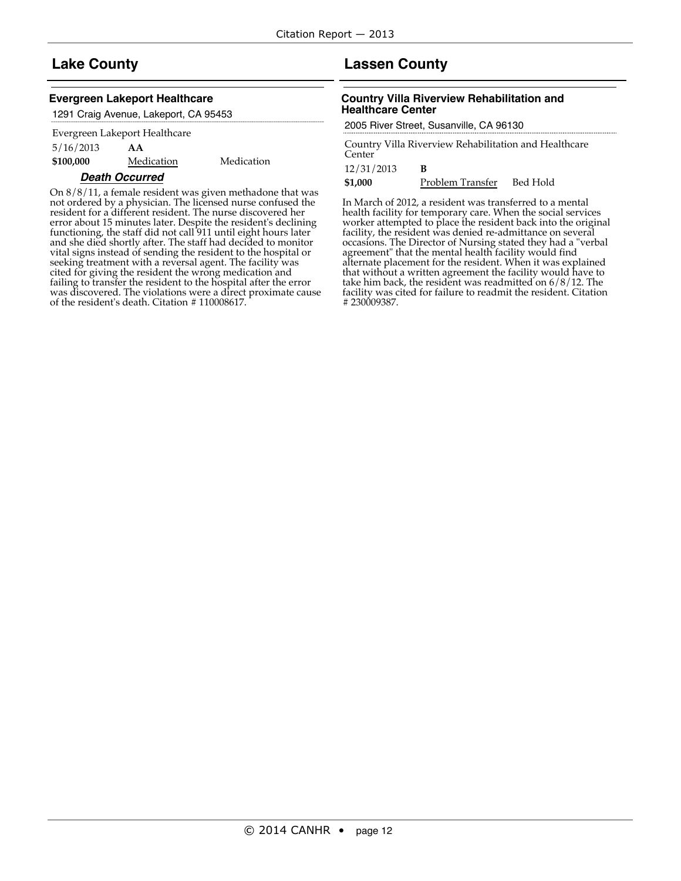## Lake County

### Evergreen Lakeport Healthcare

1291 Craig Avenue, Lakeport, CA 95453

Evergreen Lakeport Healthcare

5/16/2013 **AA**

**$100,000** Medication Medication

***Death Occurred***

On 8/8/11, a female resident was given methadone that was not ordered by a physician. The licensed nurse confused the resident for a different resident. The nurse discovered her error about 15 minutes later. Despite the resident's declining functioning, the staff did not call 911 until eight hours later and she died shortly after. The staff had decided to monitor vital signs instead of sending the resident to the hospital or seeking treatment with a reversal agent. The facility was cited for giving the resident the wrong medication and failing to transfer the resident to the hospital after the error was discovered. The violations were a direct proximate cause of the resident's death. Citation # 110008617.

## Lassen County

### Country Villa Riverview Rehabilitation and Healthcare Center

2005 River Street, Susanville, CA 96130

Country Villa Riverview Rehabilitation and Healthcare Center

12/31/2013 **B**

**$1,000** Problem Transfer Bed Hold

In March of 2012, a resident was transferred to a mental health facility for temporary care. When the social services worker attempted to place the resident back into the original facility, the resident was denied re-admittance on several occasions. The Director of Nursing stated they had a "verbal agreement" that the mental health facility would find alternate placement for the resident. When it was explained that without a written agreement the facility would have to take him back, the resident was readmitted on 6/8/12. The facility was cited for failure to readmit the resident. Citation # 230009387.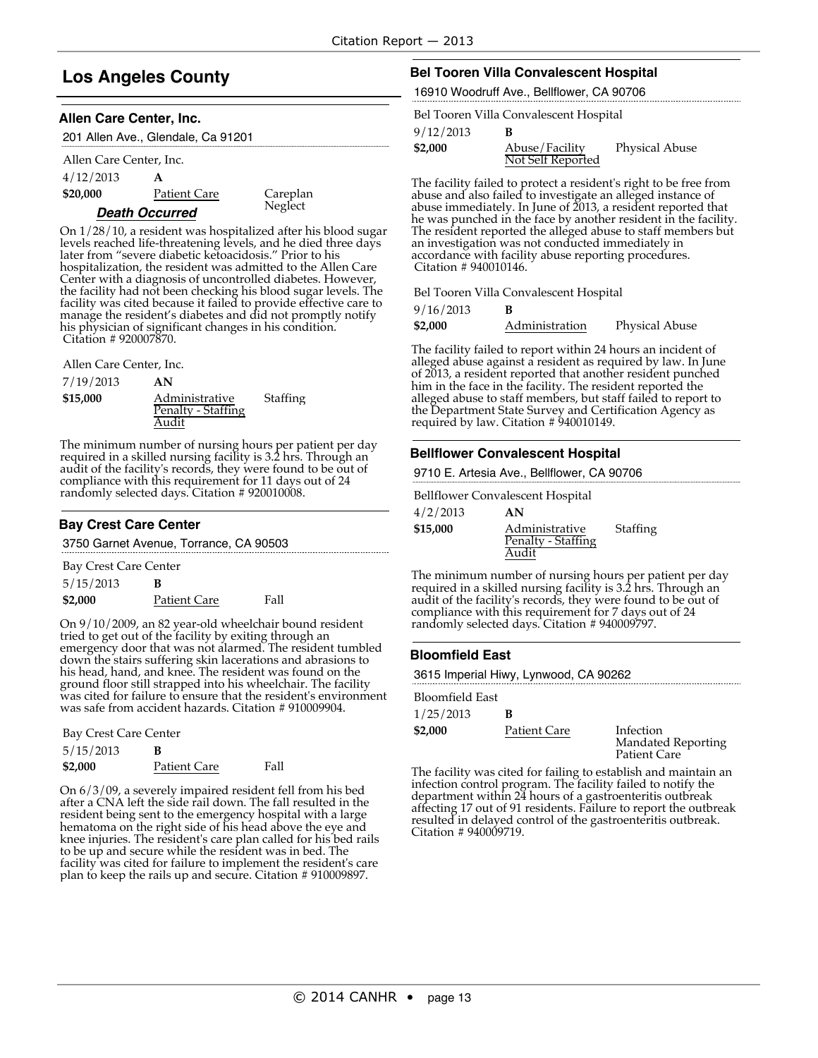## Los Angeles County

### Allen Care Center, Inc.

201 Allen Ave., Glendale, Ca 91201

Allen Care Center, Inc.

4/12/2013 **A**

**$20,000** Patient Care Careplan Neglect

***Death Occurred***

On 1/28/10, a resident was hospitalized after his blood sugar levels reached life-threatening levels, and he died three days later from "severe diabetic ketoacidosis." Prior to his hospitalization, the resident was admitted to the Allen Care Center with a diagnosis of uncontrolled diabetes. However, the facility had not been checking his blood sugar levels. The facility was cited because it failed to provide effective care to manage the resident's diabetes and did not promptly notify his physician of significant changes in his condition. Citation # 920007870.

Allen Care Center, Inc.

7/19/2013 **AN**

**$15,000** Administrative Penalty - Staffing Audit Staffing

The minimum number of nursing hours per patient per day required in a skilled nursing facility is 3.2 hrs. Through an audit of the facility's records, they were found to be out of compliance with this requirement for 11 days out of 24 randomly selected days. Citation # 920010008.

### Bay Crest Care Center

3750 Garnet Avenue, Torrance, CA 90503

Bay Crest Care Center

5/15/2013 **B**

**$2,000** Patient Care Fall

On 9/10/2009, an 82 year-old wheelchair bound resident tried to get out of the facility by exiting through an emergency door that was not alarmed. The resident tumbled down the stairs suffering skin lacerations and abrasions to his head, hand, and knee. The resident was found on the ground floor still strapped into his wheelchair. The facility was cited for failure to ensure that the resident's environment was safe from accident hazards. Citation # 910009904.

Bay Crest Care Center

5/15/2013 **B**

**$2,000** Patient Care Fall

On 6/3/09, a severely impaired resident fell from his bed after a CNA left the side rail down. The fall resulted in the resident being sent to the emergency hospital with a large hematoma on the right side of his head above the eye and knee injuries. The resident's care plan called for his bed rails to be up and secure while the resident was in bed. The facility was cited for failure to implement the resident's care plan to keep the rails up and secure. Citation # 910009897.

### Bel Tooren Villa Convalescent Hospital

16910 Woodruff Ave., Bellflower, CA 90706

Bel Tooren Villa Convalescent Hospital

9/12/2013 **B**

**$2,000** Abuse/Facility Not Self Reported Physical Abuse

The facility failed to protect a resident's right to be free from abuse and also failed to investigate an alleged instance of abuse immediately. In June of 2013, a resident reported that he was punched in the face by another resident in the facility. The resident reported the alleged abuse to staff members but an investigation was not conducted immediately in accordance with facility abuse reporting procedures. Citation # 940010146.

Bel Tooren Villa Convalescent Hospital

9/16/2013 **B**

**$2,000** Administration Physical Abuse

The facility failed to report within 24 hours an incident of alleged abuse against a resident as required by law. In June of 2013, a resident reported that another resident punched him in the face in the facility. The resident reported the alleged abuse to staff members, but staff failed to report to the Department State Survey and Certification Agency as required by law. Citation # 940010149.

### Bellflower Convalescent Hospital

9710 E. Artesia Ave., Bellflower, CA 90706

Bellflower Convalescent Hospital

4/2/2013 **AN**

**$15,000** Administrative Penalty - Staffing Audit Staffing

The minimum number of nursing hours per patient per day required in a skilled nursing facility is 3.2 hrs. Through an audit of the facility's records, they were found to be out of compliance with this requirement for 7 days out of 24 randomly selected days. Citation # 940009797.

### Bloomfield East

3615 Imperial Hiwy, Lynwood, CA 90262

Bloomfield East

1/25/2013 **B**

**$2,000** Patient Care Infection Mandated Reporting Patient Care

The facility was cited for failing to establish and maintain an infection control program. The facility failed to notify the department within 24 hours of a gastroenteritis outbreak affecting 17 out of 91 residents. Failure to report the outbreak resulted in delayed control of the gastroenteritis outbreak. Citation # 940009719.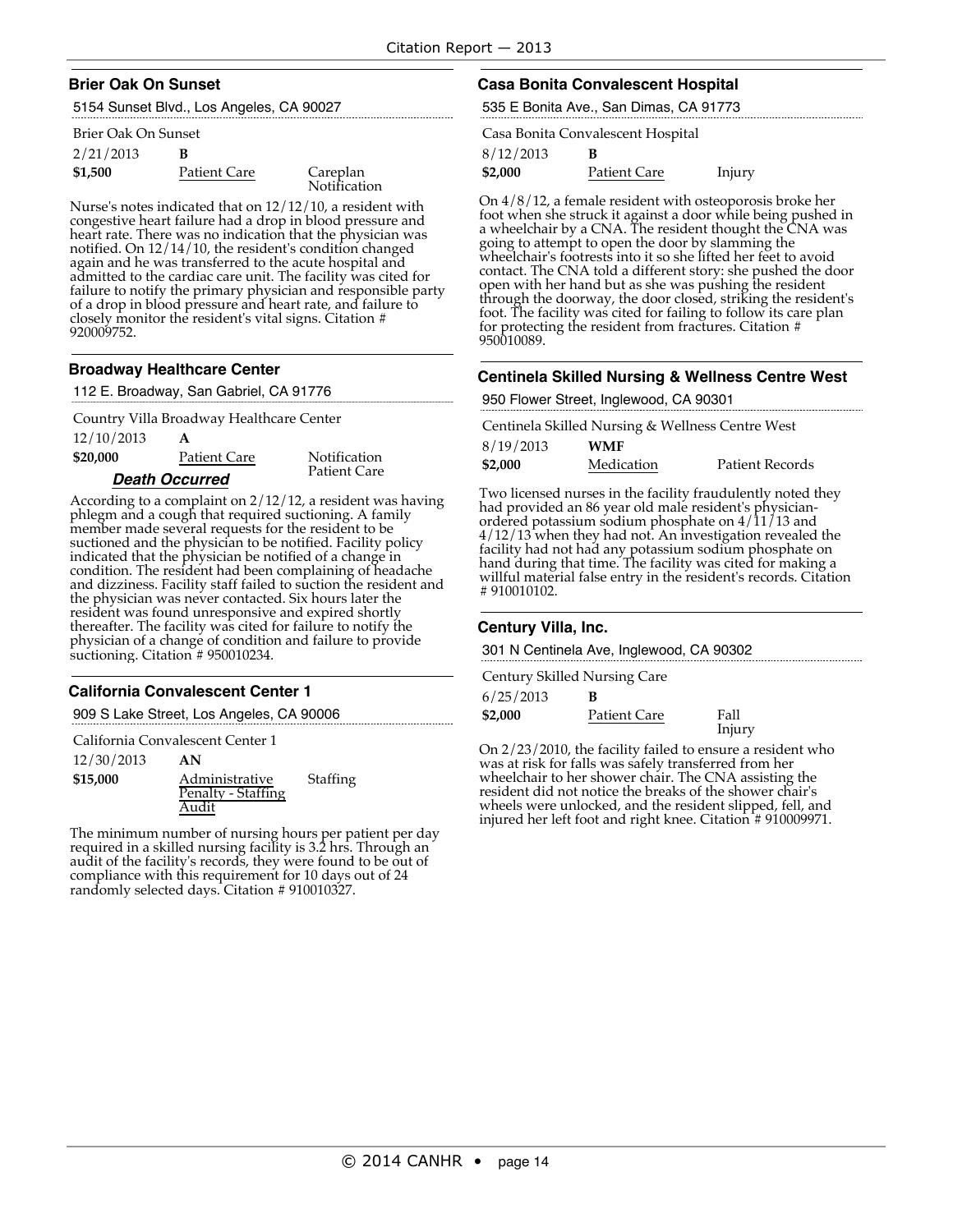### Brier Oak On Sunset

5154 Sunset Blvd., Los Angeles, CA 90027

Brier Oak On Sunset

2/21/2013 **B**

**$1,500** Patient Care Careplan Notification

Nurse's notes indicated that on 12/12/10, a resident with congestive heart failure had a drop in blood pressure and heart rate. There was no indication that the physician was notified. On 12/14/10, the resident's condition changed again and he was transferred to the acute hospital and admitted to the cardiac care unit. The facility was cited for failure to notify the primary physician and responsible party of a drop in blood pressure and heart rate, and failure to closely monitor the resident's vital signs. Citation # 920009752.

### Broadway Healthcare Center

112 E. Broadway, San Gabriel, CA 91776

Country Villa Broadway Healthcare Center

12/10/2013 **A**

**$20,000** Patient Care Notification Patient Care

***Death Occurred***

According to a complaint on 2/12/12, a resident was having phlegm and a cough that required suctioning. A family member made several requests for the resident to be suctioned and the physician to be notified. Facility policy indicated that the physician be notified of a change in condition. The resident had been complaining of headache and dizziness. Facility staff failed to suction the resident and the physician was never contacted. Six hours later the resident was found unresponsive and expired shortly thereafter. The facility was cited for failure to notify the physician of a change of condition and failure to provide suctioning. Citation # 950010234.

### California Convalescent Center 1

909 S Lake Street, Los Angeles, CA 90006

California Convalescent Center 1

12/30/2013 **AN**

**$15,000** Administrative Penalty - Staffing Audit Staffing

The minimum number of nursing hours per patient per day required in a skilled nursing facility is 3.2 hrs. Through an audit of the facility's records, they were found to be out of compliance with this requirement for 10 days out of 24 randomly selected days. Citation # 910010327.

### Casa Bonita Convalescent Hospital

535 E Bonita Ave., San Dimas, CA 91773

Casa Bonita Convalescent Hospital

8/12/2013 **B**

**$2,000** Patient Care Injury

On 4/8/12, a female resident with osteoporosis broke her foot when she struck it against a door while being pushed in a wheelchair by a CNA. The resident thought the CNA was going to attempt to open the door by slamming the wheelchair's footrests into it so she lifted her feet to avoid contact. The CNA told a different story: she pushed the door open with her hand but as she was pushing the resident through the doorway, the door closed, striking the resident's foot. The facility was cited for failing to follow its care plan for protecting the resident from fractures. Citation # 950010089.

### Centinela Skilled Nursing & Wellness Centre West

950 Flower Street, Inglewood, CA 90301

Centinela Skilled Nursing & Wellness Centre West

8/19/2013 **WMF**

**$2,000** Medication Patient Records

Two licensed nurses in the facility fraudulently noted they had provided an 86 year old male resident's physician-ordered potassium sodium phosphate on 4/11/13 and 4/12/13 when they had not. An investigation revealed the facility had not had any potassium sodium phosphate on hand during that time. The facility was cited for making a willful material false entry in the resident's records. Citation # 910010102.

### Century Villa, Inc.

301 N Centinela Ave, Inglewood, CA 90302

Century Skilled Nursing Care

6/25/2013 **B**

**$2,000** Patient Care Fall Injury

On 2/23/2010, the facility failed to ensure a resident who was at risk for falls was safely transferred from her wheelchair to her shower chair. The CNA assisting the resident did not notice the breaks of the shower chair's wheels were unlocked, and the resident slipped, fell, and injured her left foot and right knee. Citation # 910009971.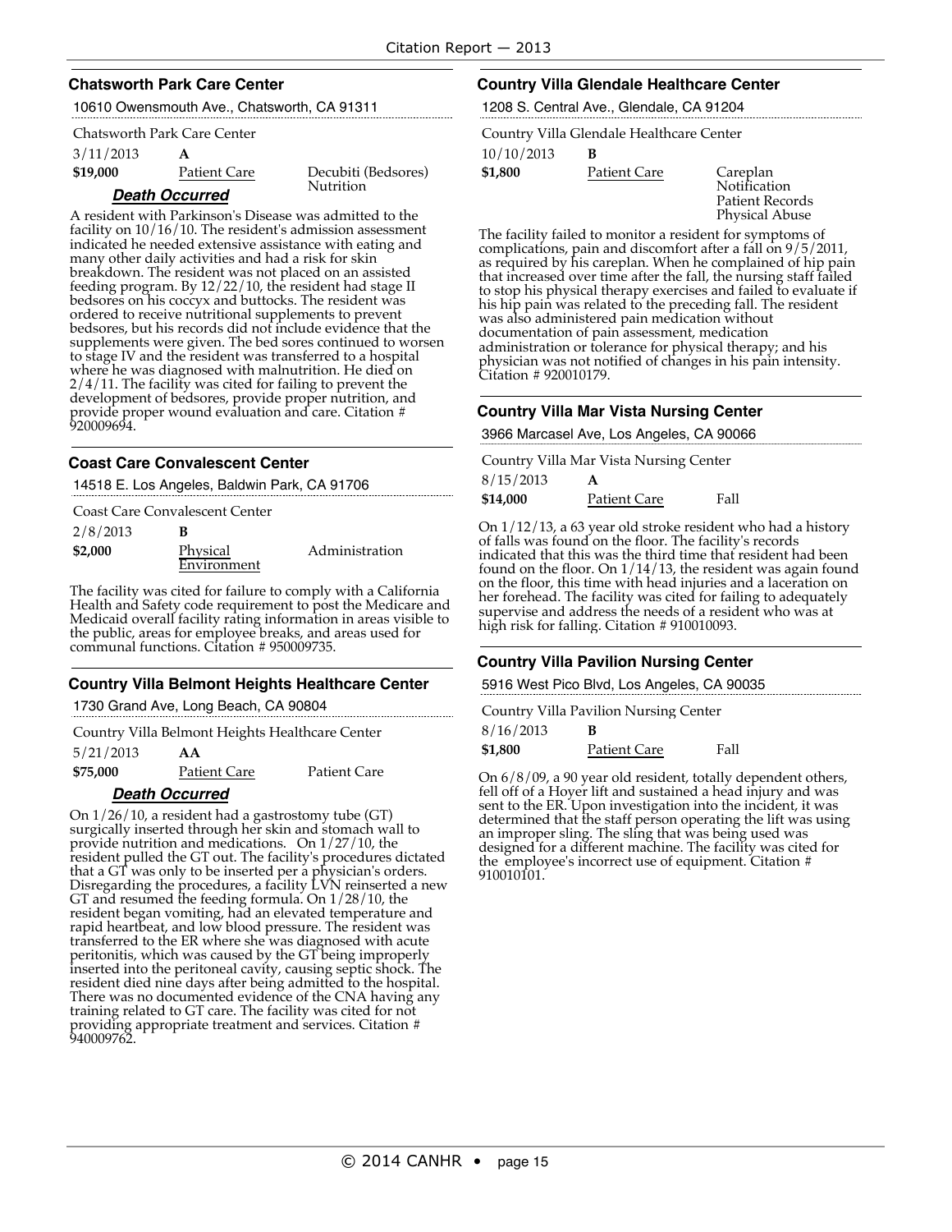## Chatsworth Park Care Center

10610 Owensmouth Ave., Chatsworth, CA 91311

Chatsworth Park Care Center

3/11/2013 **A**

**$19,000** Patient Care — Decubiti (Bedsores), Nutrition

***Death Occurred***

A resident with Parkinson's Disease was admitted to the facility on 10/16/10. The resident's admission assessment indicated he needed extensive assistance with eating and many other daily activities and had a risk for skin breakdown. The resident was not placed on an assisted feeding program. By 12/22/10, the resident had stage II bedsores on his coccyx and buttocks. The resident was ordered to receive nutritional supplements to prevent bedsores, but his records did not include evidence that the supplements were given. The bed sores continued to worsen to stage IV and the resident was transferred to a hospital where he was diagnosed with malnutrition. He died on 2/4/11. The facility was cited for failing to prevent the development of bedsores, provide proper nutrition, and provide proper wound evaluation and care. Citation # 920009694.

## Coast Care Convalescent Center

14518 E. Los Angeles, Baldwin Park, CA 91706

Coast Care Convalescent Center

2/8/2013 **B**

**$2,000** Physical Environment — Administration

The facility was cited for failure to comply with a California Health and Safety code requirement to post the Medicare and Medicaid overall facility rating information in areas visible to the public, areas for employee breaks, and areas used for communal functions. Citation # 950009735.

## Country Villa Belmont Heights Healthcare Center

1730 Grand Ave, Long Beach, CA 90804

Country Villa Belmont Heights Healthcare Center

5/21/2013 **AA**

**$75,000** Patient Care — Patient Care

***Death Occurred***

On 1/26/10, a resident had a gastrostomy tube (GT) surgically inserted through her skin and stomach wall to provide nutrition and medications. On 1/27/10, the resident pulled the GT out. The facility's procedures dictated that a GT was only to be inserted per a physician's orders. Disregarding the procedures, a facility LVN reinserted a new GT and resumed the feeding formula. On 1/28/10, the resident began vomiting, had an elevated temperature and rapid heartbeat, and low blood pressure. The resident was transferred to the ER where she was diagnosed with acute peritonitis, which was caused by the GT being improperly inserted into the peritoneal cavity, causing septic shock. The resident died nine days after being admitted to the hospital. There was no documented evidence of the CNA having any training related to GT care. The facility was cited for not providing appropriate treatment and services. Citation # 940009762.

## Country Villa Glendale Healthcare Center

1208 S. Central Ave., Glendale, CA 91204

Country Villa Glendale Healthcare Center

10/10/2013 **B**

**$1,800** Patient Care — Careplan, Notification, Patient Records, Physical Abuse

The facility failed to monitor a resident for symptoms of complications, pain and discomfort after a fall on 9/5/2011, as required by his careplan. When he complained of hip pain that increased over time after the fall, the nursing staff failed to stop his physical therapy exercises and failed to evaluate if his hip pain was related to the preceding fall. The resident was also administered pain medication without documentation of pain assessment, medication administration or tolerance for physical therapy; and his physician was not notified of changes in his pain intensity. Citation # 920010179.

## Country Villa Mar Vista Nursing Center

3966 Marcasel Ave, Los Angeles, CA 90066

Country Villa Mar Vista Nursing Center

8/15/2013 **A**

**$14,000** Patient Care — Fall

On 1/12/13, a 63 year old stroke resident who had a history of falls was found on the floor. The facility's records indicated that this was the third time that resident had been found on the floor. On 1/14/13, the resident was again found on the floor, this time with head injuries and a laceration on her forehead. The facility was cited for failing to adequately supervise and address the needs of a resident who was at high risk for falling. Citation # 910010093.

## Country Villa Pavilion Nursing Center

5916 West Pico Blvd, Los Angeles, CA 90035

Country Villa Pavilion Nursing Center

8/16/2013 **B**

**$1,800** Patient Care — Fall

On 6/8/09, a 90 year old resident, totally dependent others, fell off of a Hoyer lift and sustained a head injury and was sent to the ER. Upon investigation into the incident, it was determined that the staff person operating the lift was using an improper sling. The sling that was being used was designed for a different machine. The facility was cited for the employee's incorrect use of equipment. Citation # 910010101.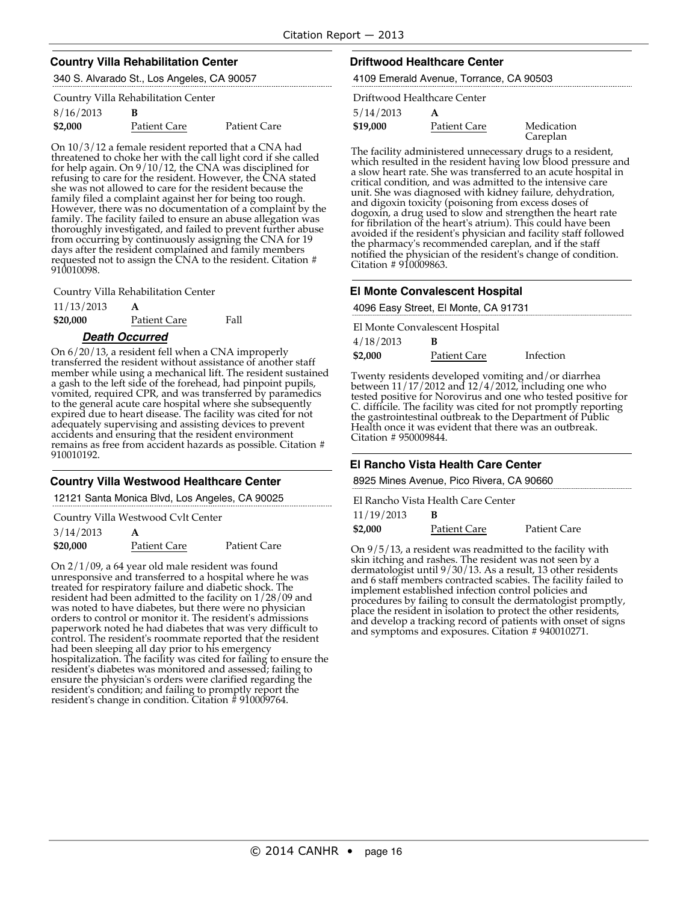### Country Villa Rehabilitation Center

340 S. Alvarado St., Los Angeles, CA 90057

Country Villa Rehabilitation Center

| | | |
|---|---|---|
| 8/16/2013 | **B** | |
| **$2,000** | Patient Care | Patient Care |

On 10/3/12 a female resident reported that a CNA had threatened to choke her with the call light cord if she called for help again. On 9/10/12, the CNA was disciplined for refusing to care for the resident. However, the CNA stated she was not allowed to care for the resident because the family filed a complaint against her for being too rough. However, there was no documentation of a complaint by the family. The facility failed to ensure an abuse allegation was thoroughly investigated, and failed to prevent further abuse from occurring by continuously assigning the CNA for 19 days after the resident complained and family members requested not to assign the CNA to the resident. Citation # 910010098.

Country Villa Rehabilitation Center

| | | |
|---|---|---|
| 11/13/2013 | **A** | |
| **$20,000** | Patient Care | Fall |

***Death Occurred***

On 6/20/13, a resident fell when a CNA improperly transferred the resident without assistance of another staff member while using a mechanical lift. The resident sustained a gash to the left side of the forehead, had pinpoint pupils, vomited, required CPR, and was transferred by paramedics to the general acute care hospital where she subsequently expired due to heart disease. The facility was cited for not adequately supervising and assisting devices to prevent accidents and ensuring that the resident environment remains as free from accident hazards as possible. Citation # 910010192.

### Country Villa Westwood Healthcare Center

12121 Santa Monica Blvd, Los Angeles, CA 90025

Country Villa Westwood Cvlt Center

| | | |
|---|---|---|
| 3/14/2013 | **A** | |
| **$20,000** | Patient Care | Patient Care |

On 2/1/09, a 64 year old male resident was found unresponsive and transferred to a hospital where he was treated for respiratory failure and diabetic shock. The resident had been admitted to the facility on 1/28/09 and was noted to have diabetes, but there were no physician orders to control or monitor it. The resident's admissions paperwork noted he had diabetes that was very difficult to control. The resident's roommate reported that the resident had been sleeping all day prior to his emergency hospitalization. The facility was cited for failing to ensure the resident's diabetes was monitored and assessed; failing to ensure the physician's orders were clarified regarding the resident's condition; and failing to promptly report the resident's change in condition. Citation # 910009764.

### Driftwood Healthcare Center

4109 Emerald Avenue, Torrance, CA 90503

Driftwood Healthcare Center

| | | |
|---|---|---|
| 5/14/2013 | **A** | |
| **$19,000** | Patient Care | Medication Careplan |

The facility administered unnecessary drugs to a resident, which resulted in the resident having low blood pressure and a slow heart rate. She was transferred to an acute hospital in critical condition, and was admitted to the intensive care unit. She was diagnosed with kidney failure, dehydration, and digoxin toxicity (poisoning from excess doses of dogoxin, a drug used to slow and strengthen the heart rate for fibrilation of the heart's atrium). This could have been avoided if the resident's physician and facility staff followed the pharmacy's recommended careplan, and if the staff notified the physician of the resident's change of condition. Citation # 910009863.

### El Monte Convalescent Hospital

4096 Easy Street, El Monte, CA 91731

El Monte Convalescent Hospital

| | | |
|---|---|---|
| 4/18/2013 | **B** | |
| **$2,000** | Patient Care | Infection |

Twenty residents developed vomiting and/or diarrhea between 11/17/2012 and 12/4/2012, including one who tested positive for Norovirus and one who tested positive for C. difficile. The facility was cited for not promptly reporting the gastrointestinal outbreak to the Department of Public Health once it was evident that there was an outbreak. Citation # 950009844.

### El Rancho Vista Health Care Center

8925 Mines Avenue, Pico Rivera, CA 90660

El Rancho Vista Health Care Center

| | | |
|---|---|---|
| 11/19/2013 | **B** | |
| **$2,000** | Patient Care | Patient Care |

On 9/5/13, a resident was readmitted to the facility with skin itching and rashes. The resident was not seen by a dermatologist until 9/30/13. As a result, 13 other residents and 6 staff members contracted scabies. The facility failed to implement established infection control policies and procedures by failing to consult the dermatologist promptly, place the resident in isolation to protect the other residents, and develop a tracking record of patients with onset of signs and symptoms and exposures. Citation # 940010271.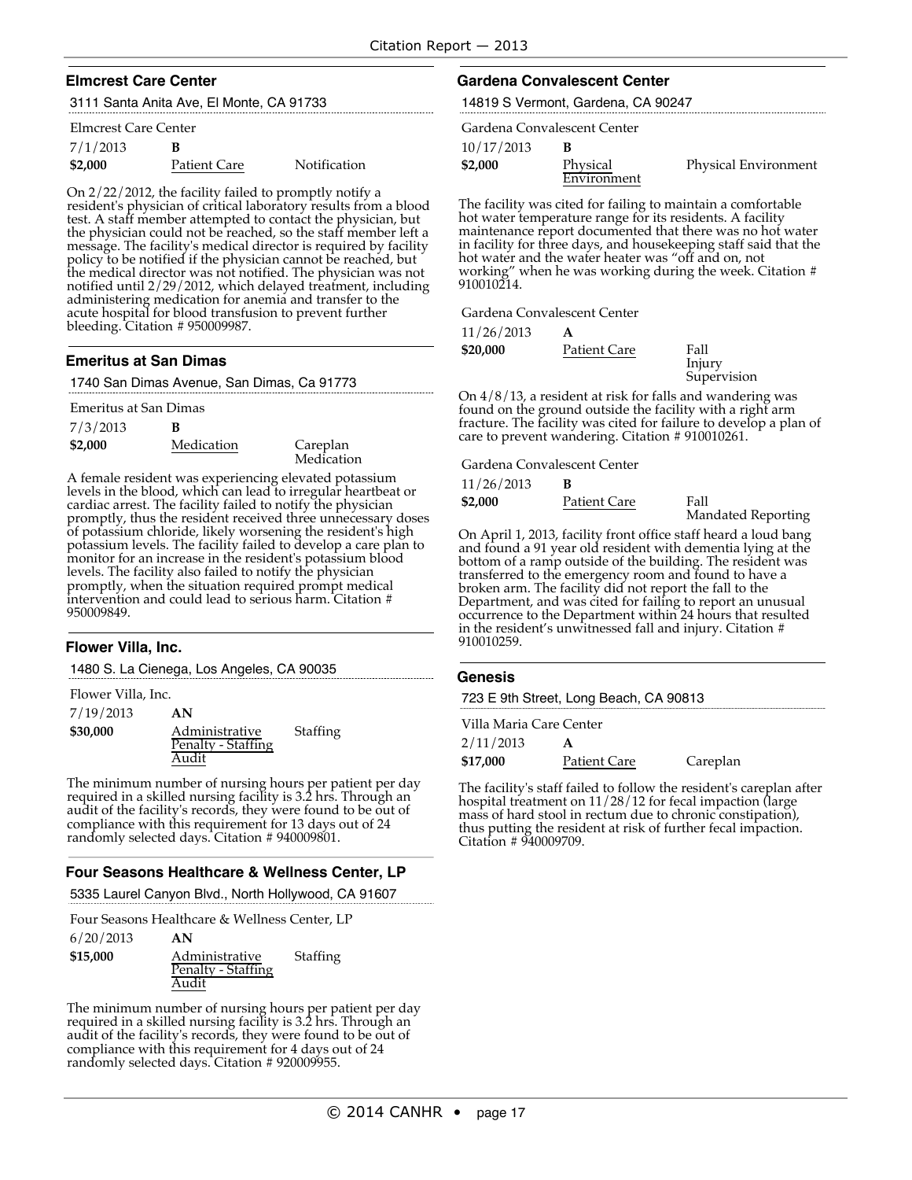## Elmcrest Care Center

3111 Santa Anita Ave, El Monte, CA 91733

Elmcrest Care Center

| | | |
|---|---|---|
| 7/1/2013 | **B** | |
| **$2,000** | Patient Care | Notification |

On 2/22/2012, the facility failed to promptly notify a resident's physician of critical laboratory results from a blood test. A staff member attempted to contact the physician, but the physician could not be reached, so the staff member left a message. The facility's medical director is required by facility policy to be notified if the physician cannot be reached, but the medical director was not notified. The physician was not notified until 2/29/2012, which delayed treatment, including administering medication for anemia and transfer to the acute hospital for blood transfusion to prevent further bleeding. Citation # 950009987.

## Emeritus at San Dimas

1740 San Dimas Avenue, San Dimas, Ca 91773

Emeritus at San Dimas

| | | |
|---|---|---|
| 7/3/2013 | **B** | |
| **$2,000** | Medication | Careplan Medication |

A female resident was experiencing elevated potassium levels in the blood, which can lead to irregular heartbeat or cardiac arrest. The facility failed to notify the physician promptly, thus the resident received three unnecessary doses of potassium chloride, likely worsening the resident's high potassium levels. The facility failed to develop a care plan to monitor for an increase in the resident's potassium blood levels. The facility also failed to notify the physician promptly, when the situation required prompt medical intervention and could lead to serious harm. Citation # 950009849.

## Flower Villa, Inc.

1480 S. La Cienega, Los Angeles, CA 90035

Flower Villa, Inc.

| | | |
|---|---|---|
| 7/19/2013 | **AN** | |
| **$30,000** | Administrative Penalty - Staffing Audit | Staffing |

The minimum number of nursing hours per patient per day required in a skilled nursing facility is 3.2 hrs. Through an audit of the facility's records, they were found to be out of compliance with this requirement for 13 days out of 24 randomly selected days. Citation # 940009801.

## Four Seasons Healthcare & Wellness Center, LP

5335 Laurel Canyon Blvd., North Hollywood, CA 91607

Four Seasons Healthcare & Wellness Center, LP

| | | |
|---|---|---|
| 6/20/2013 | **AN** | |
| **$15,000** | Administrative Penalty - Staffing Audit | Staffing |

The minimum number of nursing hours per patient per day required in a skilled nursing facility is 3.2 hrs. Through an audit of the facility's records, they were found to be out of compliance with this requirement for 4 days out of 24 randomly selected days. Citation # 920009955.

## Gardena Convalescent Center

14819 S Vermont, Gardena, CA 90247

Gardena Convalescent Center

| | | |
|---|---|---|
| 10/17/2013 | **B** | |
| **$2,000** | Physical Environment | Physical Environment |

The facility was cited for failing to maintain a comfortable hot water temperature range for its residents. A facility maintenance report documented that there was no hot water in facility for three days, and housekeeping staff said that the hot water and the water heater was "off and on, not working" when he was working during the week. Citation # 910010214.

Gardena Convalescent Center

| | | |
|---|---|---|
| 11/26/2013 | **A** | |
| **$20,000** | Patient Care | Fall Injury Supervision |

On 4/8/13, a resident at risk for falls and wandering was found on the ground outside the facility with a right arm fracture. The facility was cited for failure to develop a plan of care to prevent wandering. Citation # 910010261.

Gardena Convalescent Center

| | | |
|---|---|---|
| 11/26/2013 | **B** | |
| **$2,000** | Patient Care | Fall Mandated Reporting |

On April 1, 2013, facility front office staff heard a loud bang and found a 91 year old resident with dementia lying at the bottom of a ramp outside of the building. The resident was transferred to the emergency room and found to have a broken arm. The facility did not report the fall to the Department, and was cited for failing to report an unusual occurrence to the Department within 24 hours that resulted in the resident's unwitnessed fall and injury. Citation # 910010259.

## Genesis

723 E 9th Street, Long Beach, CA 90813

Villa Maria Care Center

| | | |
|---|---|---|
| 2/11/2013 | **A** | |
| **$17,000** | Patient Care | Careplan |

The facility's staff failed to follow the resident's careplan after hospital treatment on 11/28/12 for fecal impaction (large mass of hard stool in rectum due to chronic constipation), thus putting the resident at risk of further fecal impaction. Citation # 940009709.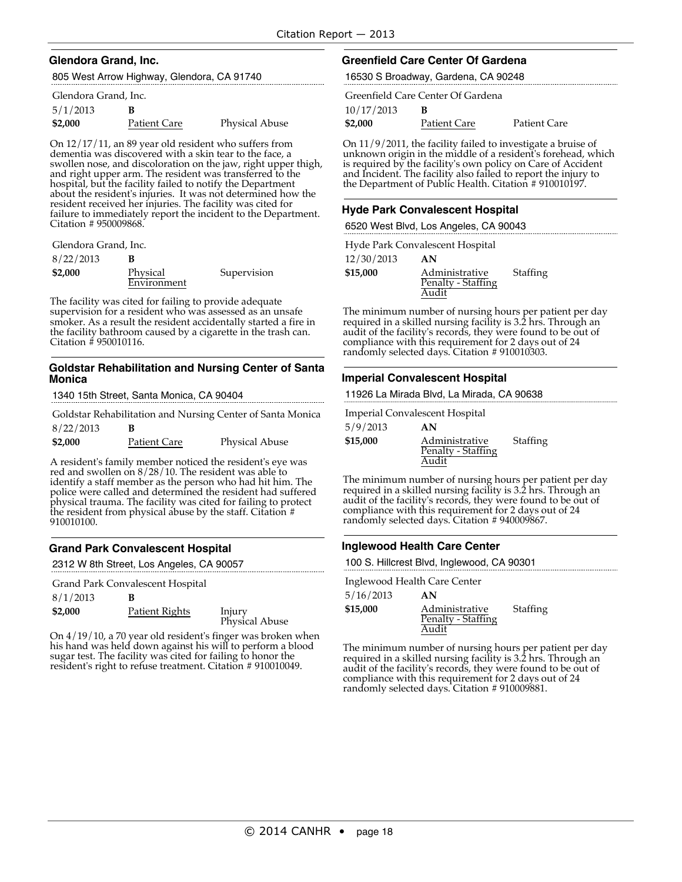## Glendora Grand, Inc.

805 West Arrow Highway, Glendora, CA 91740

Glendora Grand, Inc.

| 5/1/2013 | **B** | |
|---|---|---|
| **$2,000** | Patient Care | Physical Abuse |

On 12/17/11, an 89 year old resident who suffers from dementia was discovered with a skin tear to the face, a swollen nose, and discoloration on the jaw, right upper thigh, and right upper arm. The resident was transferred to the hospital, but the facility failed to notify the Department about the resident's injuries. It was not determined how the resident received her injuries. The facility was cited for failure to immediately report the incident to the Department. Citation # 950009868.

Glendora Grand, Inc.

| 8/22/2013 | **B** | |
|---|---|---|
| **$2,000** | Physical Environment | Supervision |

The facility was cited for failing to provide adequate supervision for a resident who was assessed as an unsafe smoker. As a result the resident accidentally started a fire in the facility bathroom caused by a cigarette in the trash can. Citation # 950010116.

## Goldstar Rehabilitation and Nursing Center of Santa Monica

1340 15th Street, Santa Monica, CA 90404

Goldstar Rehabilitation and Nursing Center of Santa Monica

| 8/22/2013 | **B** | |
|---|---|---|
| **$2,000** | Patient Care | Physical Abuse |

A resident's family member noticed the resident's eye was red and swollen on 8/28/10. The resident was able to identify a staff member as the person who had hit him. The police were called and determined the resident had suffered physical trauma. The facility was cited for failing to protect the resident from physical abuse by the staff. Citation # 910010100.

## Grand Park Convalescent Hospital

2312 W 8th Street, Los Angeles, CA 90057

Grand Park Convalescent Hospital

| 8/1/2013 | **B** | |
|---|---|---|
| **$2,000** | Patient Rights | Injury Physical Abuse |

On 4/19/10, a 70 year old resident's finger was broken when his hand was held down against his will to perform a blood sugar test. The facility was cited for failing to honor the resident's right to refuse treatment. Citation # 910010049.

## Greenfield Care Center Of Gardena

16530 S Broadway, Gardena, CA 90248

Greenfield Care Center Of Gardena

| 10/17/2013 | **B** | |
|---|---|---|
| **$2,000** | Patient Care | Patient Care |

On 11/9/2011, the facility failed to investigate a bruise of unknown origin in the middle of a resident's forehead, which is required by the facility's own policy on Care of Accident and Incident. The facility also failed to report the injury to the Department of Public Health. Citation # 910010197.

## Hyde Park Convalescent Hospital

6520 West Blvd, Los Angeles, CA 90043

Hyde Park Convalescent Hospital

| 12/30/2013 | **AN** | |
|---|---|---|
| **$15,000** | Administrative Penalty - Staffing Audit | Staffing |

The minimum number of nursing hours per patient per day required in a skilled nursing facility is 3.2 hrs. Through an audit of the facility's records, they were found to be out of compliance with this requirement for 2 days out of 24 randomly selected days. Citation # 910010303.

## Imperial Convalescent Hospital

11926 La Mirada Blvd, La Mirada, CA 90638

Imperial Convalescent Hospital

| 5/9/2013 | **AN** | |
|---|---|---|
| **$15,000** | Administrative Penalty - Staffing Audit | Staffing |

The minimum number of nursing hours per patient per day required in a skilled nursing facility is 3.2 hrs. Through an audit of the facility's records, they were found to be out of compliance with this requirement for 2 days out of 24 randomly selected days. Citation # 940009867.

## Inglewood Health Care Center

100 S. Hillcrest Blvd, Inglewood, CA 90301

Inglewood Health Care Center

| 5/16/2013 | **AN** | |
|---|---|---|
| **$15,000** | Administrative Penalty - Staffing Audit | Staffing |

The minimum number of nursing hours per patient per day required in a skilled nursing facility is 3.2 hrs. Through an audit of the facility's records, they were found to be out of compliance with this requirement for 2 days out of 24 randomly selected days. Citation # 910009881.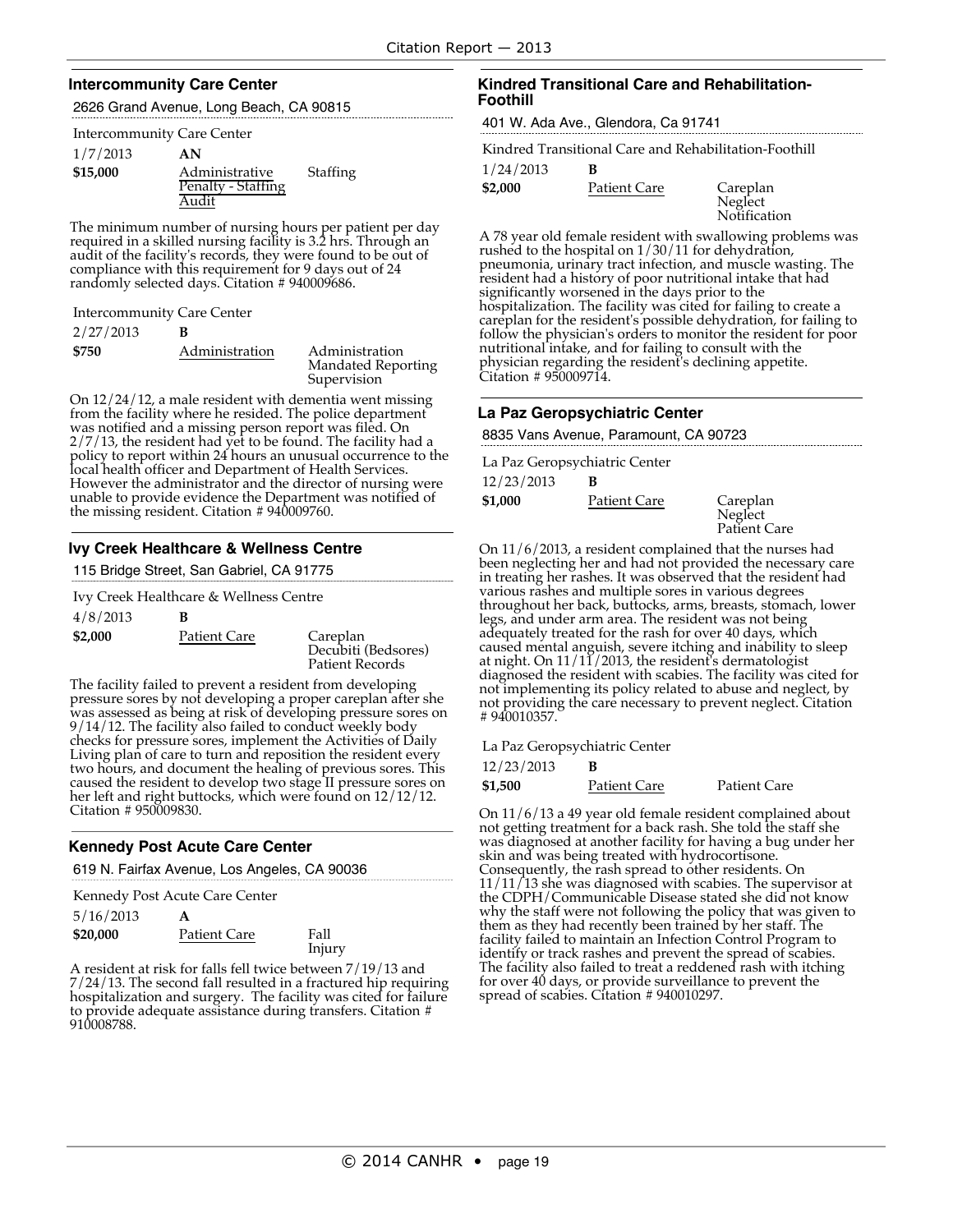### Intercommunity Care Center

2626 Grand Avenue, Long Beach, CA 90815

Intercommunity Care Center

1/7/2013 **AN**

**$15,000** Administrative Penalty - Staffing Audit — Staffing

The minimum number of nursing hours per patient per day required in a skilled nursing facility is 3.2 hrs. Through an audit of the facility's records, they were found to be out of compliance with this requirement for 9 days out of 24 randomly selected days. Citation # 940009686.

Intercommunity Care Center

2/27/2013 **B**

**$750** Administration — Administration, Mandated Reporting, Supervision

On 12/24/12, a male resident with dementia went missing from the facility where he resided. The police department was notified and a missing person report was filed. On 2/7/13, the resident had yet to be found. The facility had a policy to report within 24 hours an unusual occurrence to the local health officer and Department of Health Services. However the administrator and the director of nursing were unable to provide evidence the Department was notified of the missing resident. Citation # 940009760.

### Ivy Creek Healthcare & Wellness Centre

115 Bridge Street, San Gabriel, CA 91775

Ivy Creek Healthcare & Wellness Centre

4/8/2013 **B**

**$2,000** Patient Care — Careplan, Decubiti (Bedsores), Patient Records

The facility failed to prevent a resident from developing pressure sores by not developing a proper careplan after she was assessed as being at risk of developing pressure sores on 9/14/12. The facility also failed to conduct weekly body checks for pressure sores, implement the Activities of Daily Living plan of care to turn and reposition the resident every two hours, and document the healing of previous sores. This caused the resident to develop two stage II pressure sores on her left and right buttocks, which were found on 12/12/12. Citation # 950009830.

### Kennedy Post Acute Care Center

619 N. Fairfax Avenue, Los Angeles, CA 90036

Kennedy Post Acute Care Center

5/16/2013 **A**

**$20,000** Patient Care — Fall, Injury

A resident at risk for falls fell twice between 7/19/13 and 7/24/13. The second fall resulted in a fractured hip requiring hospitalization and surgery. The facility was cited for failure to provide adequate assistance during transfers. Citation # 910008788.

### Kindred Transitional Care and Rehabilitation-Foothill

401 W. Ada Ave., Glendora, Ca 91741

Kindred Transitional Care and Rehabilitation-Foothill

1/24/2013 **B**

**$2,000** Patient Care — Careplan, Neglect, Notification

A 78 year old female resident with swallowing problems was rushed to the hospital on 1/30/11 for dehydration, pneumonia, urinary tract infection, and muscle wasting. The resident had a history of poor nutritional intake that had significantly worsened in the days prior to the hospitalization. The facility was cited for failing to create a careplan for the resident's possible dehydration, for failing to follow the physician's orders to monitor the resident for poor nutritional intake, and for failing to consult with the physician regarding the resident's declining appetite. Citation # 950009714.

### La Paz Geropsychiatric Center

8835 Vans Avenue, Paramount, CA 90723

La Paz Geropsychiatric Center

12/23/2013 **B**

**$1,000** Patient Care — Careplan, Neglect, Patient Care

On 11/6/2013, a resident complained that the nurses had been neglecting her and had not provided the necessary care in treating her rashes. It was observed that the resident had various rashes and multiple sores in various degrees throughout her back, buttocks, arms, breasts, stomach, lower legs, and under arm area. The resident was not being adequately treated for the rash for over 40 days, which caused mental anguish, severe itching and inability to sleep at night. On 11/11/2013, the resident's dermatologist diagnosed the resident with scabies. The facility was cited for not implementing its policy related to abuse and neglect, by not providing the care necessary to prevent neglect. Citation # 940010357.

La Paz Geropsychiatric Center

12/23/2013 **B**

**$1,500** Patient Care — Patient Care

On 11/6/13 a 49 year old female resident complained about not getting treatment for a back rash. She told the staff she was diagnosed at another facility for having a bug under her skin and was being treated with hydrocortisone. Consequently, the rash spread to other residents. On 11/11/13 she was diagnosed with scabies. The supervisor at the CDPH/Communicable Disease stated she did not know why the staff were not following the policy that was given to them as they had recently been trained by her staff. The facility failed to maintain an Infection Control Program to identify or track rashes and prevent the spread of scabies. The facility also failed to treat a reddened rash with itching for over 40 days, or provide surveillance to prevent the spread of scabies. Citation # 940010297.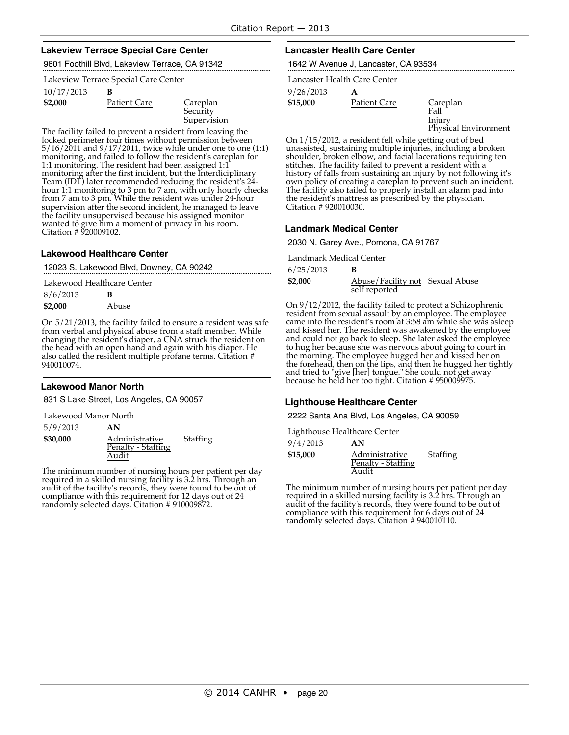### Lakeview Terrace Special Care Center

9601 Foothill Blvd, Lakeview Terrace, CA 91342

Lakeview Terrace Special Care Center

| 10/17/2013 | B | |
|---|---|---|
| **$2,000** | Patient Care | Careplan<br>Security<br>Supervision |

The facility failed to prevent a resident from leaving the locked perimeter four times without permission between 5/16/2011 and 9/17/2011, twice while under one to one (1:1) monitoring, and failed to follow the resident's careplan for 1:1 monitoring. The resident had been assigned 1:1 monitoring after the first incident, but the Interdiciplinary Team (IDT) later recommended reducing the resident's 24-hour 1:1 monitoring to 3 pm to 7 am, with only hourly checks from 7 am to 3 pm. While the resident was under 24-hour supervision after the second incident, he managed to leave the facility unsupervised because his assigned monitor wanted to give him a moment of privacy in his room. Citation # 920009102.

### Lakewood Healthcare Center

12023 S. Lakewood Blvd, Downey, CA 90242

Lakewood Healthcare Center

| 8/6/2013 | B |
|---|---|
| **$2,000** | Abuse |

On 5/21/2013, the facility failed to ensure a resident was safe from verbal and physical abuse from a staff member. While changing the resident's diaper, a CNA struck the resident on the head with an open hand and again with his diaper. He also called the resident multiple profane terms. Citation # 940010074.

### Lakewood Manor North

831 S Lake Street, Los Angeles, CA 90057

Lakewood Manor North

| 5/9/2013 | AN | |
|---|---|---|
| **$30,000** | Administrative Penalty - Staffing Audit | Staffing |

The minimum number of nursing hours per patient per day required in a skilled nursing facility is 3.2 hrs. Through an audit of the facility's records, they were found to be out of compliance with this requirement for 12 days out of 24 randomly selected days. Citation # 910009872.

### Lancaster Health Care Center

1642 W Avenue J, Lancaster, CA 93534

Lancaster Health Care Center

| 9/26/2013 | A | |
|---|---|---|
| **$15,000** | Patient Care | Careplan<br>Fall<br>Injury<br>Physical Environment |

On 1/15/2012, a resident fell while getting out of bed unassisted, sustaining multiple injuries, including a broken shoulder, broken elbow, and facial lacerations requiring ten stitches. The facility failed to prevent a resident with a history of falls from sustaining an injury by not following it's own policy of creating a careplan to prevent such an incident. The facility also failed to properly install an alarm pad into the resident's mattress as prescribed by the physician. Citation # 920010030.

### Landmark Medical Center

2030 N. Garey Ave., Pomona, CA 91767

Landmark Medical Center

| 6/25/2013 | B | |
|---|---|---|
| **$2,000** | Abuse/Facility not self reported | Sexual Abuse |

On 9/12/2012, the facility failed to protect a Schizophrenic resident from sexual assault by an employee. The employee came into the resident's room at 3:58 am while she was asleep and kissed her. The resident was awakened by the employee and could not go back to sleep. She later asked the employee to hug her because she was nervous about going to court in the morning. The employee hugged her and kissed her on the forehead, then on the lips, and then he hugged her tightly and tried to "give [her] tongue." She could not get away because he held her too tight. Citation # 950009975.

### Lighthouse Healthcare Center

2222 Santa Ana Blvd, Los Angeles, CA 90059

Lighthouse Healthcare Center

| 9/4/2013 | AN | |
|---|---|---|
| **$15,000** | Administrative Penalty - Staffing Audit | Staffing |

The minimum number of nursing hours per patient per day required in a skilled nursing facility is 3.2 hrs. Through an audit of the facility's records, they were found to be out of compliance with this requirement for 6 days out of 24 randomly selected days. Citation # 940010110.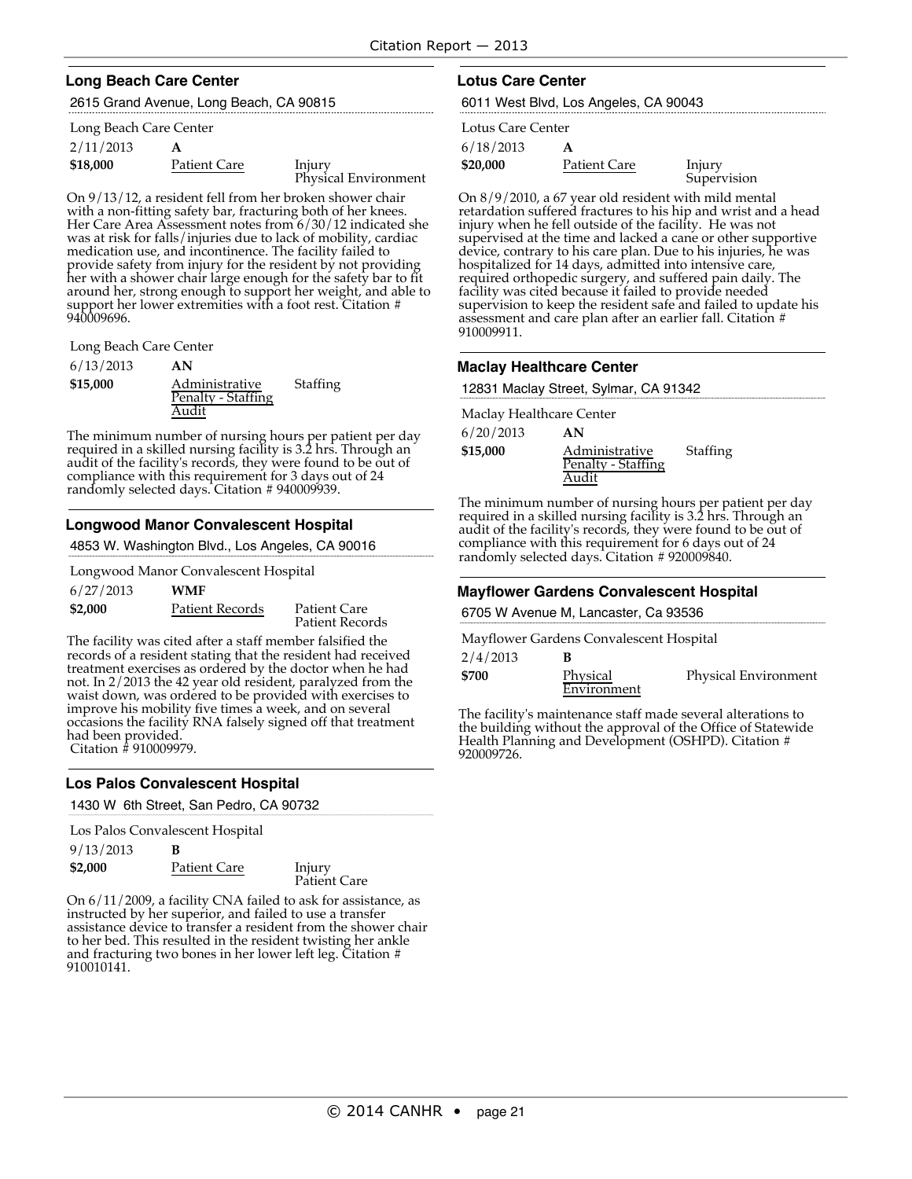### Long Beach Care Center

2615 Grand Avenue, Long Beach, CA 90815

Long Beach Care Center

| | | |
|---|---|---|
| 2/11/2013 | **A** | |
| **$18,000** | Patient Care | Injury<br>Physical Environment |

On 9/13/12, a resident fell from her broken shower chair with a non-fitting safety bar, fracturing both of her knees. Her Care Area Assessment notes from 6/30/12 indicated she was at risk for falls/injuries due to lack of mobility, cardiac medication use, and incontinence. The facility failed to provide safety from injury for the resident by not providing her with a shower chair large enough for the safety bar to fit around her, strong enough to support her weight, and able to support her lower extremities with a foot rest. Citation # 940009696.

Long Beach Care Center

| | | |
|---|---|---|
| 6/13/2013 | **AN** | |
| **$15,000** | Administrative Penalty - Staffing Audit | Staffing |

The minimum number of nursing hours per patient per day required in a skilled nursing facility is 3.2 hrs. Through an audit of the facility's records, they were found to be out of compliance with this requirement for 3 days out of 24 randomly selected days. Citation # 940009939.

### Longwood Manor Convalescent Hospital

4853 W. Washington Blvd., Los Angeles, CA 90016

Longwood Manor Convalescent Hospital

| | | |
|---|---|---|
| 6/27/2013 | **WMF** | |
| **$2,000** | Patient Records | Patient Care<br>Patient Records |

The facility was cited after a staff member falsified the records of a resident stating that the resident had received treatment exercises as ordered by the doctor when he had not. In 2/2013 the 42 year old resident, paralyzed from the waist down, was ordered to be provided with exercises to improve his mobility five times a week, and on several occasions the facility RNA falsely signed off that treatment had been provided.
Citation # 910009979.

### Los Palos Convalescent Hospital

1430 W 6th Street, San Pedro, CA 90732

Los Palos Convalescent Hospital

| | | |
|---|---|---|
| 9/13/2013 | **B** | |
| **$2,000** | Patient Care | Injury<br>Patient Care |

On 6/11/2009, a facility CNA failed to ask for assistance, as instructed by her superior, and failed to use a transfer assistance device to transfer a resident from the shower chair to her bed. This resulted in the resident twisting her ankle and fracturing two bones in her lower left leg. Citation # 910010141.

### Lotus Care Center

6011 West Blvd, Los Angeles, CA 90043

Lotus Care Center

| | | |
|---|---|---|
| 6/18/2013 | **A** | |
| **$20,000** | Patient Care | Injury<br>Supervision |

On 8/9/2010, a 67 year old resident with mild mental retardation suffered fractures to his hip and wrist and a head injury when he fell outside of the facility. He was not supervised at the time and lacked a cane or other supportive device, contrary to his care plan. Due to his injuries, he was hospitalized for 14 days, admitted into intensive care, required orthopedic surgery, and suffered pain daily. The facility was cited because it failed to provide needed supervision to keep the resident safe and failed to update his assessment and care plan after an earlier fall. Citation # 910009911.

### Maclay Healthcare Center

12831 Maclay Street, Sylmar, CA 91342

Maclay Healthcare Center

| | | |
|---|---|---|
| 6/20/2013 | **AN** | |
| **$15,000** | Administrative Penalty - Staffing Audit | Staffing |

The minimum number of nursing hours per patient per day required in a skilled nursing facility is 3.2 hrs. Through an audit of the facility's records, they were found to be out of compliance with this requirement for 6 days out of 24 randomly selected days. Citation # 920009840.

### Mayflower Gardens Convalescent Hospital

6705 W Avenue M, Lancaster, Ca 93536

Mayflower Gardens Convalescent Hospital

| | | |
|---|---|---|
| 2/4/2013 | **B** | |
| **$700** | Physical Environment | Physical Environment |

The facility's maintenance staff made several alterations to the building without the approval of the Office of Statewide Health Planning and Development (OSHPD). Citation # 920009726.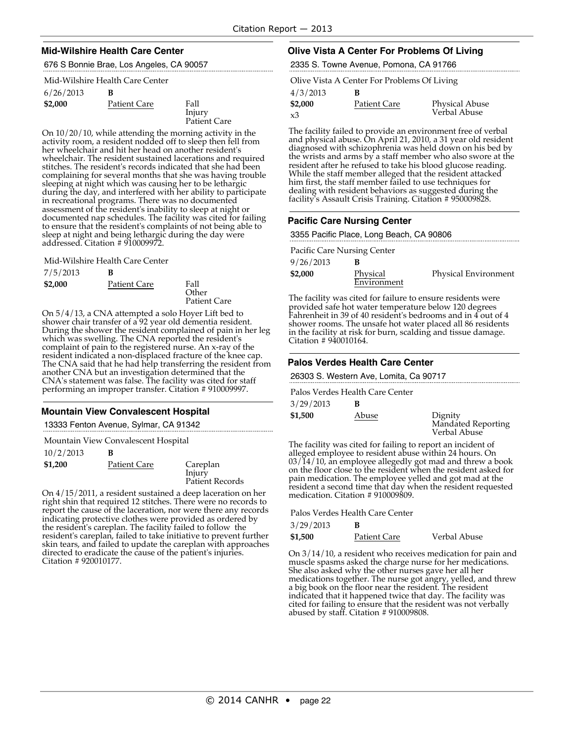## Mid-Wilshire Health Care Center

676 S Bonnie Brae, Los Angeles, CA 90057

Mid-Wilshire Health Care Center

6/26/2013 **B**

**$2,000** Patient Care — Fall, Injury, Patient Care

On 10/20/10, while attending the morning activity in the activity room, a resident nodded off to sleep then fell from her wheelchair and hit her head on another resident's wheelchair. The resident sustained lacerations and required stitches. The resident's records indicated that she had been complaining for several months that she was having trouble sleeping at night which was causing her to be lethargic during the day, and interfered with her ability to participate in recreational programs. There was no documented assessment of the resident's inability to sleep at night or documented nap schedules. The facility was cited for failing to ensure that the resident's complaints of not being able to sleep at night and being lethargic during the day were addressed. Citation # 910009972.

Mid-Wilshire Health Care Center

7/5/2013 **B**

**$2,000** Patient Care — Fall, Other, Patient Care

On 5/4/13, a CNA attempted a solo Hoyer Lift bed to shower chair transfer of a 92 year old dementia resident. During the shower the resident complained of pain in her leg which was swelling. The CNA reported the resident's complaint of pain to the registered nurse. An x-ray of the resident indicated a non-displaced fracture of the knee cap. The CNA said that he had help transferring the resident from another CNA but an investigation determined that the CNA's statement was false. The facility was cited for staff performing an improper transfer. Citation # 910009997.

## Mountain View Convalescent Hospital

13333 Fenton Avenue, Sylmar, CA 91342

Mountain View Convalescent Hospital

10/2/2013 **B**

**$1,200** Patient Care — Careplan, Injury, Patient Records

On 4/15/2011, a resident sustained a deep laceration on her right shin that required 12 stitches. There were no records to report the cause of the laceration, nor were there any records indicating protective clothes were provided as ordered by the resident's careplan. The facility failed to follow the resident's careplan, failed to take initiative to prevent further skin tears, and failed to update the careplan with approaches directed to eradicate the cause of the patient's injuries. Citation # 920010177.

## Olive Vista A Center For Problems Of Living

2335 S. Towne Avenue, Pomona, CA 91766

Olive Vista A Center For Problems Of Living

4/3/2013 **B**

**$2,000** x3 Patient Care — Physical Abuse, Verbal Abuse

The facility failed to provide an environment free of verbal and physical abuse. On April 21, 2010, a 31 year old resident diagnosed with schizophrenia was held down on his bed by the wrists and arms by a staff member who also swore at the resident after he refused to take his blood glucose reading. While the staff member alleged that the resident attacked him first, the staff member failed to use techniques for dealing with resident behaviors as suggested during the facility's Assault Crisis Training. Citation # 950009828.

## Pacific Care Nursing Center

3355 Pacific Place, Long Beach, CA 90806

Pacific Care Nursing Center

9/26/2013 **B**

**$2,000** Physical Environment — Physical Environment

The facility was cited for failure to ensure residents were provided safe hot water temperature below 120 degrees Fahrenheit in 39 of 40 resident's bedrooms and in 4 out of 4 shower rooms. The unsafe hot water placed all 86 residents in the facility at risk for burn, scalding and tissue damage. Citation # 940010164.

## Palos Verdes Health Care Center

26303 S. Western Ave, Lomita, Ca 90717

Palos Verdes Health Care Center

3/29/2013 **B**

**$1,500** Abuse — Dignity, Mandated Reporting, Verbal Abuse

The facility was cited for failing to report an incident of alleged employee to resident abuse within 24 hours. On 03/14/10, an employee allegedly got mad and threw a book on the floor close to the resident when the resident asked for pain medication. The employee yelled and got mad at the resident a second time that day when the resident requested medication. Citation # 910009809.

Palos Verdes Health Care Center

3/29/2013 **B**

**$1,500** Patient Care — Verbal Abuse

On 3/14/10, a resident who receives medication for pain and muscle spasms asked the charge nurse for her medications. She also asked why the other nurses gave her all her medications together. The nurse got angry, yelled, and threw a big book on the floor near the resident. The resident indicated that it happened twice that day. The facility was cited for failing to ensure that the resident was not verbally abused by staff. Citation # 910009808.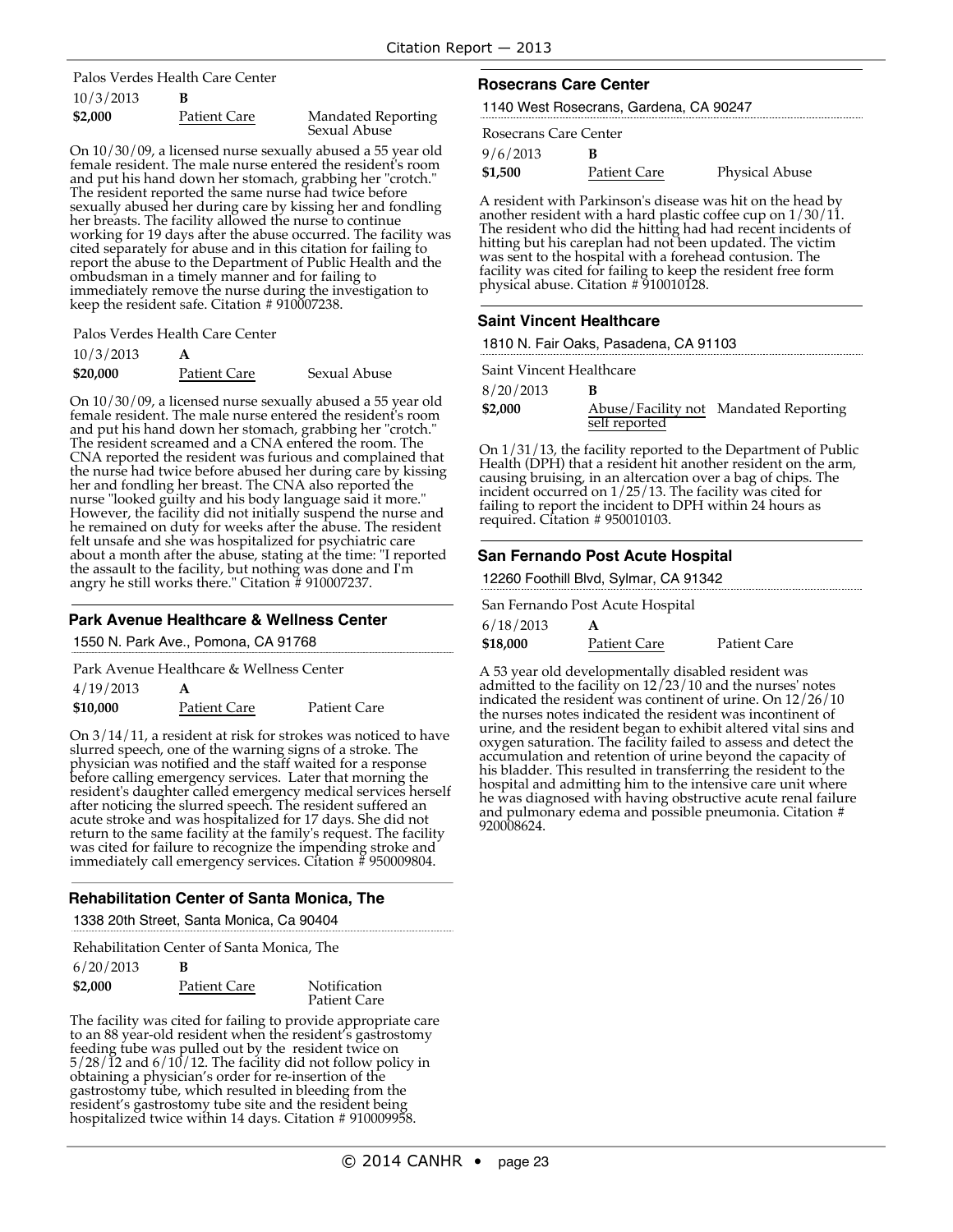Palos Verdes Health Care Center

| | | |
|---|---|---|
| 10/3/2013 | **B** | |
| **$2,000** | Patient Care | Mandated Reporting Sexual Abuse |

On 10/30/09, a licensed nurse sexually abused a 55 year old female resident. The male nurse entered the resident's room and put his hand down her stomach, grabbing her "crotch." The resident reported the same nurse had twice before sexually abused her during care by kissing her and fondling her breasts. The facility allowed the nurse to continue working for 19 days after the abuse occurred. The facility was cited separately for abuse and in this citation for failing to report the abuse to the Department of Public Health and the ombudsman in a timely manner and for failing to immediately remove the nurse during the investigation to keep the resident safe. Citation # 910007238.

Palos Verdes Health Care Center

| | | |
|---|---|---|
| 10/3/2013 | **A** | |
| **$20,000** | Patient Care | Sexual Abuse |

On 10/30/09, a licensed nurse sexually abused a 55 year old female resident. The male nurse entered the resident's room and put his hand down her stomach, grabbing her "crotch." The resident screamed and a CNA entered the room. The CNA reported the resident was furious and complained that the nurse had twice before abused her during care by kissing her and fondling her breast. The CNA also reported the nurse "looked guilty and his body language said it more." However, the facility did not initially suspend the nurse and he remained on duty for weeks after the abuse. The resident felt unsafe and she was hospitalized for psychiatric care about a month after the abuse, stating at the time: "I reported the assault to the facility, but nothing was done and I'm angry he still works there." Citation # 910007237.

## Park Avenue Healthcare & Wellness Center

1550 N. Park Ave., Pomona, CA 91768

Park Avenue Healthcare & Wellness Center

| | | |
|---|---|---|
| 4/19/2013 | **A** | |
| **$10,000** | Patient Care | Patient Care |

On 3/14/11, a resident at risk for strokes was noticed to have slurred speech, one of the warning signs of a stroke. The physician was notified and the staff waited for a response before calling emergency services. Later that morning the resident's daughter called emergency medical services herself after noticing the slurred speech. The resident suffered an acute stroke and was hospitalized for 17 days. She did not return to the same facility at the family's request. The facility was cited for failure to recognize the impending stroke and immediately call emergency services. Citation # 950009804.

## Rehabilitation Center of Santa Monica, The

1338 20th Street, Santa Monica, Ca 90404

Rehabilitation Center of Santa Monica, The

| | | |
|---|---|---|
| 6/20/2013 | **B** | |
| **$2,000** | Patient Care | Notification Patient Care |

The facility was cited for failing to provide appropriate care to an 88 year-old resident when the resident's gastrostomy feeding tube was pulled out by the resident twice on 5/28/12 and 6/10/12. The facility did not follow policy in obtaining a physician's order for re-insertion of the gastrostomy tube, which resulted in bleeding from the resident's gastrostomy tube site and the resident being hospitalized twice within 14 days. Citation # 910009958.

## Rosecrans Care Center

1140 West Rosecrans, Gardena, CA 90247

Rosecrans Care Center

| | | |
|---|---|---|
| 9/6/2013 | **B** | |
| **$1,500** | Patient Care | Physical Abuse |

A resident with Parkinson's disease was hit on the head by another resident with a hard plastic coffee cup on 1/30/11. The resident who did the hitting had had recent incidents of hitting but his careplan had not been updated. The victim was sent to the hospital with a forehead contusion. The facility was cited for failing to keep the resident free form physical abuse. Citation # 910010128.

## Saint Vincent Healthcare

1810 N. Fair Oaks, Pasadena, CA 91103

Saint Vincent Healthcare

| | | |
|---|---|---|
| 8/20/2013 | **B** | |
| **$2,000** | Abuse/Facility not self reported | Mandated Reporting |

On 1/31/13, the facility reported to the Department of Public Health (DPH) that a resident hit another resident on the arm, causing bruising, in an altercation over a bag of chips. The incident occurred on 1/25/13. The facility was cited for failing to report the incident to DPH within 24 hours as required. Citation # 950010103.

## San Fernando Post Acute Hospital

12260 Foothill Blvd, Sylmar, CA 91342

San Fernando Post Acute Hospital

| | | |
|---|---|---|
| 6/18/2013 | **A** | |
| **$18,000** | Patient Care | Patient Care |

A 53 year old developmentally disabled resident was admitted to the facility on 12/23/10 and the nurses' notes indicated the resident was continent of urine. On 12/26/10 the nurses notes indicated the resident was incontinent of urine, and the resident began to exhibit altered vital sins and oxygen saturation. The facility failed to assess and detect the accumulation and retention of urine beyond the capacity of his bladder. This resulted in transferring the resident to the hospital and admitting him to the intensive care unit where he was diagnosed with having obstructive acute renal failure and pulmonary edema and possible pneumonia. Citation # 920008624.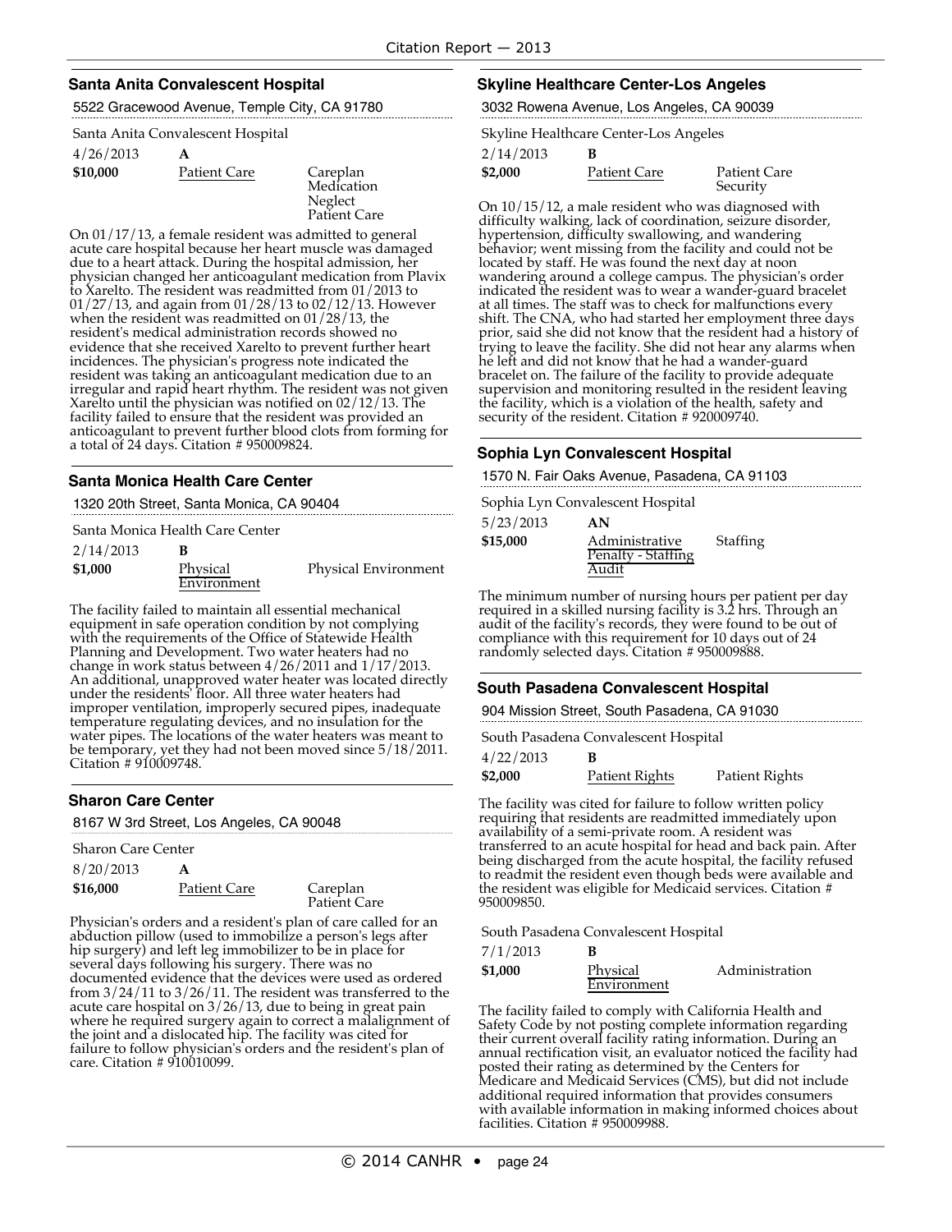### Santa Anita Convalescent Hospital

5522 Gracewood Avenue, Temple City, CA 91780

Santa Anita Convalescent Hospital

| 4/26/2013 | A | |
|---|---|---|
| **$10,000** | Patient Care | Careplan<br>Medication<br>Neglect<br>Patient Care |

On 01/17/13, a female resident was admitted to general acute care hospital because her heart muscle was damaged due to a heart attack. During the hospital admission, her physician changed her anticoagulant medication from Plavix to Xarelto. The resident was readmitted from 01/2013 to 01/27/13, and again from 01/28/13 to 02/12/13. However when the resident was readmitted on 01/28/13, the resident's medical administration records showed no evidence that she received Xarelto to prevent further heart incidences. The physician's progress note indicated the resident was taking an anticoagulant medication due to an irregular and rapid heart rhythm. The resident was not given Xarelto until the physician was notified on 02/12/13. The facility failed to ensure that the resident was provided an anticoagulant to prevent further blood clots from forming for a total of 24 days. Citation # 950009824.

### Santa Monica Health Care Center

1320 20th Street, Santa Monica, CA 90404

Santa Monica Health Care Center

| 2/14/2013 | B | |
|---|---|---|
| **$1,000** | Physical Environment | Physical Environment |

The facility failed to maintain all essential mechanical equipment in safe operation condition by not complying with the requirements of the Office of Statewide Health Planning and Development. Two water heaters had no change in work status between 4/26/2011 and 1/17/2013. An additional, unapproved water heater was located directly under the residents' floor. All three water heaters had improper ventilation, improperly secured pipes, inadequate temperature regulating devices, and no insulation for the water pipes. The locations of the water heaters was meant to be temporary, yet they had not been moved since 5/18/2011. Citation # 910009748.

### Sharon Care Center

8167 W 3rd Street, Los Angeles, CA 90048

Sharon Care Center

| 8/20/2013 | A | |
|---|---|---|
| **$16,000** | Patient Care | Careplan<br>Patient Care |

Physician's orders and a resident's plan of care called for an abduction pillow (used to immobilize a person's legs after hip surgery) and left leg immobilizer to be in place for several days following his surgery. There was no documented evidence that the devices were used as ordered from 3/24/11 to 3/26/11. The resident was transferred to the acute care hospital on 3/26/13, due to being in great pain where he required surgery again to correct a malalignment of the joint and a dislocated hip. The facility was cited for failure to follow physician's orders and the resident's plan of care. Citation # 910010099.

### Skyline Healthcare Center-Los Angeles

3032 Rowena Avenue, Los Angeles, CA 90039

Skyline Healthcare Center-Los Angeles

| 2/14/2013 | B | |
|---|---|---|
| **$2,000** | Patient Care | Patient Care<br>Security |

On 10/15/12, a male resident who was diagnosed with difficulty walking, lack of coordination, seizure disorder, hypertension, difficulty swallowing, and wandering behavior; went missing from the facility and could not be located by staff. He was found the next day at noon wandering around a college campus. The physician's order indicated the resident was to wear a wander-guard bracelet at all times. The staff was to check for malfunctions every shift. The CNA, who had started her employment three days prior, said she did not know that the resident had a history of trying to leave the facility. She did not hear any alarms when he left and did not know that he had a wander-guard bracelet on. The failure of the facility to provide adequate supervision and monitoring resulted in the resident leaving the facility, which is a violation of the health, safety and security of the resident. Citation # 920009740.

### Sophia Lyn Convalescent Hospital

1570 N. Fair Oaks Avenue, Pasadena, CA 91103

Sophia Lyn Convalescent Hospital

| 5/23/2013 | AN | |
|---|---|---|
| **$15,000** | Administrative Penalty - Staffing Audit | Staffing |

The minimum number of nursing hours per patient per day required in a skilled nursing facility is 3.2 hrs. Through an audit of the facility's records, they were found to be out of compliance with this requirement for 10 days out of 24 randomly selected days. Citation # 950009888.

### South Pasadena Convalescent Hospital

904 Mission Street, South Pasadena, CA 91030

South Pasadena Convalescent Hospital

| 4/22/2013 | B | |
|---|---|---|
| **$2,000** | Patient Rights | Patient Rights |

The facility was cited for failure to follow written policy requiring that residents are readmitted immediately upon availability of a semi-private room. A resident was transferred to an acute hospital for head and back pain. After being discharged from the acute hospital, the facility refused to readmit the resident even though beds were available and the resident was eligible for Medicaid services. Citation # 950009850.

South Pasadena Convalescent Hospital

| 7/1/2013 | B | |
|---|---|---|
| **$1,000** | Physical Environment | Administration |

The facility failed to comply with California Health and Safety Code by not posting complete information regarding their current overall facility rating information. During an annual rectification visit, an evaluator noticed the facility had posted their rating as determined by the Centers for Medicare and Medicaid Services (CMS), but did not include additional required information that provides consumers with available information in making informed choices about facilities. Citation # 950009988.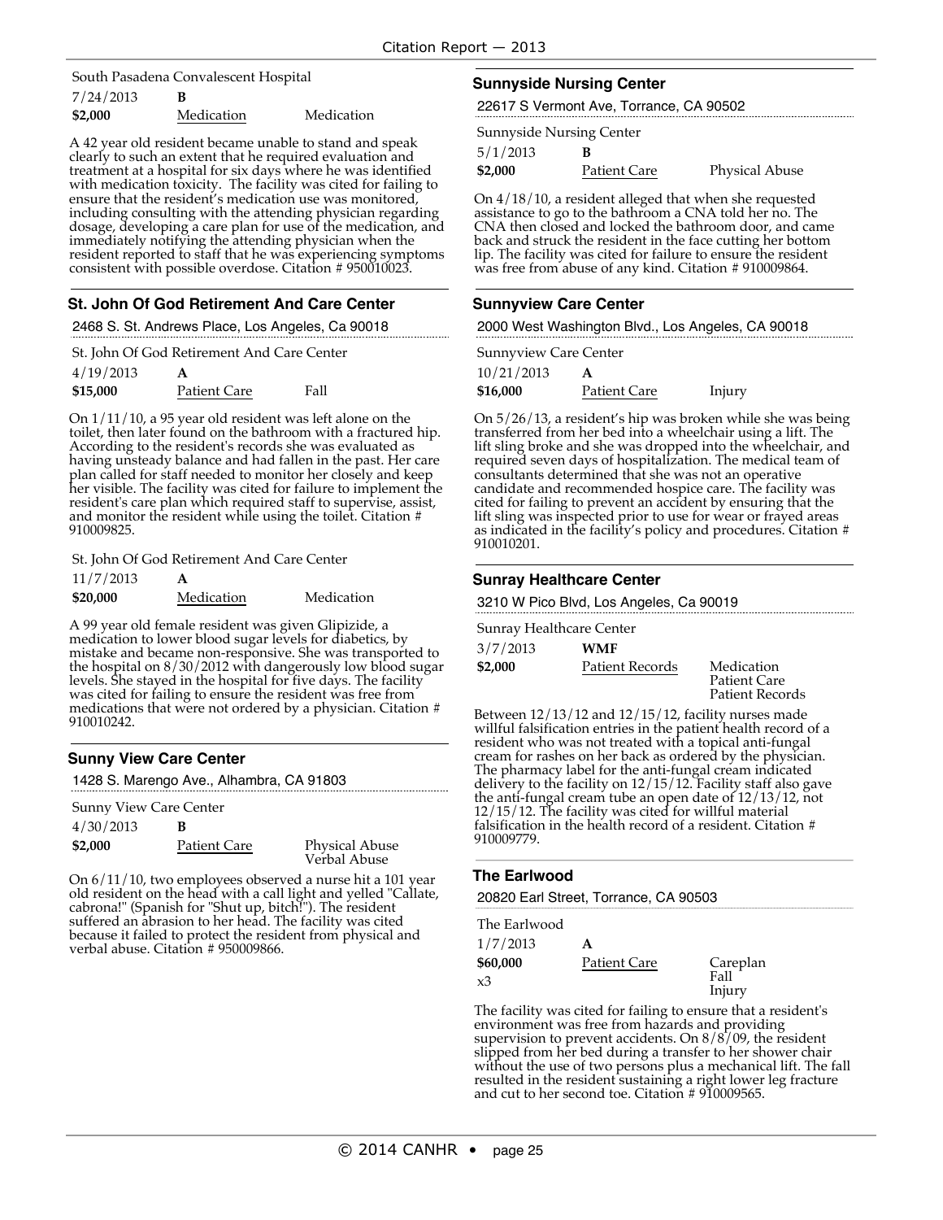South Pasadena Convalescent Hospital

| 7/24/2013 | **B** | |
|---|---|---|
| **$2,000** | Medication | Medication |

A 42 year old resident became unable to stand and speak clearly to such an extent that he required evaluation and treatment at a hospital for six days where he was identified with medication toxicity. The facility was cited for failing to ensure that the resident's medication use was monitored, including consulting with the attending physician regarding dosage, developing a care plan for use of the medication, and immediately notifying the attending physician when the resident reported to staff that he was experiencing symptoms consistent with possible overdose. Citation # 950010023.

## St. John Of God Retirement And Care Center

2468 S. St. Andrews Place, Los Angeles, Ca 90018

St. John Of God Retirement And Care Center

| 4/19/2013 | **A** | |
|---|---|---|
| **$15,000** | Patient Care | Fall |

On 1/11/10, a 95 year old resident was left alone on the toilet, then later found on the bathroom with a fractured hip. According to the resident's records she was evaluated as having unsteady balance and had fallen in the past. Her care plan called for staff needed to monitor her closely and keep her visible. The facility was cited for failure to implement the resident's care plan which required staff to supervise, assist, and monitor the resident while using the toilet. Citation # 910009825.

St. John Of God Retirement And Care Center

| 11/7/2013 | **A** | |
|---|---|---|
| **$20,000** | Medication | Medication |

A 99 year old female resident was given Glipizide, a medication to lower blood sugar levels for diabetics, by mistake and became non-responsive. She was transported to the hospital on 8/30/2012 with dangerously low blood sugar levels. She stayed in the hospital for five days. The facility was cited for failing to ensure the resident was free from medications that were not ordered by a physician. Citation # 910010242.

## Sunny View Care Center

1428 S. Marengo Ave., Alhambra, CA 91803

Sunny View Care Center

| 4/30/2013 | **B** | |
|---|---|---|
| **$2,000** | Patient Care | Physical Abuse<br>Verbal Abuse |

On 6/11/10, two employees observed a nurse hit a 101 year old resident on the head with a call light and yelled "Callate, cabrona!" (Spanish for "Shut up, bitch!"). The resident suffered an abrasion to her head. The facility was cited because it failed to protect the resident from physical and verbal abuse. Citation # 950009866.

## Sunnyside Nursing Center

22617 S Vermont Ave, Torrance, CA 90502

Sunnyside Nursing Center

| 5/1/2013 | **B** | |
|---|---|---|
| **$2,000** | Patient Care | Physical Abuse |

On 4/18/10, a resident alleged that when she requested assistance to go to the bathroom a CNA told her no. The CNA then closed and locked the bathroom door, and came back and struck the resident in the face cutting her bottom lip. The facility was cited for failure to ensure the resident was free from abuse of any kind. Citation # 910009864.

## Sunnyview Care Center

2000 West Washington Blvd., Los Angeles, CA 90018

Sunnyview Care Center

| 10/21/2013 | **A** | |
|---|---|---|
| **$16,000** | Patient Care | Injury |

On 5/26/13, a resident's hip was broken while she was being transferred from her bed into a wheelchair using a lift. The lift sling broke and she was dropped into the wheelchair, and required seven days of hospitalization. The medical team of consultants determined that she was not an operative candidate and recommended hospice care. The facility was cited for failing to prevent an accident by ensuring that the lift sling was inspected prior to use for wear or frayed areas as indicated in the facility's policy and procedures. Citation # 910010201.

## Sunray Healthcare Center

3210 W Pico Blvd, Los Angeles, Ca 90019

Sunray Healthcare Center

| 3/7/2013 | **WMF** | |
|---|---|---|
| **$2,000** | Patient Records | Medication<br>Patient Care<br>Patient Records |

Between 12/13/12 and 12/15/12, facility nurses made willful falsification entries in the patient health record of a resident who was not treated with a topical anti-fungal cream for rashes on her back as ordered by the physician. The pharmacy label for the anti-fungal cream indicated delivery to the facility on 12/15/12. Facility staff also gave the anti-fungal cream tube an open date of 12/13/12, not 12/15/12. The facility was cited for willful material falsification in the health record of a resident. Citation # 910009779.

## The Earlwood

20820 Earl Street, Torrance, CA 90503

The Earlwood

| 1/7/2013 | **A** | |
|---|---|---|
| **$60,000**<br>x3 | Patient Care | Careplan<br>Fall<br>Injury |

The facility was cited for failing to ensure that a resident's environment was free from hazards and providing supervision to prevent accidents. On 8/8/09, the resident slipped from her bed during a transfer to her shower chair without the use of two persons plus a mechanical lift. The fall resulted in the resident sustaining a right lower leg fracture and cut to her second toe. Citation # 910009565.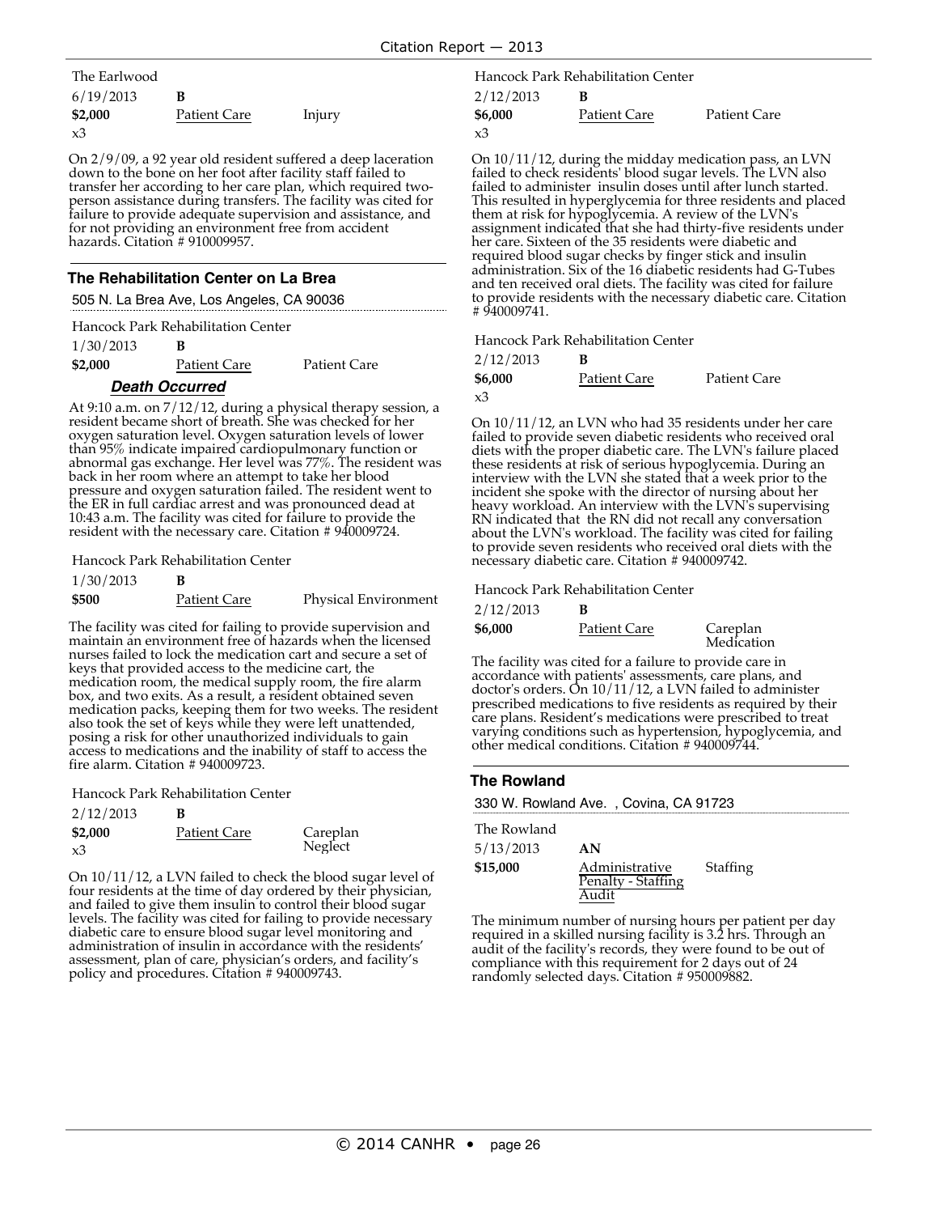The Earlwood

6/19/2013 **B**

**$2,000** Patient Care Injury

x3

On 2/9/09, a 92 year old resident suffered a deep laceration down to the bone on her foot after facility staff failed to transfer her according to her care plan, which required two-person assistance during transfers. The facility was cited for failure to provide adequate supervision and assistance, and for not providing an environment free from accident hazards. Citation # 910009957.

## The Rehabilitation Center on La Brea

505 N. La Brea Ave, Los Angeles, CA 90036

Hancock Park Rehabilitation Center

1/30/2013 **B**

**$2,000** Patient Care Patient Care

***Death Occurred***

At 9:10 a.m. on 7/12/12, during a physical therapy session, a resident became short of breath. She was checked for her oxygen saturation level. Oxygen saturation levels of lower than 95% indicate impaired cardiopulmonary function or abnormal gas exchange. Her level was 77%. The resident was back in her room where an attempt to take her blood pressure and oxygen saturation failed. The resident went to the ER in full cardiac arrest and was pronounced dead at 10:43 a.m. The facility was cited for failure to provide the resident with the necessary care. Citation # 940009724.

Hancock Park Rehabilitation Center

1/30/2013 **B**

**$500** Patient Care Physical Environment

The facility was cited for failing to provide supervision and maintain an environment free of hazards when the licensed nurses failed to lock the medication cart and secure a set of keys that provided access to the medicine cart, the medication room, the medical supply room, the fire alarm box, and two exits. As a result, a resident obtained seven medication packs, keeping them for two weeks. The resident also took the set of keys while they were left unattended, posing a risk for other unauthorized individuals to gain access to medications and the inability of staff to access the fire alarm. Citation # 940009723.

Hancock Park Rehabilitation Center

2/12/2013 **B**

**$2,000** Patient Care Careplan Neglect

x3

On 10/11/12, a LVN failed to check the blood sugar level of four residents at the time of day ordered by their physician, and failed to give them insulin to control their blood sugar levels. The facility was cited for failing to provide necessary diabetic care to ensure blood sugar level monitoring and administration of insulin in accordance with the residents' assessment, plan of care, physician's orders, and facility's policy and procedures. Citation # 940009743.

Hancock Park Rehabilitation Center

2/12/2013 **B**

**$6,000** Patient Care Patient Care

x3

On 10/11/12, during the midday medication pass, an LVN failed to check residents' blood sugar levels. The LVN also failed to administer insulin doses until after lunch started. This resulted in hyperglycemia for three residents and placed them at risk for hypoglycemia. A review of the LVN's assignment indicated that she had thirty-five residents under her care. Sixteen of the 35 residents were diabetic and required blood sugar checks by finger stick and insulin administration. Six of the 16 diabetic residents had G-Tubes and ten received oral diets. The facility was cited for failure to provide residents with the necessary diabetic care. Citation # 940009741.

Hancock Park Rehabilitation Center

2/12/2013 **B**

**$6,000** Patient Care Patient Care

x3

On 10/11/12, an LVN who had 35 residents under her care failed to provide seven diabetic residents who received oral diets with the proper diabetic care. The LVN's failure placed these residents at risk of serious hypoglycemia. During an interview with the LVN she stated that a week prior to the incident she spoke with the director of nursing about her heavy workload. An interview with the LVN's supervising RN indicated that the RN did not recall any conversation about the LVN's workload. The facility was cited for failing to provide seven residents who received oral diets with the necessary diabetic care. Citation # 940009742.

Hancock Park Rehabilitation Center

2/12/2013 **B**

**$6,000** Patient Care Careplan Medication

The facility was cited for a failure to provide care in accordance with patients' assessments, care plans, and doctor's orders. On 10/11/12, a LVN failed to administer prescribed medications to five residents as required by their care plans. Resident's medications were prescribed to treat varying conditions such as hypertension, hypoglycemia, and other medical conditions. Citation # 940009744.

## The Rowland

330 W. Rowland Ave. , Covina, CA 91723

The Rowland

5/13/2013 **AN**

**$15,000** Administrative Penalty - Staffing Audit Staffing

The minimum number of nursing hours per patient per day required in a skilled nursing facility is 3.2 hrs. Through an audit of the facility's records, they were found to be out of compliance with this requirement for 2 days out of 24 randomly selected days. Citation # 950009882.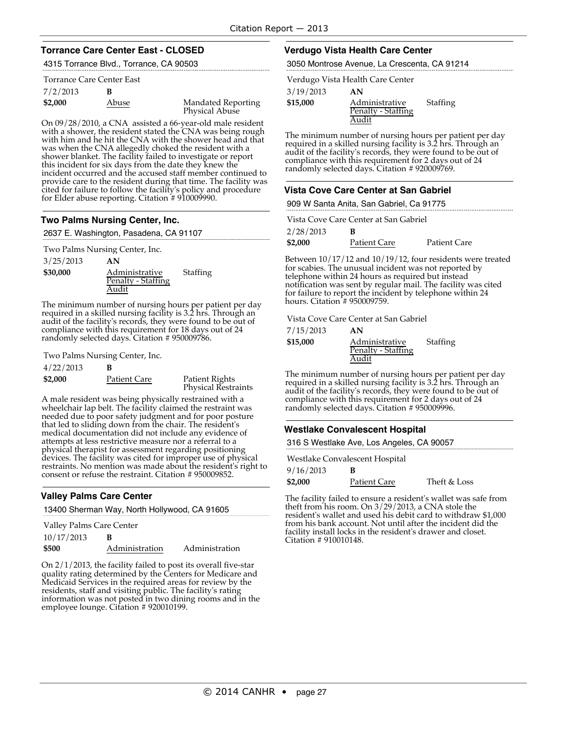### Torrance Care Center East - CLOSED

4315 Torrance Blvd., Torrance, CA 90503

Torrance Care Center East

| | | |
|---|---|---|
| 7/2/2013 | **B** | |
| **$2,000** | Abuse | Mandated Reporting Physical Abuse |

On 09/28/2010, a CNA assisted a 66-year-old male resident with a shower, the resident stated the CNA was being rough with him and he hit the CNA with the shower head and that was when the CNA allegedly choked the resident with a shower blanket. The facility failed to investigate or report this incident for six days from the date they knew the incident occurred and the accused staff member continued to provide care to the resident during that time. The facility was cited for failure to follow the facility's policy and procedure for Elder abuse reporting. Citation # 910009990.

### Two Palms Nursing Center, Inc.

2637 E. Washington, Pasadena, CA 91107

Two Palms Nursing Center, Inc.

| | | |
|---|---|---|
| 3/25/2013 | **AN** | |
| **$30,000** | Administrative Penalty - Staffing Audit | Staffing |

The minimum number of nursing hours per patient per day required in a skilled nursing facility is 3.2 hrs. Through an audit of the facility's records, they were found to be out of compliance with this requirement for 18 days out of 24 randomly selected days. Citation # 950009786.

Two Palms Nursing Center, Inc.

| | | |
|---|---|---|
| 4/22/2013 | **B** | |
| **$2,000** | Patient Care | Patient Rights Physical Restraints |

A male resident was being physically restrained with a wheelchair lap belt. The facility claimed the restraint was needed due to poor safety judgment and for poor posture that led to sliding down from the chair. The resident's medical documentation did not include any evidence of attempts at less restrictive measure nor a referral to a physical therapist for assessment regarding positioning devices. The facility was cited for improper use of physical restraints. No mention was made about the resident's right to consent or refuse the restraint. Citation # 950009852.

### Valley Palms Care Center

13400 Sherman Way, North Hollywood, CA 91605

Valley Palms Care Center

| | | |
|---|---|---|
| 10/17/2013 | **B** | |
| **$500** | Administration | Administration |

On 2/1/2013, the facility failed to post its overall five-star quality rating determined by the Centers for Medicare and Medicaid Services in the required areas for review by the residents, staff and visiting public. The facility's rating information was not posted in two dining rooms and in the employee lounge. Citation # 920010199.

### Verdugo Vista Health Care Center

3050 Montrose Avenue, La Crescenta, CA 91214

Verdugo Vista Health Care Center

| | | |
|---|---|---|
| 3/19/2013 | **AN** | |
| **$15,000** | Administrative Penalty - Staffing Audit | Staffing |

The minimum number of nursing hours per patient per day required in a skilled nursing facility is 3.2 hrs. Through an audit of the facility's records, they were found to be out of compliance with this requirement for 2 days out of 24 randomly selected days. Citation # 920009769.

### Vista Cove Care Center at San Gabriel

909 W Santa Anita, San Gabriel, Ca 91775

Vista Cove Care Center at San Gabriel

| | | |
|---|---|---|
| 2/28/2013 | **B** | |
| **$2,000** | Patient Care | Patient Care |

Between 10/17/12 and 10/19/12, four residents were treated for scabies. The unusual incident was not reported by telephone within 24 hours as required but instead notification was sent by regular mail. The facility was cited for failure to report the incident by telephone within 24 hours. Citation # 950009759.

Vista Cove Care Center at San Gabriel

| | | |
|---|---|---|
| 7/15/2013 | **AN** | |
| **$15,000** | Administrative Penalty - Staffing Audit | Staffing |

The minimum number of nursing hours per patient per day required in a skilled nursing facility is 3.2 hrs. Through an audit of the facility's records, they were found to be out of compliance with this requirement for 2 days out of 24 randomly selected days. Citation # 950009996.

### Westlake Convalescent Hospital

316 S Westlake Ave, Los Angeles, CA 90057

Westlake Convalescent Hospital

| | | |
|---|---|---|
| 9/16/2013 | **B** | |
| **$2,000** | Patient Care | Theft & Loss |

The facility failed to ensure a resident's wallet was safe from theft from his room. On 3/29/2013, a CNA stole the resident's wallet and used his debit card to withdraw $1,000 from his bank account. Not until after the incident did the facility install locks in the resident's drawer and closet. Citation # 910010148.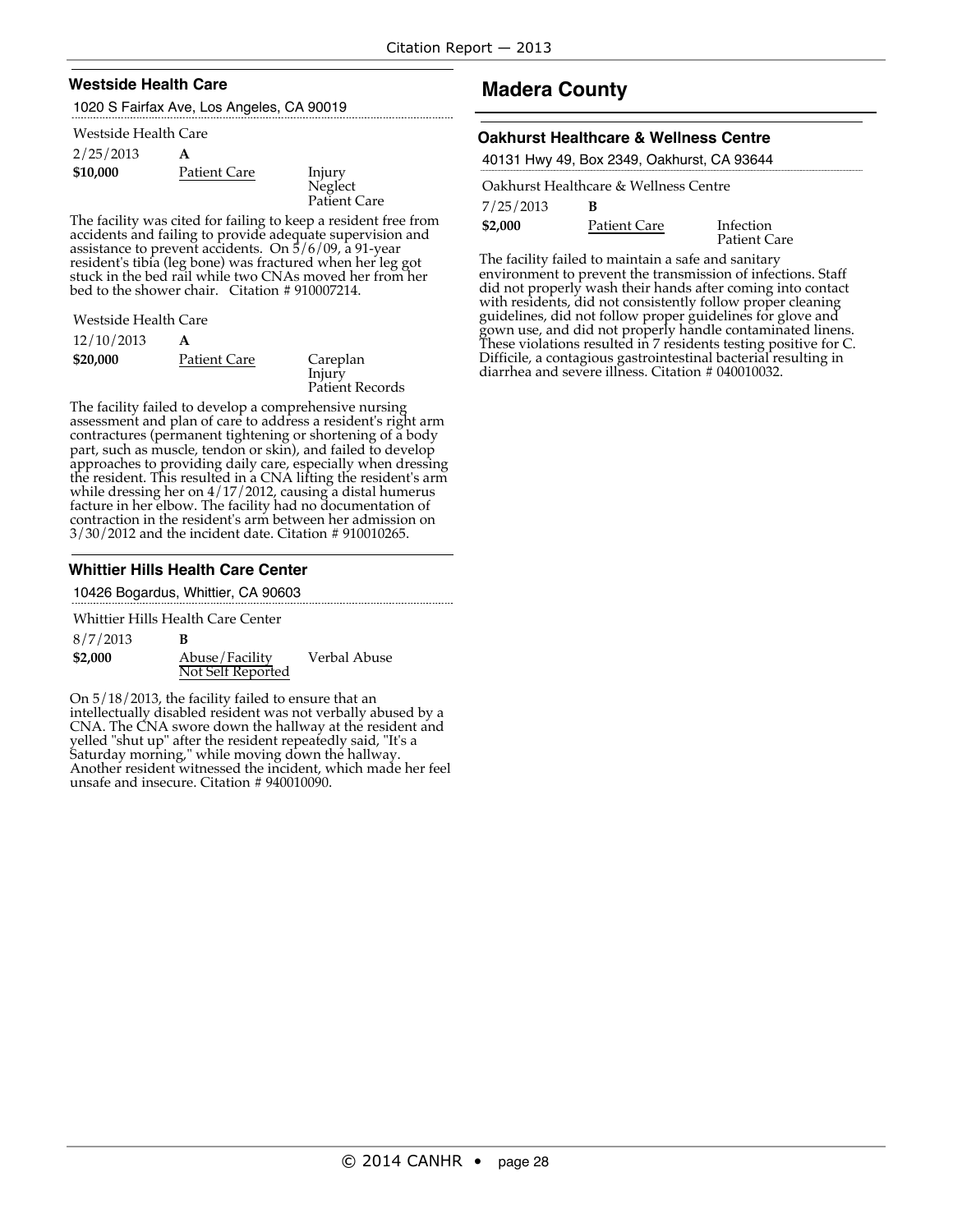### Westside Health Care

1020 S Fairfax Ave, Los Angeles, CA 90019

Westside Health Care

| | | |
|---|---|---|
| 2/25/2013 | **A** | |
| **$10,000** | Patient Care | Injury<br>Neglect<br>Patient Care |

The facility was cited for failing to keep a resident free from accidents and failing to provide adequate supervision and assistance to prevent accidents. On 5/6/09, a 91-year resident's tibia (leg bone) was fractured when her leg got stuck in the bed rail while two CNAs moved her from her bed to the shower chair. Citation # 910007214.

Westside Health Care

| | | |
|---|---|---|
| 12/10/2013 | **A** | |
| **$20,000** | Patient Care | Careplan<br>Injury<br>Patient Records |

The facility failed to develop a comprehensive nursing assessment and plan of care to address a resident's right arm contractures (permanent tightening or shortening of a body part, such as muscle, tendon or skin), and failed to develop approaches to providing daily care, especially when dressing the resident. This resulted in a CNA lifting the resident's arm while dressing her on 4/17/2012, causing a distal humerus facture in her elbow. The facility had no documentation of contraction in the resident's arm between her admission on 3/30/2012 and the incident date. Citation # 910010265.

### Whittier Hills Health Care Center

10426 Bogardus, Whittier, CA 90603

Whittier Hills Health Care Center

| | | |
|---|---|---|
| 8/7/2013 | **B** | |
| **$2,000** | Abuse/Facility Not Self Reported | Verbal Abuse |

On 5/18/2013, the facility failed to ensure that an intellectually disabled resident was not verbally abused by a CNA. The CNA swore down the hallway at the resident and yelled "shut up" after the resident repeatedly said, "It's a Saturday morning," while moving down the hallway. Another resident witnessed the incident, which made her feel unsafe and insecure. Citation # 940010090.

## Madera County

### Oakhurst Healthcare & Wellness Centre

40131 Hwy 49, Box 2349, Oakhurst, CA 93644

Oakhurst Healthcare & Wellness Centre

| | | |
|---|---|---|
| 7/25/2013 | **B** | |
| **$2,000** | Patient Care | Infection<br>Patient Care |

The facility failed to maintain a safe and sanitary environment to prevent the transmission of infections. Staff did not properly wash their hands after coming into contact with residents, did not consistently follow proper cleaning guidelines, did not follow proper guidelines for glove and gown use, and did not properly handle contaminated linens. These violations resulted in 7 residents testing positive for C. Difficile, a contagious gastrointestinal bacterial resulting in diarrhea and severe illness. Citation # 040010032.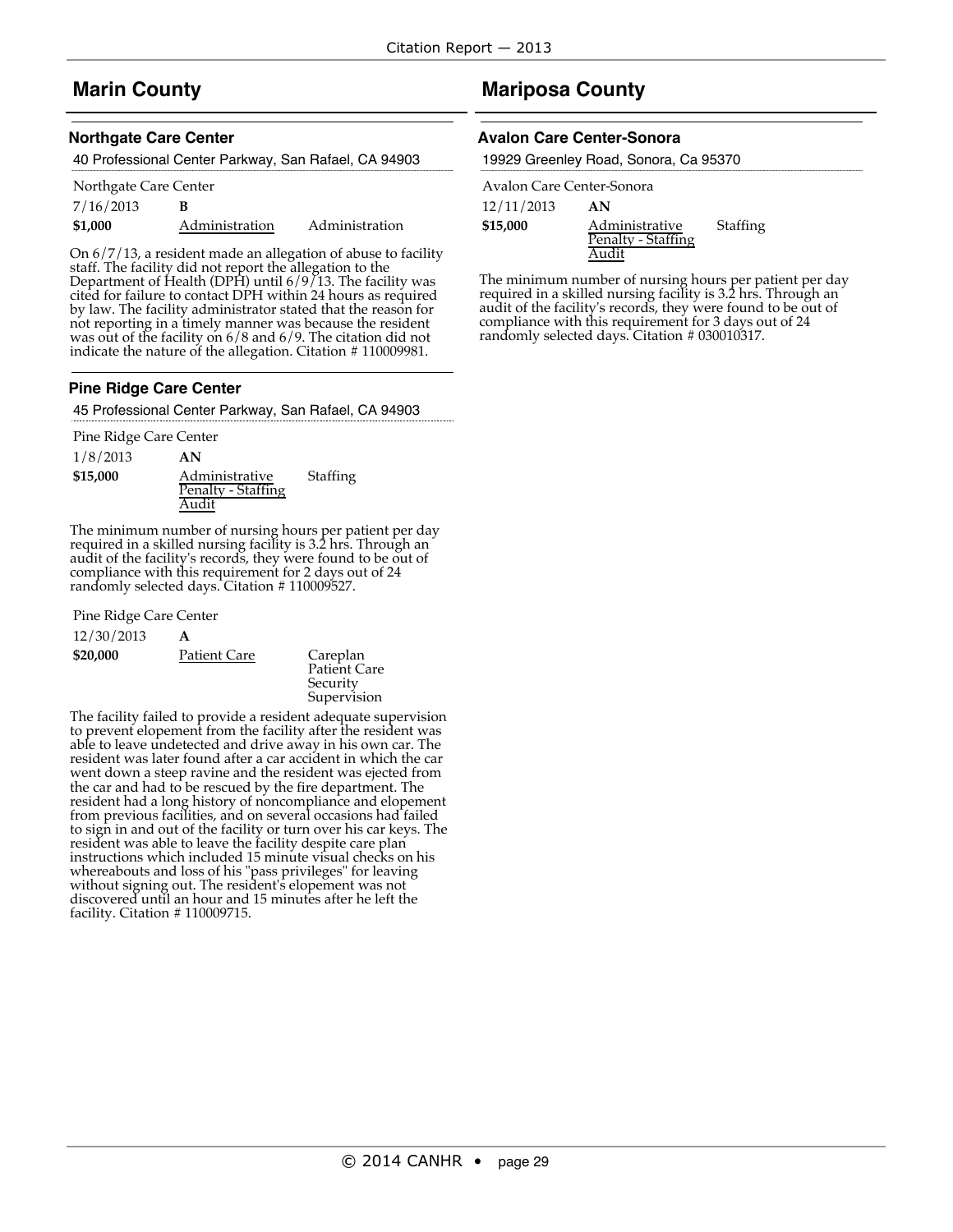## Marin County

### Northgate Care Center

40 Professional Center Parkway, San Rafael, CA 94903

Northgate Care Center

| | | |
|---|---|---|
| 7/16/2013 | **B** | |
| **$1,000** | Administration | Administration |

On 6/7/13, a resident made an allegation of abuse to facility staff. The facility did not report the allegation to the Department of Health (DPH) until 6/9/13. The facility was cited for failure to contact DPH within 24 hours as required by law. The facility administrator stated that the reason for not reporting in a timely manner was because the resident was out of the facility on 6/8 and 6/9. The citation did not indicate the nature of the allegation. Citation # 110009981.

### Pine Ridge Care Center

45 Professional Center Parkway, San Rafael, CA 94903

Pine Ridge Care Center

| | | |
|---|---|---|
| 1/8/2013 | **AN** | |
| **$15,000** | Administrative Penalty - Staffing Audit | Staffing |

The minimum number of nursing hours per patient per day required in a skilled nursing facility is 3.2 hrs. Through an audit of the facility's records, they were found to be out of compliance with this requirement for 2 days out of 24 randomly selected days. Citation # 110009527.

Pine Ridge Care Center

| | | |
|---|---|---|
| 12/30/2013 | **A** | |
| **$20,000** | Patient Care | Careplan<br>Patient Care<br>Security<br>Supervision |

The facility failed to provide a resident adequate supervision to prevent elopement from the facility after the resident was able to leave undetected and drive away in his own car. The resident was later found after a car accident in which the car went down a steep ravine and the resident was ejected from the car and had to be rescued by the fire department. The resident had a long history of noncompliance and elopement from previous facilities, and on several occasions had failed to sign in and out of the facility or turn over his car keys. The resident was able to leave the facility despite care plan instructions which included 15 minute visual checks on his whereabouts and loss of his "pass privileges" for leaving without signing out. The resident's elopement was not discovered until an hour and 15 minutes after he left the facility. Citation # 110009715.

## Mariposa County

### Avalon Care Center-Sonora

19929 Greenley Road, Sonora, Ca 95370

Avalon Care Center-Sonora

| | | |
|---|---|---|
| 12/11/2013 | **AN** | |
| **$15,000** | Administrative Penalty - Staffing Audit | Staffing |

The minimum number of nursing hours per patient per day required in a skilled nursing facility is 3.2 hrs. Through an audit of the facility's records, they were found to be out of compliance with this requirement for 3 days out of 24 randomly selected days. Citation # 030010317.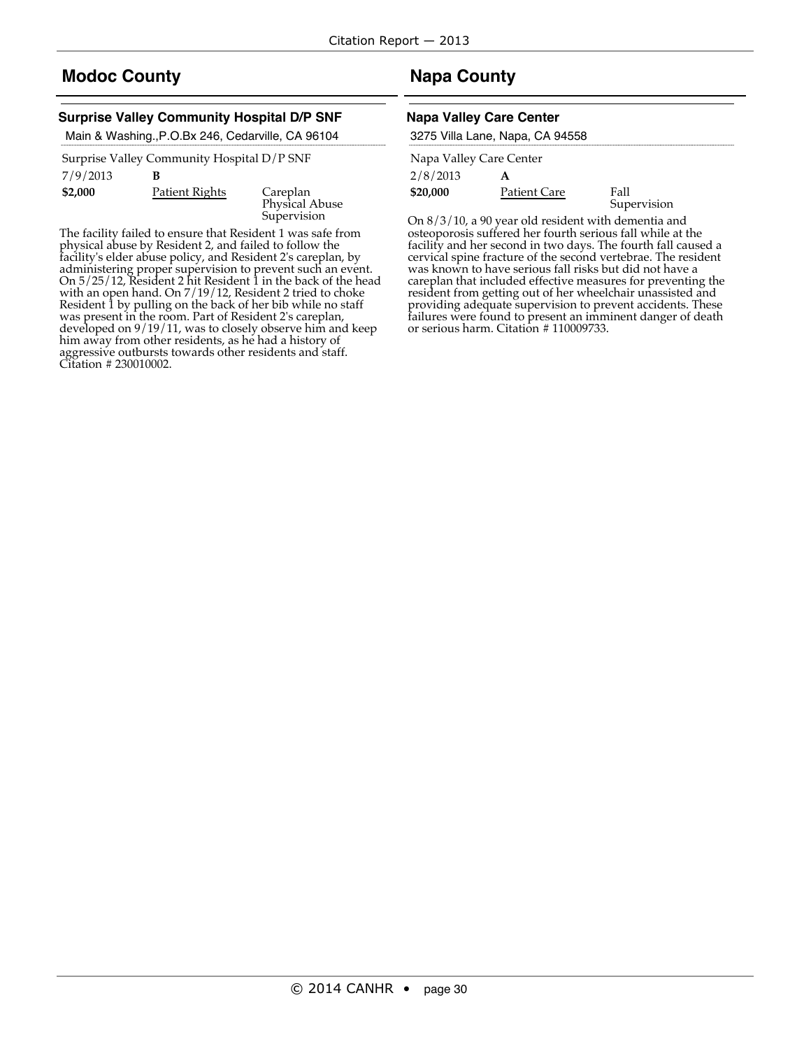## Modoc County

### Surprise Valley Community Hospital D/P SNF

Main & Washing.,P.O.Bx 246, Cedarville, CA 96104

Surprise Valley Community Hospital D/P SNF

7/9/2013 **B**

**$2,000** Patient Rights — Careplan, Physical Abuse, Supervision

The facility failed to ensure that Resident 1 was safe from physical abuse by Resident 2, and failed to follow the facility's elder abuse policy, and Resident 2's careplan, by administering proper supervision to prevent such an event. On 5/25/12, Resident 2 hit Resident 1 in the back of the head with an open hand. On 7/19/12, Resident 2 tried to choke Resident 1 by pulling on the back of her bib while no staff was present in the room. Part of Resident 2's careplan, developed on 9/19/11, was to closely observe him and keep him away from other residents, as he had a history of aggressive outbursts towards other residents and staff. Citation # 230010002.

## Napa County

### Napa Valley Care Center

3275 Villa Lane, Napa, CA 94558

Napa Valley Care Center

2/8/2013 **A**

**$20,000** Patient Care — Fall, Supervision

On 8/3/10, a 90 year old resident with dementia and osteoporosis suffered her fourth serious fall while at the facility and her second in two days. The fourth fall caused a cervical spine fracture of the second vertebrae. The resident was known to have serious fall risks but did not have a careplan that included effective measures for preventing the resident from getting out of her wheelchair unassisted and providing adequate supervision to prevent accidents. These failures were found to present an imminent danger of death or serious harm. Citation # 110009733.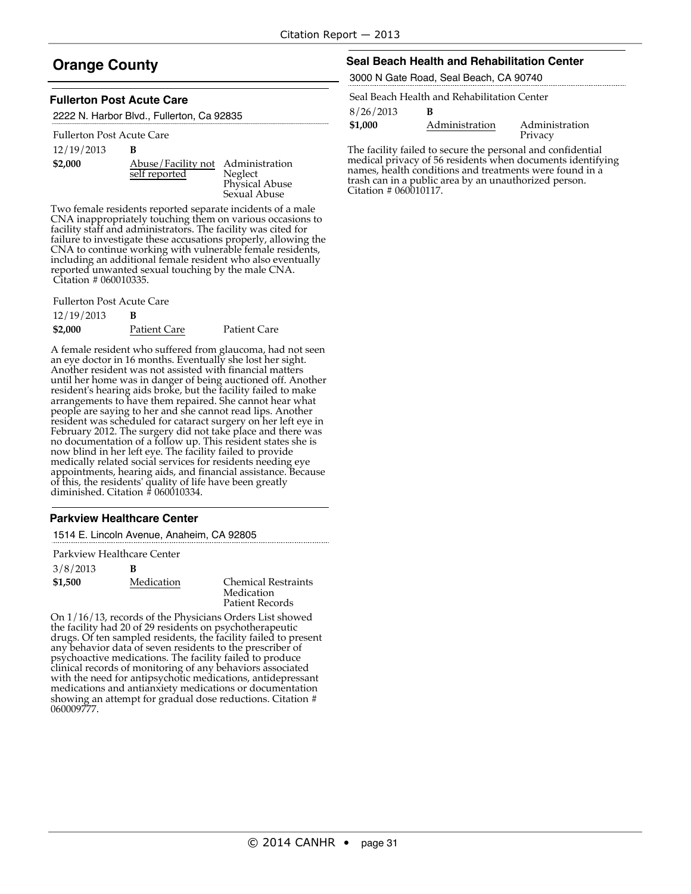## Orange County

### Fullerton Post Acute Care

2222 N. Harbor Blvd., Fullerton, Ca 92835

Fullerton Post Acute Care

12/19/2013 **B**

**$2,000** Abuse/Facility not self reported — Administration, Neglect, Physical Abuse, Sexual Abuse

Two female residents reported separate incidents of a male CNA inappropriately touching them on various occasions to facility staff and administrators. The facility was cited for failure to investigate these accusations properly, allowing the CNA to continue working with vulnerable female residents, including an additional female resident who also eventually reported unwanted sexual touching by the male CNA. Citation # 060010335.

Fullerton Post Acute Care

12/19/2013 **B**

**$2,000** Patient Care — Patient Care

A female resident who suffered from glaucoma, had not seen an eye doctor in 16 months. Eventually she lost her sight. Another resident was not assisted with financial matters until her home was in danger of being auctioned off. Another resident's hearing aids broke, but the facility failed to make arrangements to have them repaired. She cannot hear what people are saying to her and she cannot read lips. Another resident was scheduled for cataract surgery on her left eye in February 2012. The surgery did not take place and there was no documentation of a follow up. This resident states she is now blind in her left eye. The facility failed to provide medically related social services for residents needing eye appointments, hearing aids, and financial assistance. Because of this, the residents' quality of life have been greatly diminished. Citation # 060010334.

### Parkview Healthcare Center

1514 E. Lincoln Avenue, Anaheim, CA 92805

Parkview Healthcare Center

3/8/2013 **B**

**$1,500** Medication — Chemical Restraints, Medication, Patient Records

On 1/16/13, records of the Physicians Orders List showed the facility had 20 of 29 residents on psychotherapeutic drugs. Of ten sampled residents, the facility failed to present any behavior data of seven residents to the prescriber of psychoactive medications. The facility failed to produce clinical records of monitoring of any behaviors associated with the need for antipsychotic medications, antidepressant medications and antianxiety medications or documentation showing an attempt for gradual dose reductions. Citation # 060009777.

### Seal Beach Health and Rehabilitation Center

3000 N Gate Road, Seal Beach, CA 90740

Seal Beach Health and Rehabilitation Center

8/26/2013 **B**

**$1,000** Administration — Administration, Privacy

The facility failed to secure the personal and confidential medical privacy of 56 residents when documents identifying names, health conditions and treatments were found in a trash can in a public area by an unauthorized person. Citation # 060010117.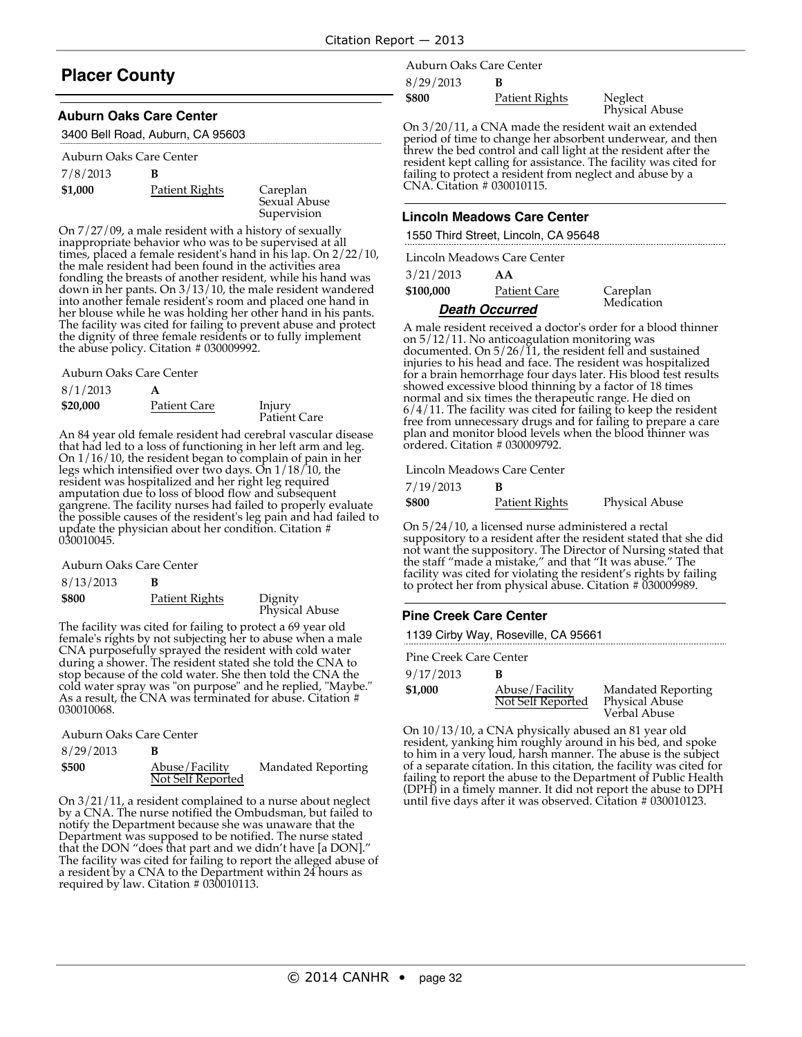## Placer County

### Auburn Oaks Care Center

3400 Bell Road, Auburn, CA 95603

Auburn Oaks Care Center

| 7/8/2013 | B | |
|---|---|---|
| **$1,000** | Patient Rights | Careplan<br>Sexual Abuse<br>Supervision |

On 7/27/09, a male resident with a history of sexually inappropriate behavior who was to be supervised at all times, placed a female resident's hand in his lap. On 2/22/10, the male resident had been found in the activities area fondling the breasts of another resident, while his hand was down in her pants. On 3/13/10, the male resident wandered into another female resident's room and placed one hand in her blouse while he was holding her other hand in his pants. The facility was cited for failing to prevent abuse and protect the dignity of three female residents or to fully implement the abuse policy. Citation # 030009992.

Auburn Oaks Care Center

| 8/1/2013 | A | |
|---|---|---|
| **$20,000** | Patient Care | Injury<br>Patient Care |

An 84 year old female resident had cerebral vascular disease that had led to a loss of functioning in her left arm and leg. On 1/16/10, the resident began to complain of pain in her legs which intensified over two days. On 1/18/10, the resident was hospitalized and her right leg required amputation due to loss of blood flow and subsequent gangrene. The facility nurses had failed to properly evaluate the possible causes of the resident's leg pain and had failed to update the physician about her condition. Citation # 030010045.

Auburn Oaks Care Center

| 8/13/2013 | B | |
|---|---|---|
| **$800** | Patient Rights | Dignity<br>Physical Abuse |

The facility was cited for failing to protect a 69 year old female's rights by not subjecting her to abuse when a male CNA purposefully sprayed the resident with cold water during a shower. The resident stated she told the CNA to stop because of the cold water. She then told the CNA the cold water spray was "on purpose" and he replied, "Maybe." As a result, the CNA was terminated for abuse. Citation # 030010068.

Auburn Oaks Care Center

| 8/29/2013 | B | |
|---|---|---|
| **$500** | Abuse/Facility Not Self Reported | Mandated Reporting |

On 3/21/11, a resident complained to a nurse about neglect by a CNA. The nurse notified the Ombudsman, but failed to notify the Department because she was unaware that the Department was supposed to be notified. The nurse stated that the DON "does that part and we didn't have [a DON]." The facility was cited for failing to report the alleged abuse of a resident by a CNA to the Department within 24 hours as required by law. Citation # 030010113.

Auburn Oaks Care Center

| 8/29/2013 | B | |
|---|---|---|
| **$800** | Patient Rights | Neglect<br>Physical Abuse |

On 3/20/11, a CNA made the resident wait an extended period of time to change her absorbent underwear, and then threw the bed control and call light at the resident after the resident kept calling for assistance. The facility was cited for failing to protect a resident from neglect and abuse by a CNA. Citation # 030010115.

### Lincoln Meadows Care Center

1550 Third Street, Lincoln, CA 95648

Lincoln Meadows Care Center

| 3/21/2013 | AA | |
|---|---|---|
| **$100,000** | Patient Care | Careplan<br>Medication |

***Death Occurred***

A male resident received a doctor's order for a blood thinner on 5/12/11. No anticoagulation monitoring was documented. On 5/26/11, the resident fell and sustained injuries to his head and face. The resident was hospitalized for a brain hemorrhage four days later. His blood test results showed excessive blood thinning by a factor of 18 times normal and six times the therapeutic range. He died on 6/4/11. The facility was cited for failing to keep the resident free from unnecessary drugs and for failing to prepare a care plan and monitor blood levels when the blood thinner was ordered. Citation # 030009792.

Lincoln Meadows Care Center

| 7/19/2013 | B | |
|---|---|---|
| **$800** | Patient Rights | Physical Abuse |

On 5/24/10, a licensed nurse administered a rectal suppository to a resident after the resident stated that she did not want the suppository. The Director of Nursing stated that the staff "made a mistake," and that "It was abuse." The facility was cited for violating the resident's rights by failing to protect her from physical abuse. Citation # 030009989.

### Pine Creek Care Center

1139 Cirby Way, Roseville, CA 95661

Pine Creek Care Center

| 9/17/2013 | B | |
|---|---|---|
| **$1,000** | Abuse/Facility Not Self Reported | Mandated Reporting<br>Physical Abuse<br>Verbal Abuse |

On 10/13/10, a CNA physically abused an 81 year old resident, yanking him roughly around in his bed, and spoke to him in a very loud, harsh manner. The abuse is the subject of a separate citation. In this citation, the facility was cited for failing to report the abuse to the Department of Public Health (DPH) in a timely manner. It did not report the abuse to DPH until five days after it was observed. Citation # 030010123.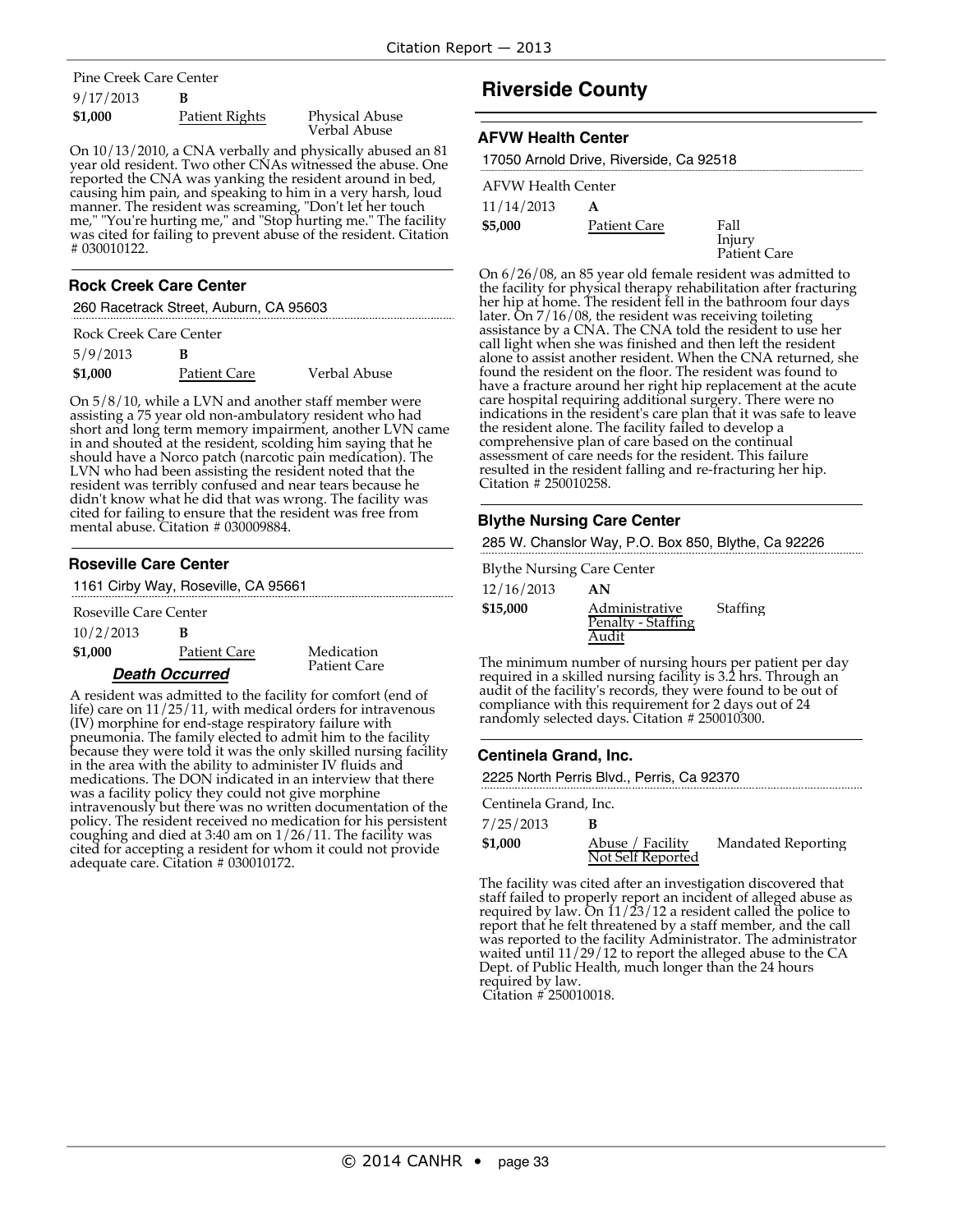Pine Creek Care Center

9/17/2013 **B**

**$1,000** Patient Rights Physical Abuse, Verbal Abuse

On 10/13/2010, a CNA verbally and physically abused an 81 year old resident. Two other CNAs witnessed the abuse. One reported the CNA was yanking the resident around in bed, causing him pain, and speaking to him in a very harsh, loud manner. The resident was screaming, "Don't let her touch me," "You're hurting me," and "Stop hurting me." The facility was cited for failing to prevent abuse of the resident. Citation # 030010122.

### Rock Creek Care Center

260 Racetrack Street, Auburn, CA 95603

Rock Creek Care Center

5/9/2013 **B**

**$1,000** Patient Care Verbal Abuse

On 5/8/10, while a LVN and another staff member were assisting a 75 year old non-ambulatory resident who had short and long term memory impairment, another LVN came in and shouted at the resident, scolding him saying that he should have a Norco patch (narcotic pain medication). The LVN who had been assisting the resident noted that the resident was terribly confused and near tears because he didn't know what he did that was wrong. The facility was cited for failing to ensure that the resident was free from mental abuse. Citation # 030009884.

### Roseville Care Center

1161 Cirby Way, Roseville, CA 95661

Roseville Care Center

10/2/2013 **B**

**$1,000** Patient Care Medication, Patient Care

***Death Occurred***

A resident was admitted to the facility for comfort (end of life) care on 11/25/11, with medical orders for intravenous (IV) morphine for end-stage respiratory failure with pneumonia. The family elected to admit him to the facility because they were told it was the only skilled nursing facility in the area with the ability to administer IV fluids and medications. The DON indicated in an interview that there was a facility policy they could not give morphine intravenously but there was no written documentation of the policy. The resident received no medication for his persistent coughing and died at 3:40 am on 1/26/11. The facility was cited for accepting a resident for whom it could not provide adequate care. Citation # 030010172.

## Riverside County

### AFVW Health Center

17050 Arnold Drive, Riverside, Ca 92518

AFVW Health Center

11/14/2013 **A**

**$5,000** Patient Care Fall, Injury, Patient Care

On 6/26/08, an 85 year old female resident was admitted to the facility for physical therapy rehabilitation after fracturing her hip at home. The resident fell in the bathroom four days later. On 7/16/08, the resident was receiving toileting assistance by a CNA. The CNA told the resident to use her call light when she was finished and then left the resident alone to assist another resident. When the CNA returned, she found the resident on the floor. The resident was found to have a fracture around her right hip replacement at the acute care hospital requiring additional surgery. There were no indications in the resident's care plan that it was safe to leave the resident alone. The facility failed to develop a comprehensive plan of care based on the continual assessment of care needs for the resident. This failure resulted in the resident falling and re-fracturing her hip. Citation # 250010258.

### Blythe Nursing Care Center

285 W. Chanslor Way, P.O. Box 850, Blythe, Ca 92226

Blythe Nursing Care Center

12/16/2013 **AN**

**$15,000** Administrative Penalty - Staffing Audit Staffing

The minimum number of nursing hours per patient per day required in a skilled nursing facility is 3.2 hrs. Through an audit of the facility's records, they were found to be out of compliance with this requirement for 2 days out of 24 randomly selected days. Citation # 250010300.

### Centinela Grand, Inc.

2225 North Perris Blvd., Perris, Ca 92370

Centinela Grand, Inc.

7/25/2013 **B**

**$1,000** Abuse / Facility Not Self Reported Mandated Reporting

The facility was cited after an investigation discovered that staff failed to properly report an incident of alleged abuse as required by law. On 11/23/12 a resident called the police to report that he felt threatened by a staff member, and the call was reported to the facility Administrator. The administrator waited until 11/29/12 to report the alleged abuse to the CA Dept. of Public Health, much longer than the 24 hours required by law.
Citation # 250010018.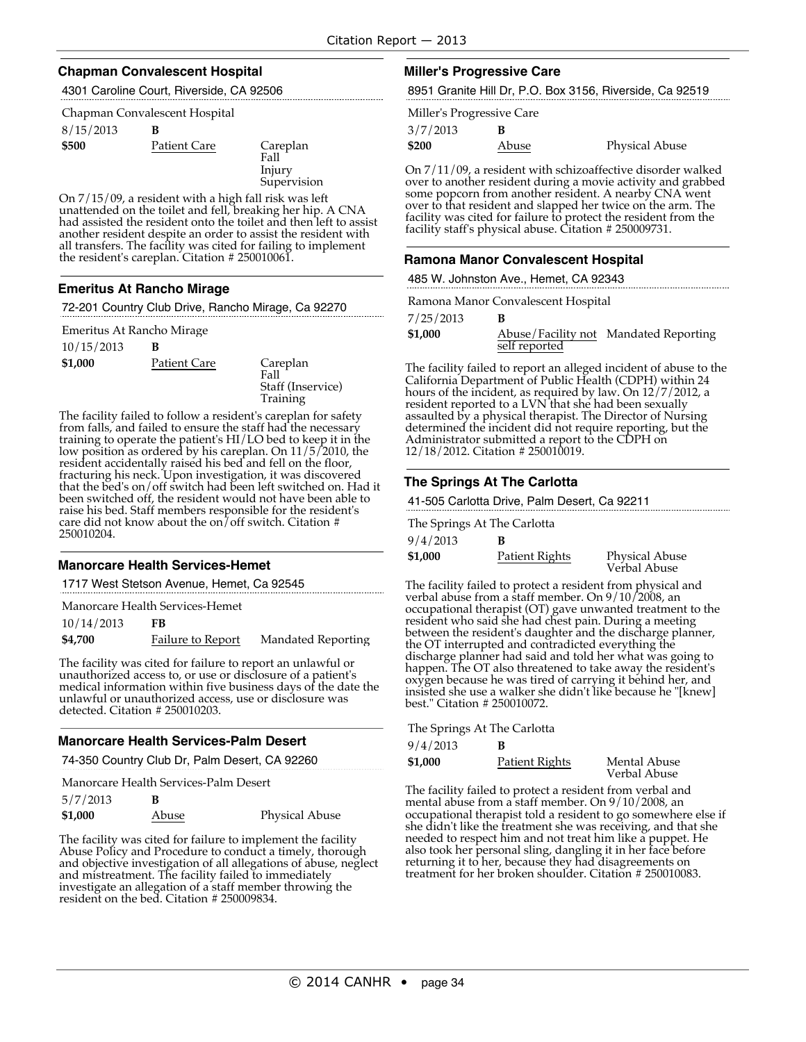### Chapman Convalescent Hospital

4301 Caroline Court, Riverside, CA 92506

Chapman Convalescent Hospital

| | | |
|---|---|---|
| 8/15/2013 | **B** | |
| **$500** | Patient Care | Careplan<br>Fall<br>Injury<br>Supervision |

On 7/15/09, a resident with a high fall risk was left unattended on the toilet and fell, breaking her hip. A CNA had assisted the resident onto the toilet and then left to assist another resident despite an order to assist the resident with all transfers. The facility was cited for failing to implement the resident's careplan. Citation # 250010061.

### Emeritus At Rancho Mirage

72-201 Country Club Drive, Rancho Mirage, Ca 92270

Emeritus At Rancho Mirage

| | | |
|---|---|---|
| 10/15/2013 | **B** | |
| **$1,000** | Patient Care | Careplan<br>Fall<br>Staff (Inservice) Training |

The facility failed to follow a resident's careplan for safety from falls, and failed to ensure the staff had the necessary training to operate the patient's HI/LO bed to keep it in the low position as ordered by his careplan. On 11/5/2010, the resident accidentally raised his bed and fell on the floor, fracturing his neck. Upon investigation, it was discovered that the bed's on/off switch had been left switched on. Had it been switched off, the resident would not have been able to raise his bed. Staff members responsible for the resident's care did not know about the on/off switch. Citation # 250010204.

### Manorcare Health Services-Hemet

1717 West Stetson Avenue, Hemet, Ca 92545

Manorcare Health Services-Hemet

| | | |
|---|---|---|
| 10/14/2013 | **FB** | |
| **$4,700** | Failure to Report | Mandated Reporting |

The facility was cited for failure to report an unlawful or unauthorized access to, or use or disclosure of a patient's medical information within five business days of the date the unlawful or unauthorized access, use or disclosure was detected. Citation # 250010203.

### Manorcare Health Services-Palm Desert

74-350 Country Club Dr, Palm Desert, CA 92260

Manorcare Health Services-Palm Desert

| | | |
|---|---|---|
| 5/7/2013 | **B** | |
| **$1,000** | Abuse | Physical Abuse |

The facility was cited for failure to implement the facility Abuse Policy and Procedure to conduct a timely, thorough and objective investigation of all allegations of abuse, neglect and mistreatment. The facility failed to immediately investigate an allegation of a staff member throwing the resident on the bed. Citation # 250009834.

### Miller's Progressive Care

8951 Granite Hill Dr, P.O. Box 3156, Riverside, Ca 92519

Miller's Progressive Care

| | | |
|---|---|---|
| 3/7/2013 | **B** | |
| **$200** | Abuse | Physical Abuse |

On 7/11/09, a resident with schizoaffective disorder walked over to another resident during a movie activity and grabbed some popcorn from another resident. A nearby CNA went over to that resident and slapped her twice on the arm. The facility was cited for failure to protect the resident from the facility staff's physical abuse. Citation # 250009731.

### Ramona Manor Convalescent Hospital

485 W. Johnston Ave., Hemet, CA 92343

Ramona Manor Convalescent Hospital

| | | |
|---|---|---|
| 7/25/2013 | **B** | |
| **$1,000** | Abuse/Facility not self reported | Mandated Reporting |

The facility failed to report an alleged incident of abuse to the California Department of Public Health (CDPH) within 24 hours of the incident, as required by law. On 12/7/2012, a resident reported to a LVN that she had been sexually assaulted by a physical therapist. The Director of Nursing determined the incident did not require reporting, but the Administrator submitted a report to the CDPH on 12/18/2012. Citation # 250010019.

### The Springs At The Carlotta

41-505 Carlotta Drive, Palm Desert, Ca 92211

The Springs At The Carlotta

| | | |
|---|---|---|
| 9/4/2013 | **B** | |
| **$1,000** | Patient Rights | Physical Abuse<br>Verbal Abuse |

The facility failed to protect a resident from physical and verbal abuse from a staff member. On 9/10/2008, an occupational therapist (OT) gave unwanted treatment to the resident who said she had chest pain. During a meeting between the resident's daughter and the discharge planner, the OT interrupted and contradicted everything the discharge planner had said and told her what was going to happen. The OT also threatened to take away the resident's oxygen because he was tired of carrying it behind her, and insisted she use a walker she didn't like because he "[knew] best." Citation # 250010072.

The Springs At The Carlotta

| | | |
|---|---|---|
| 9/4/2013 | **B** | |
| **$1,000** | Patient Rights | Mental Abuse<br>Verbal Abuse |

The facility failed to protect a resident from verbal and mental abuse from a staff member. On 9/10/2008, an occupational therapist told a resident to go somewhere else if she didn't like the treatment she was receiving, and that she needed to respect him and not treat him like a puppet. He also took her personal sling, dangling it in her face before returning it to her, because they had disagreements on treatment for her broken shoulder. Citation # 250010083.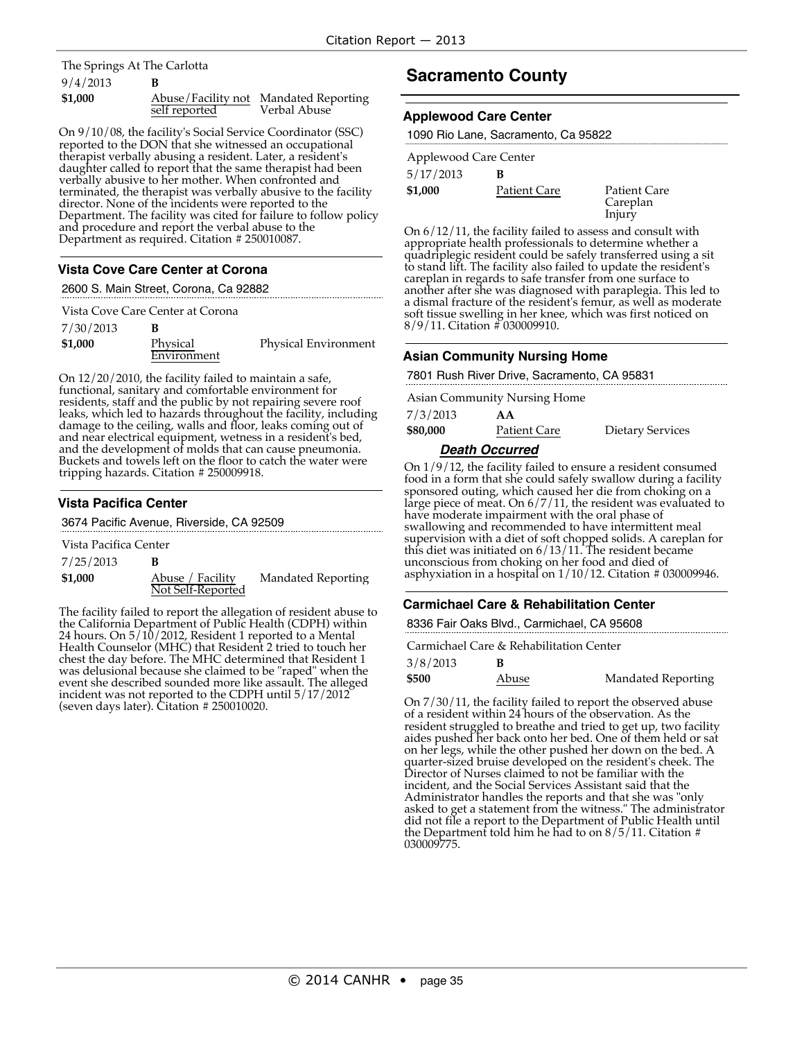The Springs At The Carlotta

9/4/2013 **B**

**$1,000** Abuse/Facility not self reported — Mandated Reporting Verbal Abuse

On 9/10/08, the facility's Social Service Coordinator (SSC) reported to the DON that she witnessed an occupational therapist verbally abusing a resident. Later, a resident's daughter called to report that the same therapist had been verbally abusive to her mother. When confronted and terminated, the therapist was verbally abusive to the facility director. None of the incidents were reported to the Department. The facility was cited for failure to follow policy and procedure and report the verbal abuse to the Department as required. Citation # 250010087.

### Vista Cove Care Center at Corona

2600 S. Main Street, Corona, Ca 92882

Vista Cove Care Center at Corona

7/30/2013 **B**

**$1,000** Physical Environment — Physical Environment

On 12/20/2010, the facility failed to maintain a safe, functional, sanitary and comfortable environment for residents, staff and the public by not repairing severe roof leaks, which led to hazards throughout the facility, including damage to the ceiling, walls and floor, leaks coming out of and near electrical equipment, wetness in a resident's bed, and the development of molds that can cause pneumonia. Buckets and towels left on the floor to catch the water were tripping hazards. Citation # 250009918.

### Vista Pacifica Center

3674 Pacific Avenue, Riverside, CA 92509

Vista Pacifica Center

7/25/2013 **B**

**$1,000** Abuse / Facility Not Self-Reported — Mandated Reporting

The facility failed to report the allegation of resident abuse to the California Department of Public Health (CDPH) within 24 hours. On 5/10/2012, Resident 1 reported to a Mental Health Counselor (MHC) that Resident 2 tried to touch her chest the day before. The MHC determined that Resident 1 was delusional because she claimed to be "raped" when the event she described sounded more like assault. The alleged incident was not reported to the CDPH until 5/17/2012 (seven days later). Citation # 250010020.

## Sacramento County

### Applewood Care Center

1090 Rio Lane, Sacramento, Ca 95822

Applewood Care Center

5/17/2013 **B**

**$1,000** Patient Care — Patient Care Careplan Injury

On 6/12/11, the facility failed to assess and consult with appropriate health professionals to determine whether a quadriplegic resident could be safely transferred using a sit to stand lift. The facility also failed to update the resident's careplan in regards to safe transfer from one surface to another after she was diagnosed with paraplegia. This led to a dismal fracture of the resident's femur, as well as moderate soft tissue swelling in her knee, which was first noticed on 8/9/11. Citation # 030009910.

### Asian Community Nursing Home

7801 Rush River Drive, Sacramento, CA 95831

Asian Community Nursing Home

7/3/2013 **AA**

**$80,000** Patient Care — Dietary Services

***Death Occurred***

On 1/9/12, the facility failed to ensure a resident consumed food in a form that she could safely swallow during a facility sponsored outing, which caused her die from choking on a large piece of meat. On 6/7/11, the resident was evaluated to have moderate impairment with the oral phase of swallowing and recommended to have intermittent meal supervision with a diet of soft chopped solids. A careplan for this diet was initiated on 6/13/11. The resident became unconscious from choking on her food and died of asphyxiation in a hospital on 1/10/12. Citation # 030009946.

### Carmichael Care & Rehabilitation Center

8336 Fair Oaks Blvd., Carmichael, CA 95608

Carmichael Care & Rehabilitation Center

3/8/2013 **B**

**$500** Abuse — Mandated Reporting

On 7/30/11, the facility failed to report the observed abuse of a resident within 24 hours of the observation. As the resident struggled to breathe and tried to get up, two facility aides pushed her back onto her bed. One of them held or sat on her legs, while the other pushed her down on the bed. A quarter-sized bruise developed on the resident's cheek. The Director of Nurses claimed to not be familiar with the incident, and the Social Services Assistant said that the Administrator handles the reports and that she was "only asked to get a statement from the witness." The administrator did not file a report to the Department of Public Health until the Department told him he had to on 8/5/11. Citation # 030009775.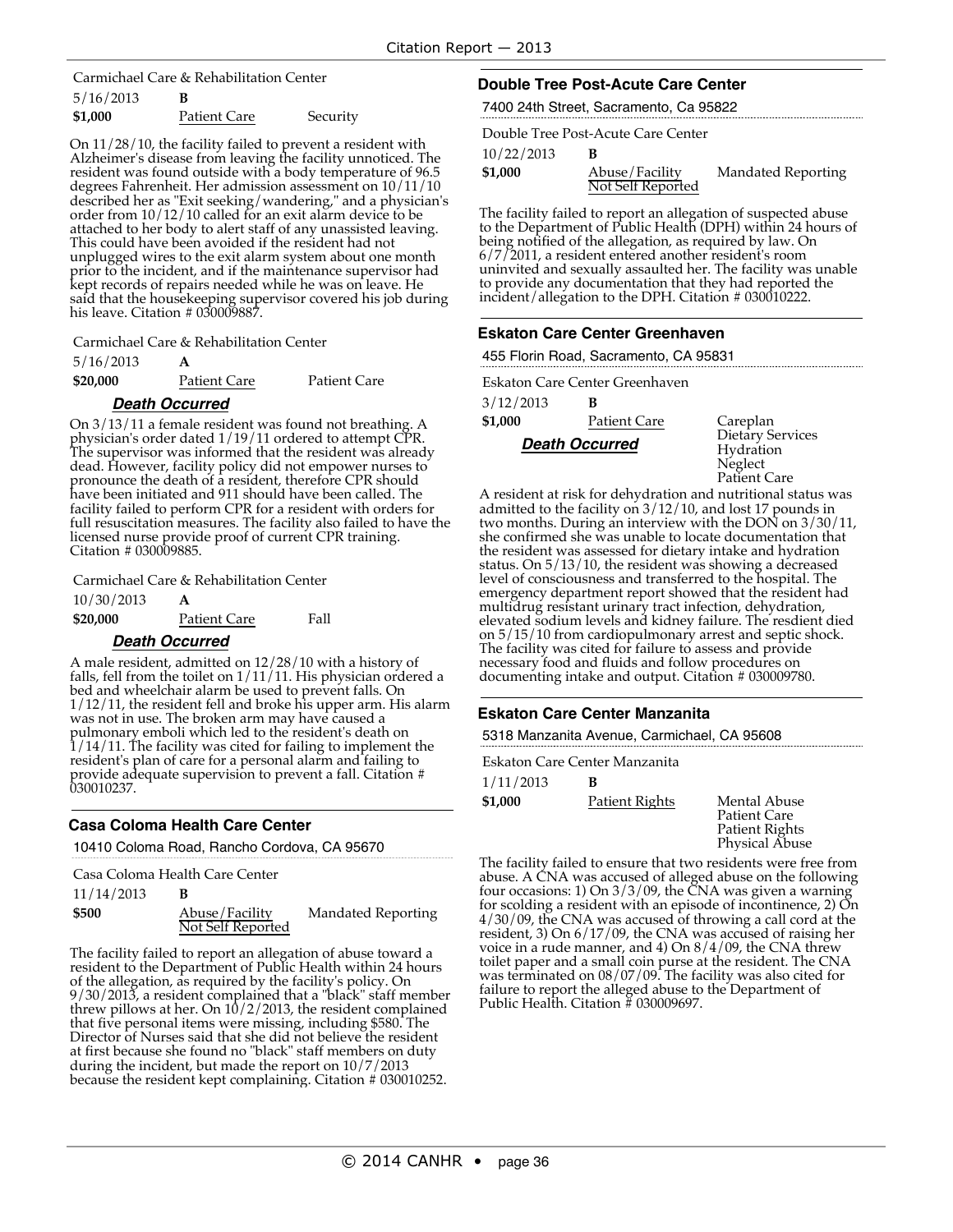Carmichael Care & Rehabilitation Center

5/16/2013 **B**

**$1,000** Patient Care Security

On 11/28/10, the facility failed to prevent a resident with Alzheimer's disease from leaving the facility unnoticed. The resident was found outside with a body temperature of 96.5 degrees Fahrenheit. Her admission assessment on 10/11/10 described her as "Exit seeking/wandering," and a physician's order from 10/12/10 called for an exit alarm device to be attached to her body to alert staff of any unassisted leaving. This could have been avoided if the resident had not unplugged wires to the exit alarm system about one month prior to the incident, and if the maintenance supervisor had kept records of repairs needed while he was on leave. He said that the housekeeping supervisor covered his job during his leave. Citation # 030009887.

Carmichael Care & Rehabilitation Center

5/16/2013 **A**

**$20,000** Patient Care Patient Care

***Death Occurred***

On 3/13/11 a female resident was found not breathing. A physician's order dated 1/19/11 ordered to attempt CPR. The supervisor was informed that the resident was already dead. However, facility policy did not empower nurses to pronounce the death of a resident, therefore CPR should have been initiated and 911 should have been called. The facility failed to perform CPR for a resident with orders for full resuscitation measures. The facility also failed to have the licensed nurse provide proof of current CPR training. Citation # 030009885.

Carmichael Care & Rehabilitation Center

10/30/2013 **A**

**$20,000** Patient Care Fall

***Death Occurred***

A male resident, admitted on 12/28/10 with a history of falls, fell from the toilet on 1/11/11. His physician ordered a bed and wheelchair alarm be used to prevent falls. On 1/12/11, the resident fell and broke his upper arm. His alarm was not in use. The broken arm may have caused a pulmonary emboli which led to the resident's death on 1/14/11. The facility was cited for failing to implement the resident's plan of care for a personal alarm and failing to provide adequate supervision to prevent a fall. Citation # 030010237.

## Casa Coloma Health Care Center

10410 Coloma Road, Rancho Cordova, CA 95670

Casa Coloma Health Care Center

11/14/2013 **B**

**$500** Abuse/Facility Not Self Reported Mandated Reporting

The facility failed to report an allegation of abuse toward a resident to the Department of Public Health within 24 hours of the allegation, as required by the facility's policy. On 9/30/2013, a resident complained that a "black" staff member threw pillows at her. On 10/2/2013, the resident complained that five personal items were missing, including $580. The Director of Nurses said that she did not believe the resident at first because she found no "black" staff members on duty during the incident, but made the report on 10/7/2013 because the resident kept complaining. Citation # 030010252.

## Double Tree Post-Acute Care Center

7400 24th Street, Sacramento, Ca 95822

Double Tree Post-Acute Care Center

10/22/2013 **B**

**$1,000** Abuse/Facility Not Self Reported Mandated Reporting

The facility failed to report an allegation of suspected abuse to the Department of Public Health (DPH) within 24 hours of being notified of the allegation, as required by law. On 6/7/2011, a resident entered another resident's room uninvited and sexually assaulted her. The facility was unable to provide any documentation that they had reported the incident/allegation to the DPH. Citation # 030010222.

## Eskaton Care Center Greenhaven

455 Florin Road, Sacramento, CA 95831

Eskaton Care Center Greenhaven

3/12/2013 **B**

**$1,000** Patient Care Careplan, Dietary Services, Hydration, Neglect, Patient Care

***Death Occurred***

A resident at risk for dehydration and nutritional status was admitted to the facility on 3/12/10, and lost 17 pounds in two months. During an interview with the DON on 3/30/11, she confirmed she was unable to locate documentation that the resident was assessed for dietary intake and hydration status. On 5/13/10, the resident was showing a decreased level of consciousness and transferred to the hospital. The emergency department report showed that the resident had multidrug resistant urinary tract infection, dehydration, elevated sodium levels and kidney failure. The resdient died on 5/15/10 from cardiopulmonary arrest and septic shock. The facility was cited for failure to assess and provide necessary food and fluids and follow procedures on documenting intake and output. Citation # 030009780.

## Eskaton Care Center Manzanita

5318 Manzanita Avenue, Carmichael, CA 95608

Eskaton Care Center Manzanita

1/11/2013 **B**

**$1,000** Patient Rights Mental Abuse, Patient Care, Patient Rights, Physical Abuse

The facility failed to ensure that two residents were free from abuse. A CNA was accused of alleged abuse on the following four occasions: 1) On 3/3/09, the CNA was given a warning for scolding a resident with an episode of incontinence, 2) On 4/30/09, the CNA was accused of throwing a call cord at the resident, 3) On 6/17/09, the CNA was accused of raising her voice in a rude manner, and 4) On 8/4/09, the CNA threw toilet paper and a small coin purse at the resident. The CNA was terminated on 08/07/09. The facility was also cited for failure to report the alleged abuse to the Department of Public Health. Citation # 030009697.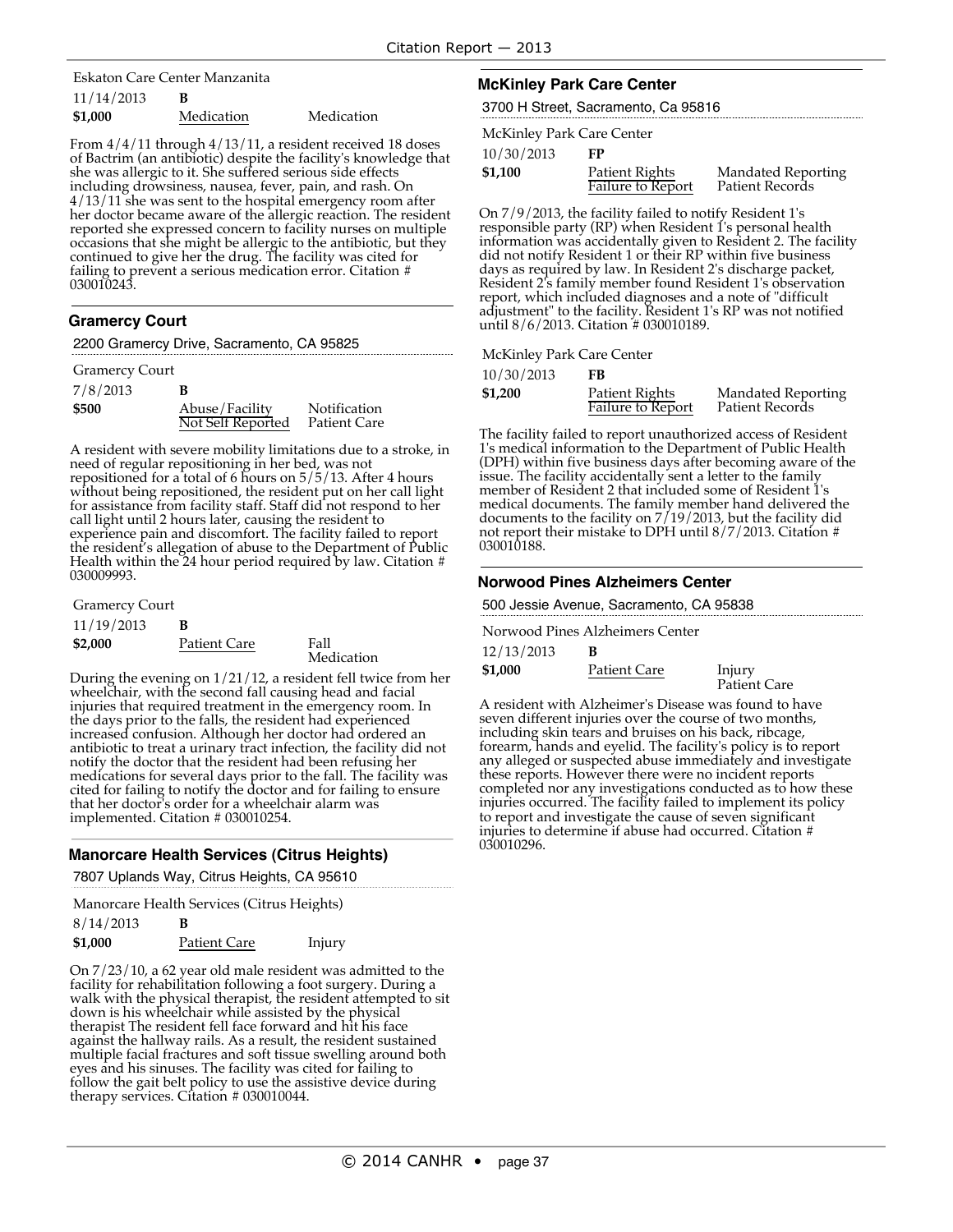Eskaton Care Center Manzanita

11/14/2013 **B**

**$1,000** Medication Medication

From 4/4/11 through 4/13/11, a resident received 18 doses of Bactrim (an antibiotic) despite the facility's knowledge that she was allergic to it. She suffered serious side effects including drowsiness, nausea, fever, pain, and rash. On 4/13/11 she was sent to the hospital emergency room after her doctor became aware of the allergic reaction. The resident reported she expressed concern to facility nurses on multiple occasions that she might be allergic to the antibiotic, but they continued to give her the drug. The facility was cited for failing to prevent a serious medication error. Citation # 030010243.

### Gramercy Court

2200 Gramercy Drive, Sacramento, CA 95825

Gramercy Court

7/8/2013 **B**

**$500** Abuse/Facility Not Self Reported — Notification, Patient Care

A resident with severe mobility limitations due to a stroke, in need of regular repositioning in her bed, was not repositioned for a total of 6 hours on 5/5/13. After 4 hours without being repositioned, the resident put on her call light for assistance from facility staff. Staff did not respond to her call light until 2 hours later, causing the resident to experience pain and discomfort. The facility failed to report the resident's allegation of abuse to the Department of Public Health within the 24 hour period required by law. Citation # 030009993.

Gramercy Court

11/19/2013 **B**

**$2,000** Patient Care — Fall, Medication

During the evening on 1/21/12, a resident fell twice from her wheelchair, with the second fall causing head and facial injuries that required treatment in the emergency room. In the days prior to the falls, the resident had experienced increased confusion. Although her doctor had ordered an antibiotic to treat a urinary tract infection, the facility did not notify the doctor that the resident had been refusing her medications for several days prior to the fall. The facility was cited for failing to notify the doctor and for failing to ensure that her doctor's order for a wheelchair alarm was implemented. Citation # 030010254.

### Manorcare Health Services (Citrus Heights)

7807 Uplands Way, Citrus Heights, CA 95610

Manorcare Health Services (Citrus Heights)

8/14/2013 **B**

**$1,000** Patient Care — Injury

On 7/23/10, a 62 year old male resident was admitted to the facility for rehabilitation following a foot surgery. During a walk with the physical therapist, the resident attempted to sit down is his wheelchair while assisted by the physical therapist The resident fell face forward and hit his face against the hallway rails. As a result, the resident sustained multiple facial fractures and soft tissue swelling around both eyes and his sinuses. The facility was cited for failing to follow the gait belt policy to use the assistive device during therapy services. Citation # 030010044.

### McKinley Park Care Center

3700 H Street, Sacramento, Ca 95816

McKinley Park Care Center

10/30/2013 **FP**

**$1,100** Patient Rights, Failure to Report — Mandated Reporting, Patient Records

On 7/9/2013, the facility failed to notify Resident 1's responsible party (RP) when Resident 1's personal health information was accidentally given to Resident 2. The facility did not notify Resident 1 or their RP within five business days as required by law. In Resident 2's discharge packet, Resident 2's family member found Resident 1's observation report, which included diagnoses and a note of "difficult adjustment" to the facility. Resident 1's RP was not notified until 8/6/2013. Citation # 030010189.

McKinley Park Care Center

10/30/2013 **FB**

**$1,200** Patient Rights, Failure to Report — Mandated Reporting, Patient Records

The facility failed to report unauthorized access of Resident 1's medical information to the Department of Public Health (DPH) within five business days after becoming aware of the issue. The facility accidentally sent a letter to the family member of Resident 2 that included some of Resident 1's medical documents. The family member hand delivered the documents to the facility on 7/19/2013, but the facility did not report their mistake to DPH until 8/7/2013. Citation # 030010188.

### Norwood Pines Alzheimers Center

500 Jessie Avenue, Sacramento, CA 95838

Norwood Pines Alzheimers Center

12/13/2013 **B**

**$1,000** Patient Care — Injury, Patient Care

A resident with Alzheimer's Disease was found to have seven different injuries over the course of two months, including skin tears and bruises on his back, ribcage, forearm, hands and eyelid. The facility's policy is to report any alleged or suspected abuse immediately and investigate these reports. However there were no incident reports completed nor any investigations conducted as to how these injuries occurred. The facility failed to implement its policy to report and investigate the cause of seven significant injuries to determine if abuse had occurred. Citation # 030010296.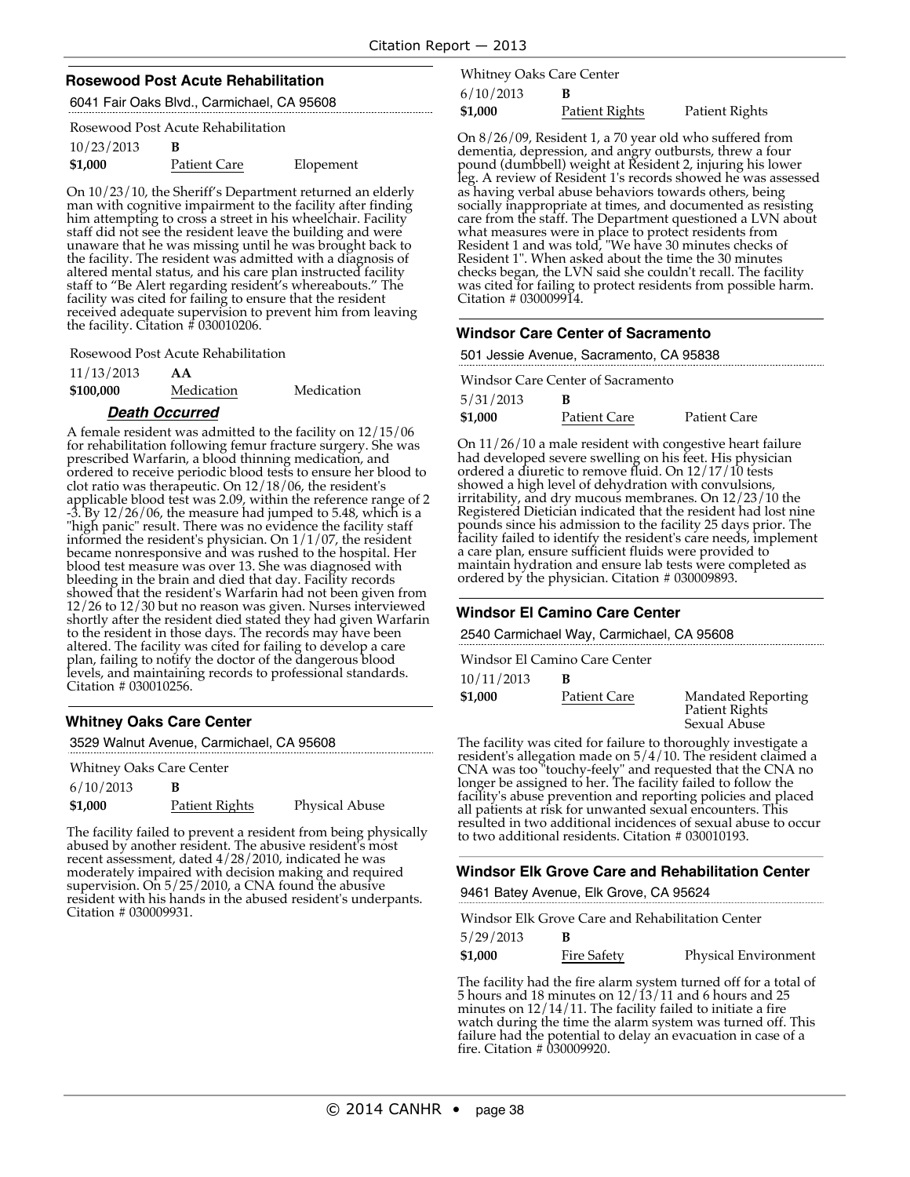### Rosewood Post Acute Rehabilitation

6041 Fair Oaks Blvd., Carmichael, CA 95608

Rosewood Post Acute Rehabilitation

| | | |
|---|---|---|
| 10/23/2013 | **B** | |
| **$1,000** | Patient Care | Elopement |

On 10/23/10, the Sheriff's Department returned an elderly man with cognitive impairment to the facility after finding him attempting to cross a street in his wheelchair. Facility staff did not see the resident leave the building and were unaware that he was missing until he was brought back to the facility. The resident was admitted with a diagnosis of altered mental status, and his care plan instructed facility staff to "Be Alert regarding resident's whereabouts." The facility was cited for failing to ensure that the resident received adequate supervision to prevent him from leaving the facility. Citation # 030010206.

Rosewood Post Acute Rehabilitation

| | | |
|---|---|---|
| 11/13/2013 | **AA** | |
| **$100,000** | Medication | Medication |

***Death Occurred***

A female resident was admitted to the facility on 12/15/06 for rehabilitation following femur fracture surgery. She was prescribed Warfarin, a blood thinning medication, and ordered to receive periodic blood tests to ensure her blood to clot ratio was therapeutic. On 12/18/06, the resident's applicable blood test was 2.09, within the reference range of 2 -3. By 12/26/06, the measure had jumped to 5.48, which is a "high panic" result. There was no evidence the facility staff informed the resident's physician. On 1/1/07, the resident became nonresponsive and was rushed to the hospital. Her blood test measure was over 13. She was diagnosed with bleeding in the brain and died that day. Facility records showed that the resident's Warfarin had not been given from 12/26 to 12/30 but no reason was given. Nurses interviewed shortly after the resident died stated they had given Warfarin to the resident in those days. The records may have been altered. The facility was cited for failing to develop a care plan, failing to notify the doctor of the dangerous blood levels, and maintaining records to professional standards. Citation # 030010256.

### Whitney Oaks Care Center

3529 Walnut Avenue, Carmichael, CA 95608

Whitney Oaks Care Center

| | | |
|---|---|---|
| 6/10/2013 | **B** | |
| **$1,000** | Patient Rights | Physical Abuse |

The facility failed to prevent a resident from being physically abused by another resident. The abusive resident's most recent assessment, dated 4/28/2010, indicated he was moderately impaired with decision making and required supervision. On 5/25/2010, a CNA found the abusive resident with his hands in the abused resident's underpants. Citation # 030009931.

Whitney Oaks Care Center

| | | |
|---|---|---|
| 6/10/2013 | **B** | |
| **$1,000** | Patient Rights | Patient Rights |

On 8/26/09, Resident 1, a 70 year old who suffered from dementia, depression, and angry outbursts, threw a four pound (dumbbell) weight at Resident 2, injuring his lower leg. A review of Resident 1's records showed he was assessed as having verbal abuse behaviors towards others, being socially inappropriate at times, and documented as resisting care from the staff. The Department questioned a LVN about what measures were in place to protect residents from Resident 1 and was told, "We have 30 minutes checks of Resident 1". When asked about the time the 30 minutes checks began, the LVN said she couldn't recall. The facility was cited for failing to protect residents from possible harm. Citation # 030009914.

### Windsor Care Center of Sacramento

501 Jessie Avenue, Sacramento, CA 95838

Windsor Care Center of Sacramento

| | | |
|---|---|---|
| 5/31/2013 | **B** | |
| **$1,000** | Patient Care | Patient Care |

On 11/26/10 a male resident with congestive heart failure had developed severe swelling on his feet. His physician ordered a diuretic to remove fluid. On 12/17/10 tests showed a high level of dehydration with convulsions, irritability, and dry mucous membranes. On 12/23/10 the Registered Dietician indicated that the resident had lost nine pounds since his admission to the facility 25 days prior. The facility failed to identify the resident's care needs, implement a care plan, ensure sufficient fluids were provided to maintain hydration and ensure lab tests were completed as ordered by the physician. Citation # 030009893.

### Windsor El Camino Care Center

2540 Carmichael Way, Carmichael, CA 95608

Windsor El Camino Care Center

| | | |
|---|---|---|
| 10/11/2013 | **B** | |
| **$1,000** | Patient Care | Mandated Reporting<br>Patient Rights<br>Sexual Abuse |

The facility was cited for failure to thoroughly investigate a resident's allegation made on 5/4/10. The resident claimed a CNA was too "touchy-feely" and requested that the CNA no longer be assigned to her. The facility failed to follow the facility's abuse prevention and reporting policies and placed all patients at risk for unwanted sexual encounters. This resulted in two additional incidences of sexual abuse to occur to two additional residents. Citation # 030010193.

### Windsor Elk Grove Care and Rehabilitation Center

9461 Batey Avenue, Elk Grove, CA 95624

Windsor Elk Grove Care and Rehabilitation Center

| | | |
|---|---|---|
| 5/29/2013 | **B** | |
| **$1,000** | Fire Safety | Physical Environment |

The facility had the fire alarm system turned off for a total of 5 hours and 18 minutes on 12/13/11 and 6 hours and 25 minutes on 12/14/11. The facility failed to initiate a fire watch during the time the alarm system was turned off. This failure had the potential to delay an evacuation in case of a fire. Citation # 030009920.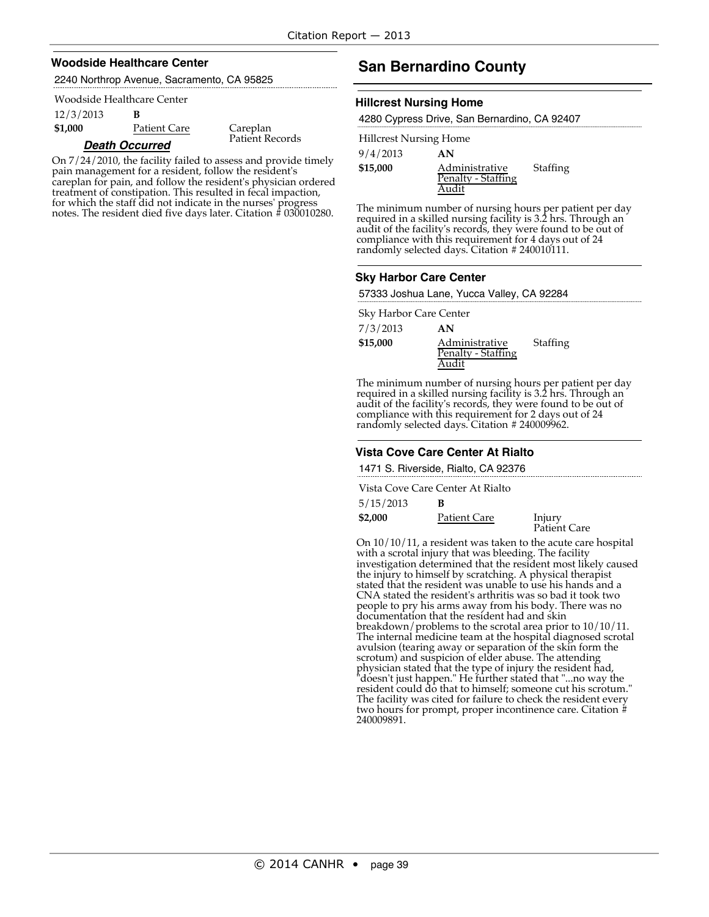### Woodside Healthcare Center

2240 Northrop Avenue, Sacramento, CA 95825

Woodside Healthcare Center

12/3/2013 **B**

**$1,000** Patient Care Careplan
Patient Records

***Death Occurred***

On 7/24/2010, the facility failed to assess and provide timely pain management for a resident, follow the resident's careplan for pain, and follow the resident's physician ordered treatment of constipation. This resulted in fecal impaction, for which the staff did not indicate in the nurses' progress notes. The resident died five days later. Citation # 030010280.

## San Bernardino County

### Hillcrest Nursing Home

4280 Cypress Drive, San Bernardino, CA 92407

Hillcrest Nursing Home

9/4/2013 **AN**

**$15,000** Administrative Penalty - Staffing Audit Staffing

The minimum number of nursing hours per patient per day required in a skilled nursing facility is 3.2 hrs. Through an audit of the facility's records, they were found to be out of compliance with this requirement for 4 days out of 24 randomly selected days. Citation # 240010111.

### Sky Harbor Care Center

57333 Joshua Lane, Yucca Valley, CA 92284

Sky Harbor Care Center

7/3/2013 **AN**

**$15,000** Administrative Penalty - Staffing Audit Staffing

The minimum number of nursing hours per patient per day required in a skilled nursing facility is 3.2 hrs. Through an audit of the facility's records, they were found to be out of compliance with this requirement for 2 days out of 24 randomly selected days. Citation # 240009962.

### Vista Cove Care Center At Rialto

1471 S. Riverside, Rialto, CA 92376

Vista Cove Care Center At Rialto

5/15/2013 **B**

**$2,000** Patient Care Injury
Patient Care

On 10/10/11, a resident was taken to the acute care hospital with a scrotal injury that was bleeding. The facility investigation determined that the resident most likely caused the injury to himself by scratching. A physical therapist stated that the resident was unable to use his hands and a CNA stated the resident's arthritis was so bad it took two people to pry his arms away from his body. There was no documentation that the resident had and skin breakdown/problems to the scrotal area prior to 10/10/11. The internal medicine team at the hospital diagnosed scrotal avulsion (tearing away or separation of the skin form the scrotum) and suspicion of elder abuse. The attending physician stated that the type of injury the resident had, "doesn't just happen." He further stated that "...no way the resident could do that to himself; someone cut his scrotum." The facility was cited for failure to check the resident every two hours for prompt, proper incontinence care. Citation # 240009891.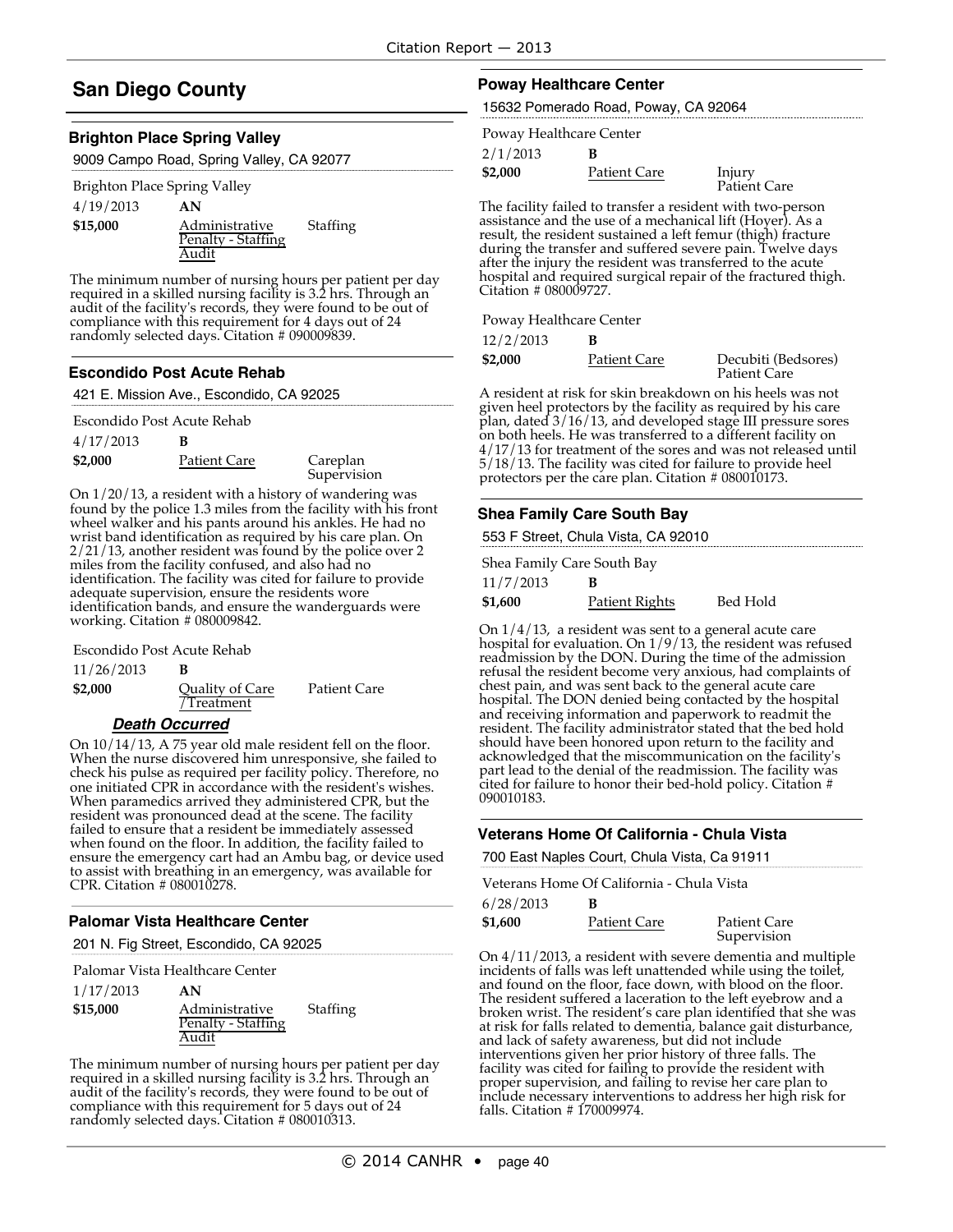## San Diego County

### Brighton Place Spring Valley

9009 Campo Road, Spring Valley, CA 92077

Brighton Place Spring Valley

| 4/19/2013 | AN | |
|---|---|---|
| **$15,000** | Administrative Penalty - Staffing Audit | Staffing |

The minimum number of nursing hours per patient per day required in a skilled nursing facility is 3.2 hrs. Through an audit of the facility's records, they were found to be out of compliance with this requirement for 4 days out of 24 randomly selected days. Citation # 090009839.

### Escondido Post Acute Rehab

421 E. Mission Ave., Escondido, CA 92025

Escondido Post Acute Rehab

| 4/17/2013 | B | |
|---|---|---|
| **$2,000** | Patient Care | Careplan Supervision |

On 1/20/13, a resident with a history of wandering was found by the police 1.3 miles from the facility with his front wheel walker and his pants around his ankles. He had no wrist band identification as required by his care plan. On 2/21/13, another resident was found by the police over 2 miles from the facility confused, and also had no identification. The facility was cited for failure to provide adequate supervision, ensure the residents wore identification bands, and ensure the wanderguards were working. Citation # 080009842.

Escondido Post Acute Rehab

| 11/26/2013 | B | |
|---|---|---|
| **$2,000** | Quality of Care /Treatment | Patient Care |

***Death Occurred***

On 10/14/13, A 75 year old male resident fell on the floor. When the nurse discovered him unresponsive, she failed to check his pulse as required per facility policy. Therefore, no one initiated CPR in accordance with the resident's wishes. When paramedics arrived they administered CPR, but the resident was pronounced dead at the scene. The facility failed to ensure that a resident be immediately assessed when found on the floor. In addition, the facility failed to ensure the emergency cart had an Ambu bag, or device used to assist with breathing in an emergency, was available for CPR. Citation # 080010278.

### Palomar Vista Healthcare Center

201 N. Fig Street, Escondido, CA 92025

Palomar Vista Healthcare Center

| 1/17/2013 | AN | |
|---|---|---|
| **$15,000** | Administrative Penalty - Staffing Audit | Staffing |

The minimum number of nursing hours per patient per day required in a skilled nursing facility is 3.2 hrs. Through an audit of the facility's records, they were found to be out of compliance with this requirement for 5 days out of 24 randomly selected days. Citation # 080010313.

### Poway Healthcare Center

15632 Pomerado Road, Poway, CA 92064

Poway Healthcare Center

| 2/1/2013 | B | |
|---|---|---|
| **$2,000** | Patient Care | Injury Patient Care |

The facility failed to transfer a resident with two-person assistance and the use of a mechanical lift (Hoyer). As a result, the resident sustained a left femur (thigh) fracture during the transfer and suffered severe pain. Twelve days after the injury the resident was transferred to the acute hospital and required surgical repair of the fractured thigh. Citation # 080009727.

Poway Healthcare Center

| 12/2/2013 | B | |
|---|---|---|
| **$2,000** | Patient Care | Decubiti (Bedsores) Patient Care |

A resident at risk for skin breakdown on his heels was not given heel protectors by the facility as required by his care plan, dated 3/16/13, and developed stage III pressure sores on both heels. He was transferred to a different facility on 4/17/13 for treatment of the sores and was not released until 5/18/13. The facility was cited for failure to provide heel protectors per the care plan. Citation # 080010173.

### Shea Family Care South Bay

553 F Street, Chula Vista, CA 92010

Shea Family Care South Bay

| 11/7/2013 | B | |
|---|---|---|
| **$1,600** | Patient Rights | Bed Hold |

On 1/4/13, a resident was sent to a general acute care hospital for evaluation. On 1/9/13, the resident was refused readmission by the DON. During the time of the admission refusal the resident become very anxious, had complaints of chest pain, and was sent back to the general acute care hospital. The DON denied being contacted by the hospital and receiving information and paperwork to readmit the resident. The facility administrator stated that the bed hold should have been honored upon return to the facility and acknowledged that the miscommunication on the facility's part lead to the denial of the readmission. The facility was cited for failure to honor their bed-hold policy. Citation # 090010183.

### Veterans Home Of California - Chula Vista

700 East Naples Court, Chula Vista, Ca 91911

Veterans Home Of California - Chula Vista

| 6/28/2013 | B | |
|---|---|---|
| **$1,600** | Patient Care | Patient Care Supervision |

On 4/11/2013, a resident with severe dementia and multiple incidents of falls was left unattended while using the toilet, and found on the floor, face down, with blood on the floor. The resident suffered a laceration to the left eyebrow and a broken wrist. The resident's care plan identified that she was at risk for falls related to dementia, balance gait disturbance, and lack of safety awareness, but did not include interventions given her prior history of three falls. The facility was cited for failing to provide the resident with proper supervision, and failing to revise her care plan to include necessary interventions to address her high risk for falls. Citation # 170009974.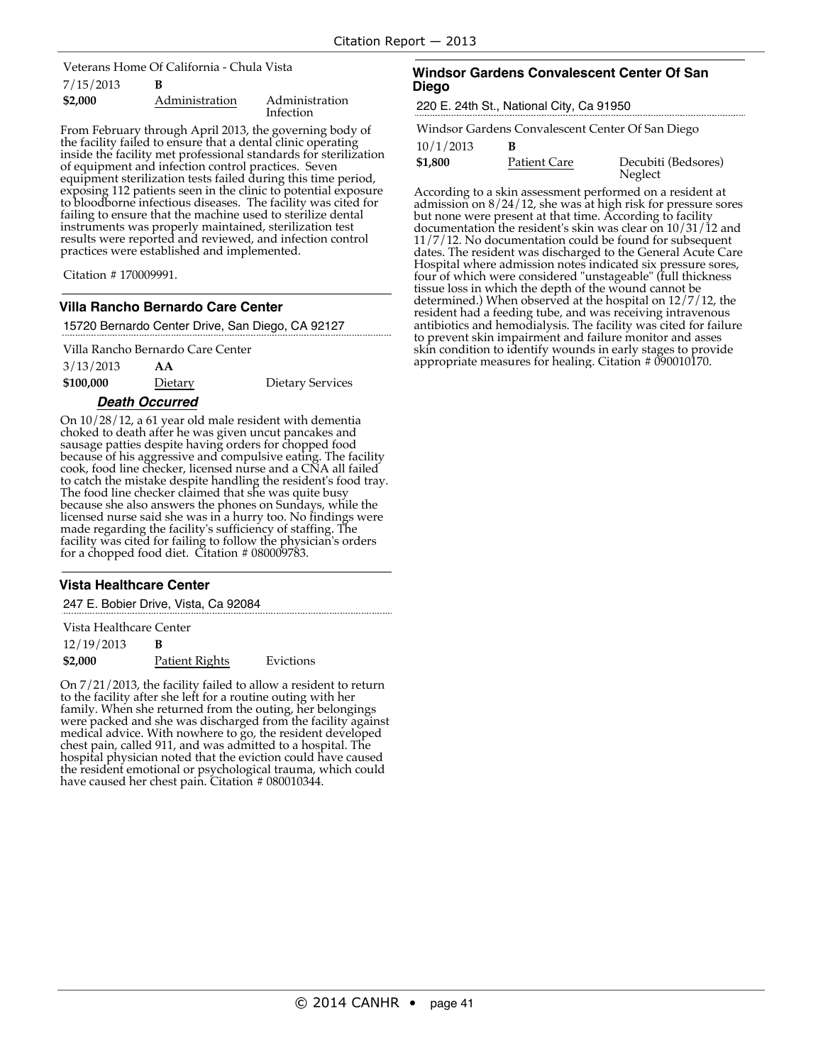Veterans Home Of California - Chula Vista

| | | |
|---|---|---|
| 7/15/2013 | **B** | |
| **$2,000** | Administration | Administration Infection |

From February through April 2013, the governing body of the facility failed to ensure that a dental clinic operating inside the facility met professional standards for sterilization of equipment and infection control practices. Seven equipment sterilization tests failed during this time period, exposing 112 patients seen in the clinic to potential exposure to bloodborne infectious diseases. The facility was cited for failing to ensure that the machine used to sterilize dental instruments was properly maintained, sterilization test results were reported and reviewed, and infection control practices were established and implemented.

Citation # 170009991.

## Villa Rancho Bernardo Care Center

15720 Bernardo Center Drive, San Diego, CA 92127

Villa Rancho Bernardo Care Center

| | | |
|---|---|---|
| 3/13/2013 | **AA** | |
| **$100,000** | Dietary | Dietary Services |

***Death Occurred***

On 10/28/12, a 61 year old male resident with dementia choked to death after he was given uncut pancakes and sausage patties despite having orders for chopped food because of his aggressive and compulsive eating. The facility cook, food line checker, licensed nurse and a CNA all failed to catch the mistake despite handling the resident's food tray. The food line checker claimed that she was quite busy because she also answers the phones on Sundays, while the licensed nurse said she was in a hurry too. No findings were made regarding the facility's sufficiency of staffing. The facility was cited for failing to follow the physician's orders for a chopped food diet. Citation # 080009783.

## Vista Healthcare Center

247 E. Bobier Drive, Vista, Ca 92084

Vista Healthcare Center

| | | |
|---|---|---|
| 12/19/2013 | **B** | |
| **$2,000** | Patient Rights | Evictions |

On 7/21/2013, the facility failed to allow a resident to return to the facility after she left for a routine outing with her family. When she returned from the outing, her belongings were packed and she was discharged from the facility against medical advice. With nowhere to go, the resident developed chest pain, called 911, and was admitted to a hospital. The hospital physician noted that the eviction could have caused the resident emotional or psychological trauma, which could have caused her chest pain. Citation # 080010344.

## Windsor Gardens Convalescent Center Of San Diego

220 E. 24th St., National City, Ca 91950

Windsor Gardens Convalescent Center Of San Diego

| | | |
|---|---|---|
| 10/1/2013 | **B** | |
| **$1,800** | Patient Care | Decubiti (Bedsores) Neglect |

According to a skin assessment performed on a resident at admission on 8/24/12, she was at high risk for pressure sores but none were present at that time. According to facility documentation the resident's skin was clear on 10/31/12 and 11/7/12. No documentation could be found for subsequent dates. The resident was discharged to the General Acute Care Hospital where admission notes indicated six pressure sores, four of which were considered "unstageable" (full thickness tissue loss in which the depth of the wound cannot be determined.) When observed at the hospital on 12/7/12, the resident had a feeding tube, and was receiving intravenous antibiotics and hemodialysis. The facility was cited for failure to prevent skin impairment and failure monitor and asses skin condition to identify wounds in early stages to provide appropriate measures for healing. Citation # 090010170.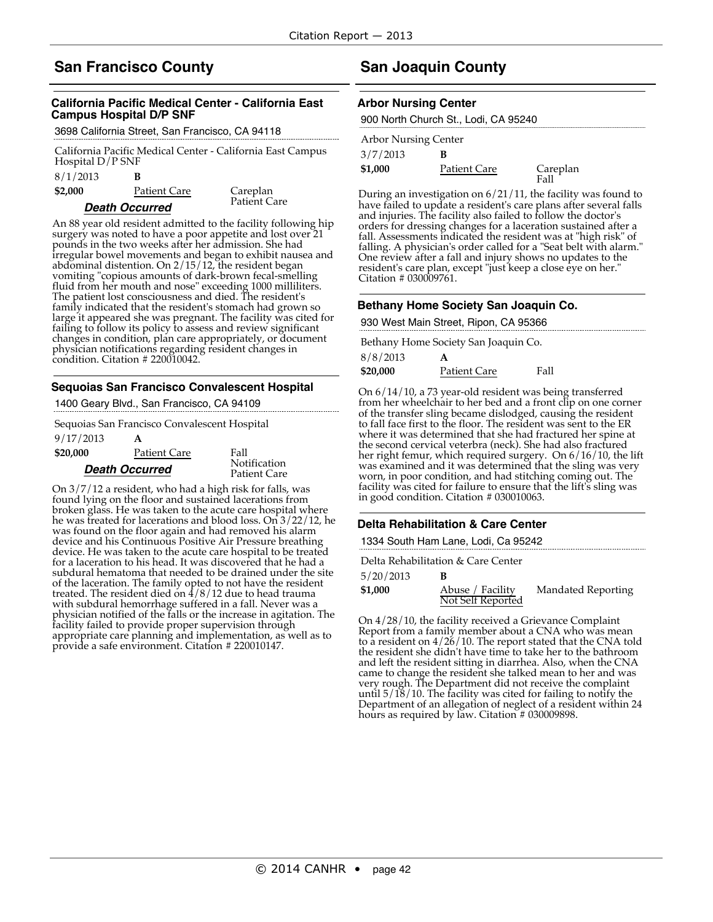## San Francisco County

### California Pacific Medical Center - California East Campus Hospital D/P SNF

3698 California Street, San Francisco, CA 94118

California Pacific Medical Center - California East Campus Hospital D/P SNF

8/1/2013 **B**

**$2,000** Patient Care Careplan Patient Care

***Death Occurred***

An 88 year old resident admitted to the facility following hip surgery was noted to have a poor appetite and lost over 21 pounds in the two weeks after her admission. She had irregular bowel movements and began to exhibit nausea and abdominal distention. On 2/15/12, the resident began vomiting "copious amounts of dark-brown fecal-smelling fluid from her mouth and nose" exceeding 1000 milliliters. The patient lost consciousness and died. The resident's family indicated that the resident's stomach had grown so large it appeared she was pregnant. The facility was cited for failing to follow its policy to assess and review significant changes in condition, plan care appropriately, or document physician notifications regarding resident changes in condition. Citation # 220010042.

### Sequoias San Francisco Convalescent Hospital

1400 Geary Blvd., San Francisco, CA 94109

Sequoias San Francisco Convalescent Hospital

9/17/2013 **A**

**$20,000** Patient Care Fall Notification Patient Care

***Death Occurred***

On 3/7/12 a resident, who had a high risk for falls, was found lying on the floor and sustained lacerations from broken glass. He was taken to the acute care hospital where he was treated for lacerations and blood loss. On 3/22/12, he was found on the floor again and had removed his alarm device and his Continuous Positive Air Pressure breathing device. He was taken to the acute care hospital to be treated for a laceration to his head. It was discovered that he had a subdural hematoma that needed to be drained under the site of the laceration. The family opted to not have the resident treated. The resident died on 4/8/12 due to head trauma with subdural hemorrhage suffered in a fall. Never was a physician notified of the falls or the increase in agitation. The facility failed to provide proper supervision through appropriate care planning and implementation, as well as to provide a safe environment. Citation # 220010147.

## San Joaquin County

### Arbor Nursing Center

900 North Church St., Lodi, CA 95240

Arbor Nursing Center

3/7/2013 **B**

**$1,000** Patient Care Careplan Fall

During an investigation on 6/21/11, the facility was found to have failed to update a resident's care plans after several falls and injuries. The facility also failed to follow the doctor's orders for dressing changes for a laceration sustained after a fall. Assessments indicated the resident was at "high risk" of falling. A physician's order called for a "Seat belt with alarm." One review after a fall and injury shows no updates to the resident's care plan, except "just keep a close eye on her." Citation # 030009761.

### Bethany Home Society San Joaquin Co.

930 West Main Street, Ripon, CA 95366

Bethany Home Society San Joaquin Co.

8/8/2013 **A**

**$20,000** Patient Care Fall

On 6/14/10, a 73 year-old resident was being transferred from her wheelchair to her bed and a front clip on one corner of the transfer sling became dislodged, causing the resident to fall face first to the floor. The resident was sent to the ER where it was determined that she had fractured her spine at the second cervical veterba (neck). She had also fractured her right femur, which required surgery. On 6/16/10, the lift was examined and it was determined that the sling was very worn, in poor condition, and had stitching coming out. The facility was cited for failure to ensure that the lift's sling was in good condition. Citation # 030010063.

### Delta Rehabilitation & Care Center

1334 South Ham Lane, Lodi, Ca 95242

Delta Rehabilitation & Care Center

5/20/2013 **B**

**$1,000** Abuse / Facility Not Self Reported Mandated Reporting

On 4/28/10, the facility received a Grievance Complaint Report from a family member about a CNA who was mean to a resident on 4/26/10. The report stated that the CNA told the resident she didn't have time to take her to the bathroom and left the resident sitting in diarrhea. Also, when the CNA came to change the resident she talked mean to her and was very rough. The Department did not receive the complaint until 5/18/10. The facility was cited for failing to notify the Department of an allegation of neglect of a resident within 24 hours as required by law. Citation # 030009898.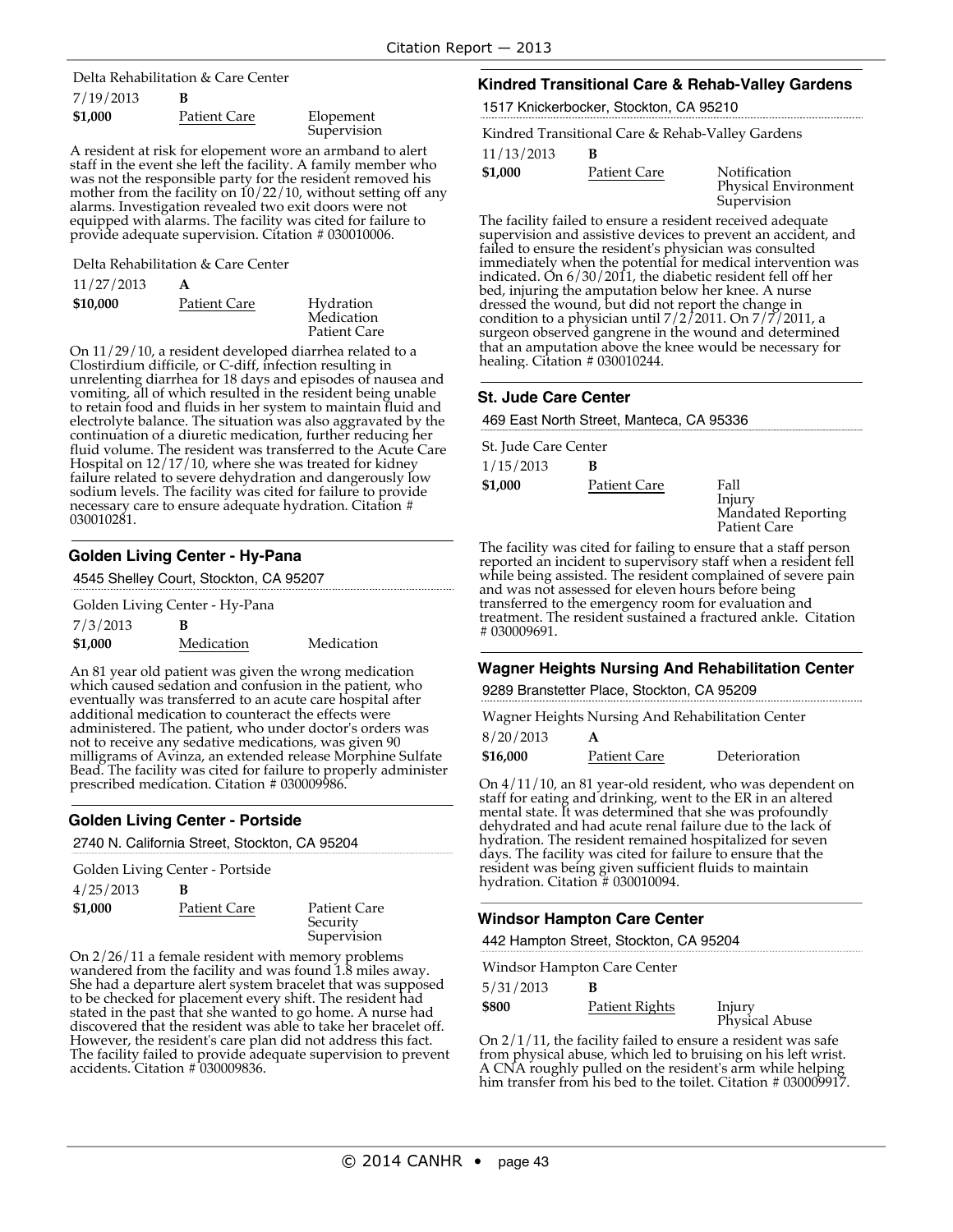Delta Rehabilitation & Care Center

| 7/19/2013 | B | |
|---|---|---|
| **$1,000** | Patient Care | Elopement Supervision |

A resident at risk for elopement wore an armband to alert staff in the event she left the facility. A family member who was not the responsible party for the resident removed his mother from the facility on 10/22/10, without setting off any alarms. Investigation revealed two exit doors were not equipped with alarms. The facility was cited for failure to provide adequate supervision. Citation # 030010006.

Delta Rehabilitation & Care Center

| 11/27/2013 | A | |
|---|---|---|
| **$10,000** | Patient Care | Hydration Medication Patient Care |

On 11/29/10, a resident developed diarrhea related to a Clostirdium difficile, or C-diff, infection resulting in unrelenting diarrhea for 18 days and episodes of nausea and vomiting, all of which resulted in the resident being unable to retain food and fluids in her system to maintain fluid and electrolyte balance. The situation was also aggravated by the continuation of a diuretic medication, further reducing her fluid volume. The resident was transferred to the Acute Care Hospital on 12/17/10, where she was treated for kidney failure related to severe dehydration and dangerously low sodium levels. The facility was cited for failure to provide necessary care to ensure adequate hydration. Citation # 030010281.

## Golden Living Center - Hy-Pana

4545 Shelley Court, Stockton, CA 95207

Golden Living Center - Hy-Pana

| 7/3/2013 | B | |
|---|---|---|
| **$1,000** | Medication | Medication |

An 81 year old patient was given the wrong medication which caused sedation and confusion in the patient, who eventually was transferred to an acute care hospital after additional medication to counteract the effects were administered. The patient, who under doctor's orders was not to receive any sedative medications, was given 90 milligrams of Avinza, an extended release Morphine Sulfate Bead. The facility was cited for failure to properly administer prescribed medication. Citation # 030009986.

## Golden Living Center - Portside

2740 N. California Street, Stockton, CA 95204

Golden Living Center - Portside

| 4/25/2013 | B | |
|---|---|---|
| **$1,000** | Patient Care | Patient Care Security Supervision |

On 2/26/11 a female resident with memory problems wandered from the facility and was found 1.8 miles away. She had a departure alert system bracelet that was supposed to be checked for placement every shift. The resident had stated in the past that she wanted to go home. A nurse had discovered that the resident was able to take her bracelet off. However, the resident's care plan did not address this fact. The facility failed to provide adequate supervision to prevent accidents. Citation # 030009836.

## Kindred Transitional Care & Rehab-Valley Gardens

1517 Knickerbocker, Stockton, CA 95210

Kindred Transitional Care & Rehab-Valley Gardens

| 11/13/2013 | B | |
|---|---|---|
| **$1,000** | Patient Care | Notification Physical Environment Supervision |

The facility failed to ensure a resident received adequate supervision and assistive devices to prevent an accident, and failed to ensure the resident's physician was consulted immediately when the potential for medical intervention was indicated. On 6/30/2011, the diabetic resident fell off her bed, injuring the amputation below her knee. A nurse dressed the wound, but did not report the change in condition to a physician until 7/2/2011. On 7/7/2011, a surgeon observed gangrene in the wound and determined that an amputation above the knee would be necessary for healing. Citation # 030010244.

## St. Jude Care Center

469 East North Street, Manteca, CA 95336

St. Jude Care Center

| 1/15/2013 | B | |
|---|---|---|
| **$1,000** | Patient Care | Fall Injury Mandated Reporting Patient Care |

The facility was cited for failing to ensure that a staff person reported an incident to supervisory staff when a resident fell while being assisted. The resident complained of severe pain and was not assessed for eleven hours before being transferred to the emergency room for evaluation and treatment. The resident sustained a fractured ankle. Citation # 030009691.

## Wagner Heights Nursing And Rehabilitation Center

9289 Branstetter Place, Stockton, CA 95209

Wagner Heights Nursing And Rehabilitation Center

| 8/20/2013 | A | |
|---|---|---|
| **$16,000** | Patient Care | Deterioration |

On 4/11/10, an 81 year-old resident, who was dependent on staff for eating and drinking, went to the ER in an altered mental state. It was determined that she was profoundly dehydrated and had acute renal failure due to the lack of hydration. The resident remained hospitalized for seven days. The facility was cited for failure to ensure that the resident was being given sufficient fluids to maintain hydration. Citation # 030010094.

## Windsor Hampton Care Center

442 Hampton Street, Stockton, CA 95204

Windsor Hampton Care Center

| 5/31/2013 | B | |
|---|---|---|
| **$800** | Patient Rights | Injury Physical Abuse |

On 2/1/11, the facility failed to ensure a resident was safe from physical abuse, which led to bruising on his left wrist. A CNA roughly pulled on the resident's arm while helping him transfer from his bed to the toilet. Citation # 030009917.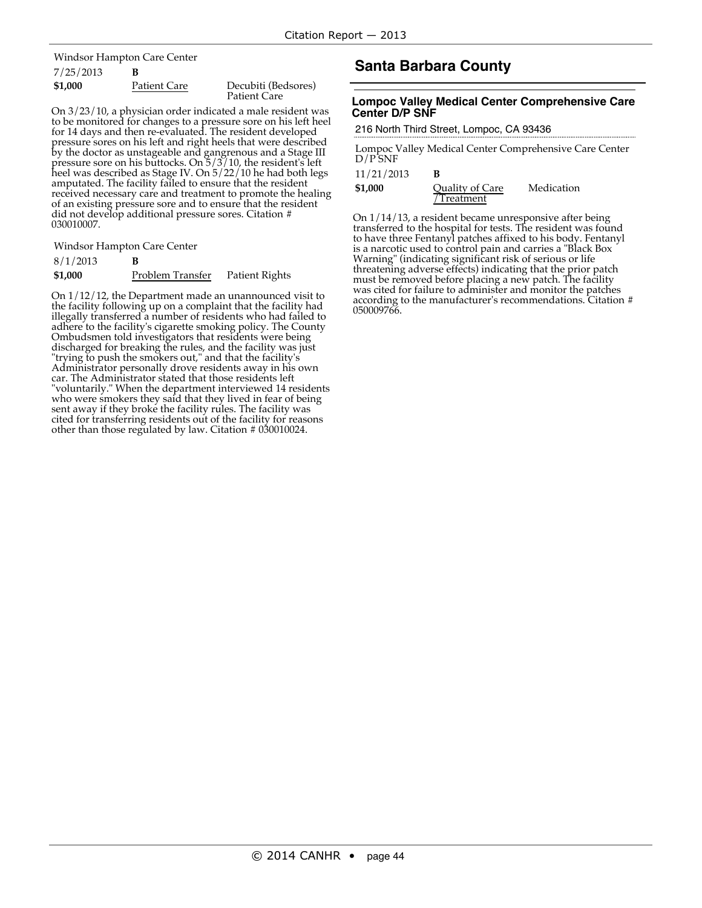Windsor Hampton Care Center

| 7/25/2013 | B | |
|---|---|---|
| **$1,000** | Patient Care | Decubiti (Bedsores) Patient Care |

On 3/23/10, a physician order indicated a male resident was to be monitored for changes to a pressure sore on his left heel for 14 days and then re-evaluated. The resident developed pressure sores on his left and right heels that were described by the doctor as unstageable and gangrenous and a Stage III pressure sore on his buttocks. On 5/3/10, the resident's left heel was described as Stage IV. On 5/22/10 he had both legs amputated. The facility failed to ensure that the resident received necessary care and treatment to promote the healing of an existing pressure sore and to ensure that the resident did not develop additional pressure sores. Citation # 030010007.

Windsor Hampton Care Center

| 8/1/2013 | B | |
|---|---|---|
| **$1,000** | Problem Transfer | Patient Rights |

On 1/12/12, the Department made an unannounced visit to the facility following up on a complaint that the facility had illegally transferred a number of residents who had failed to adhere to the facility's cigarette smoking policy. The County Ombudsmen told investigators that residents were being discharged for breaking the rules, and the facility was just "trying to push the smokers out," and that the facility's Administrator personally drove residents away in his own car. The Administrator stated that those residents left "voluntarily." When the department interviewed 14 residents who were smokers they said that they lived in fear of being sent away if they broke the facility rules. The facility was cited for transferring residents out of the facility for reasons other than those regulated by law. Citation # 030010024.

## Santa Barbara County

### Lompoc Valley Medical Center Comprehensive Care Center D/P SNF

216 North Third Street, Lompoc, CA 93436

Lompoc Valley Medical Center Comprehensive Care Center D/P SNF

| 11/21/2013 | B | |
|---|---|---|
| **$1,000** | Quality of Care /Treatment | Medication |

On 1/14/13, a resident became unresponsive after being transferred to the hospital for tests. The resident was found to have three Fentanyl patches affixed to his body. Fentanyl is a narcotic used to control pain and carries a "Black Box Warning" (indicating significant risk of serious or life threatening adverse effects) indicating that the prior patch must be removed before placing a new patch. The facility was cited for failure to administer and monitor the patches according to the manufacturer's recommendations. Citation # 050009766.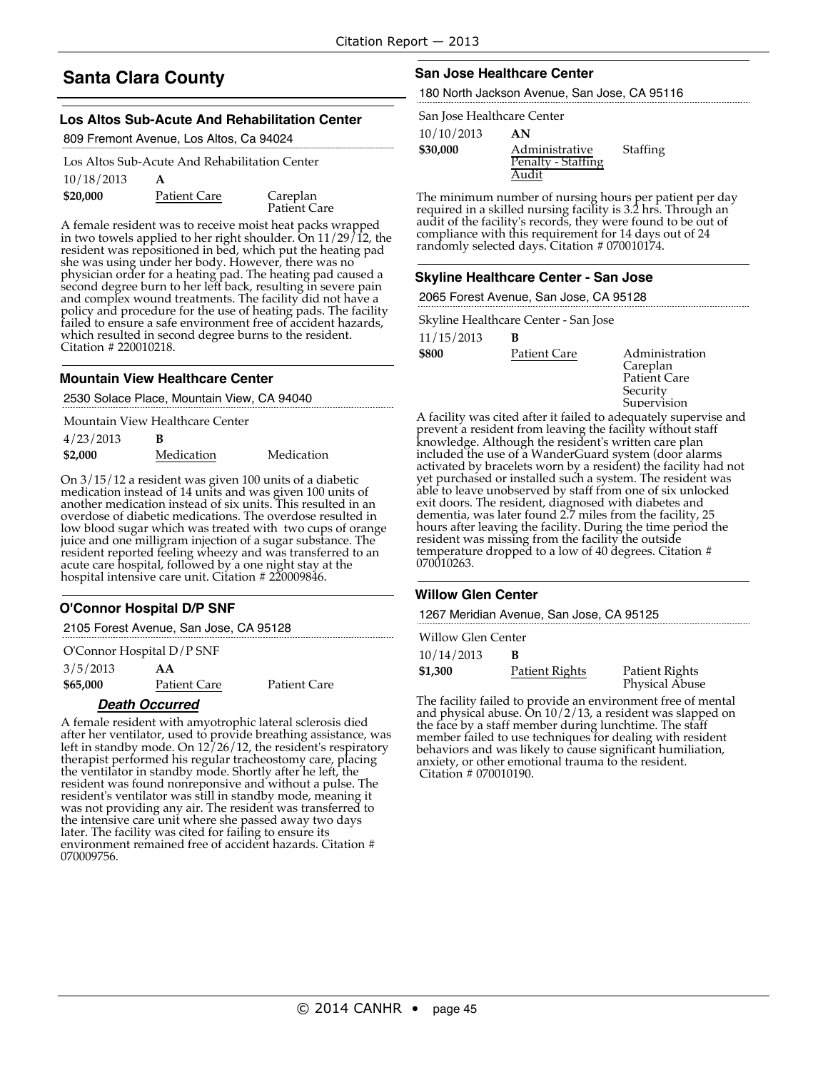## Santa Clara County

### Los Altos Sub-Acute And Rehabilitation Center

809 Fremont Avenue, Los Altos, Ca 94024

Los Altos Sub-Acute And Rehabilitation Center

| 10/18/2013 | A | |
|---|---|---|
| **$20,000** | Patient Care | Careplan<br>Patient Care |

A female resident was to receive moist heat packs wrapped in two towels applied to her right shoulder. On 11/29/12, the resident was repositioned in bed, which put the heating pad she was using under her body. However, there was no physician order for a heating pad. The heating pad caused a second degree burn to her left back, resulting in severe pain and complex wound treatments. The facility did not have a policy and procedure for the use of heating pads. The facility failed to ensure a safe environment free of accident hazards, which resulted in second degree burns to the resident. Citation # 220010218.

### Mountain View Healthcare Center

2530 Solace Place, Mountain View, CA 94040

Mountain View Healthcare Center

| 4/23/2013 | B | |
|---|---|---|
| **$2,000** | Medication | Medication |

On 3/15/12 a resident was given 100 units of a diabetic medication instead of 14 units and was given 100 units of another medication instead of six units. This resulted in an overdose of diabetic medications. The overdose resulted in low blood sugar which was treated with two cups of orange juice and one milligram injection of a sugar substance. The resident reported feeling wheezy and was transferred to an acute care hospital, followed by a one night stay at the hospital intensive care unit. Citation # 220009846.

### O'Connor Hospital D/P SNF

2105 Forest Avenue, San Jose, CA 95128

O'Connor Hospital D/P SNF

| 3/5/2013 | AA | |
|---|---|---|
| **$65,000** | Patient Care | Patient Care |

***Death Occurred***

A female resident with amyotrophic lateral sclerosis died after her ventilator, used to provide breathing assistance, was left in standby mode. On 12/26/12, the resident's respiratory therapist performed his regular tracheostomy care, placing the ventilator in standby mode. Shortly after he left, the resident was found nonreponsive and without a pulse. The resident's ventilator was still in standby mode, meaning it was not providing any air. The resident was transferred to the intensive care unit where she passed away two days later. The facility was cited for failing to ensure its environment remained free of accident hazards. Citation # 070009756.

### San Jose Healthcare Center

180 North Jackson Avenue, San Jose, CA 95116

San Jose Healthcare Center

| 10/10/2013 | AN | |
|---|---|---|
| **$30,000** | Administrative Penalty - Staffing Audit | Staffing |

The minimum number of nursing hours per patient per day required in a skilled nursing facility is 3.2 hrs. Through an audit of the facility's records, they were found to be out of compliance with this requirement for 14 days out of 24 randomly selected days. Citation # 070010174.

### Skyline Healthcare Center - San Jose

2065 Forest Avenue, San Jose, CA 95128

Skyline Healthcare Center - San Jose

| 11/15/2013 | B | |
|---|---|---|
| **$800** | Patient Care | Administration<br>Careplan<br>Patient Care<br>Security<br>Supervision |

A facility was cited after it failed to adequately supervise and prevent a resident from leaving the facility without staff knowledge. Although the resident's written care plan included the use of a WanderGuard system (door alarms activated by bracelets worn by a resident) the facility had not yet purchased or installed such a system. The resident was able to leave unobserved by staff from one of six unlocked exit doors. The resident, diagnosed with diabetes and dementia, was later found 2.7 miles from the facility, 25 hours after leaving the facility. During the time period the resident was missing from the facility the outside temperature dropped to a low of 40 degrees. Citation # 070010263.

### Willow Glen Center

1267 Meridian Avenue, San Jose, CA 95125

Willow Glen Center

| 10/14/2013 | B | |
|---|---|---|
| **$1,300** | Patient Rights | Patient Rights<br>Physical Abuse |

The facility failed to provide an environment free of mental and physical abuse. On 10/2/13, a resident was slapped on the face by a staff member during lunchtime. The staff member failed to use techniques for dealing with resident behaviors and was likely to cause significant humiliation, anxiety, or other emotional trauma to the resident. Citation # 070010190.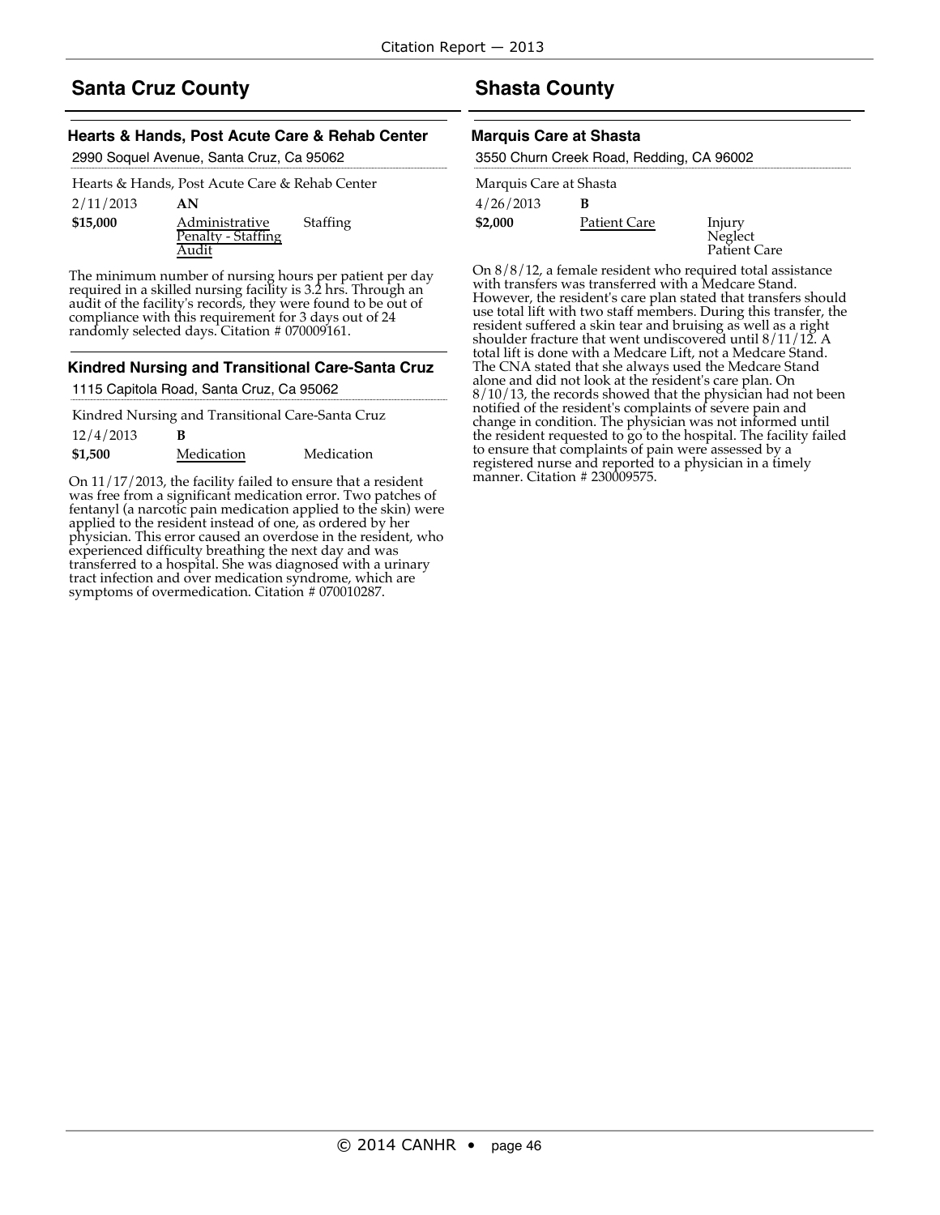## Santa Cruz County

### Hearts & Hands, Post Acute Care & Rehab Center

2990 Soquel Avenue, Santa Cruz, Ca 95062

Hearts & Hands, Post Acute Care & Rehab Center

| | | |
|---|---|---|
| 2/11/2013 | **AN** | |
| **$15,000** | Administrative Penalty - Staffing Audit | Staffing |

The minimum number of nursing hours per patient per day required in a skilled nursing facility is 3.2 hrs. Through an audit of the facility's records, they were found to be out of compliance with this requirement for 3 days out of 24 randomly selected days. Citation # 070009161.

### Kindred Nursing and Transitional Care-Santa Cruz

1115 Capitola Road, Santa Cruz, Ca 95062

Kindred Nursing and Transitional Care-Santa Cruz

| | | |
|---|---|---|
| 12/4/2013 | **B** | |
| **$1,500** | Medication | Medication |

On 11/17/2013, the facility failed to ensure that a resident was free from a significant medication error. Two patches of fentanyl (a narcotic pain medication applied to the skin) were applied to the resident instead of one, as ordered by her physician. This error caused an overdose in the resident, who experienced difficulty breathing the next day and was transferred to a hospital. She was diagnosed with a urinary tract infection and over medication syndrome, which are symptoms of overmedication. Citation # 070010287.

## Shasta County

### Marquis Care at Shasta

3550 Churn Creek Road, Redding, CA 96002

Marquis Care at Shasta

| | | |
|---|---|---|
| 4/26/2013 | **B** | |
| **$2,000** | Patient Care | Injury<br>Neglect<br>Patient Care |

On 8/8/12, a female resident who required total assistance with transfers was transferred with a Medcare Stand. However, the resident's care plan stated that transfers should use total lift with two staff members. During this transfer, the resident suffered a skin tear and bruising as well as a right shoulder fracture that went undiscovered until 8/11/12. A total lift is done with a Medcare Lift, not a Medcare Stand. The CNA stated that she always used the Medcare Stand alone and did not look at the resident's care plan. On 8/10/13, the records showed that the physician had not been notified of the resident's complaints of severe pain and change in condition. The physician was not informed until the resident requested to go to the hospital. The facility failed to ensure that complaints of pain were assessed by a registered nurse and reported to a physician in a timely manner. Citation # 230009575.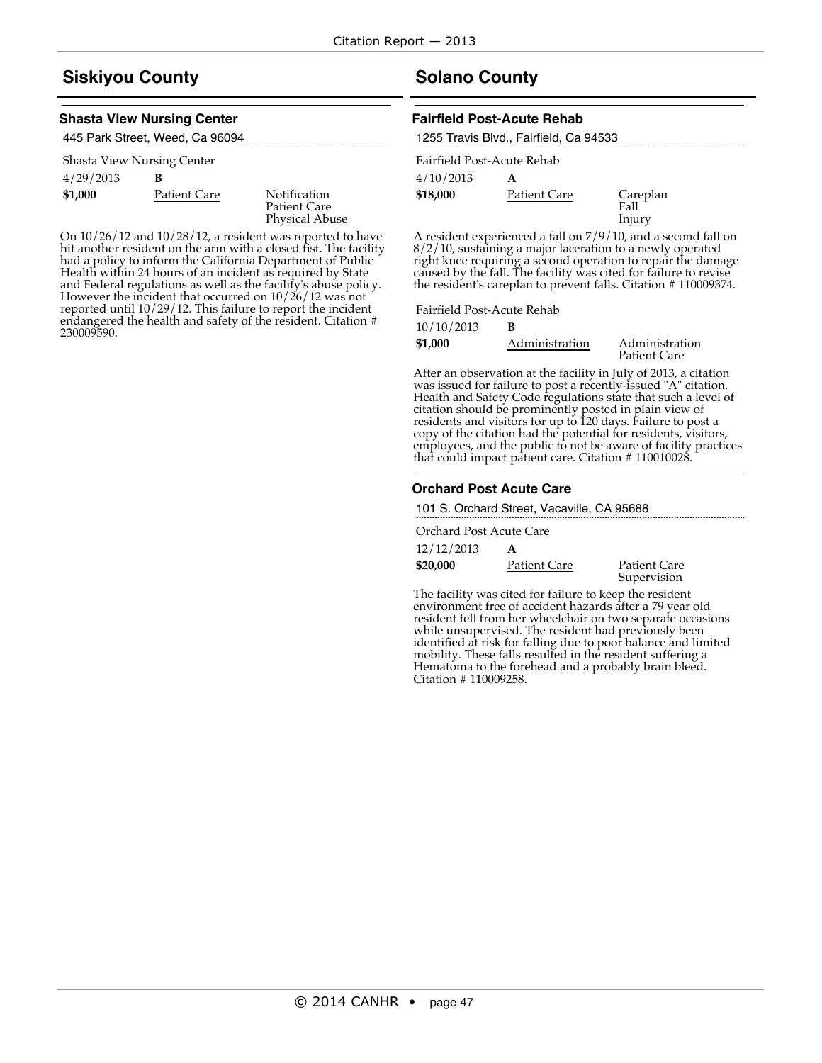## Siskiyou County

### Shasta View Nursing Center

445 Park Street, Weed, Ca 96094

Shasta View Nursing Center

4/29/2013 **B**

**$1,000** Patient Care — Notification, Patient Care, Physical Abuse

On 10/26/12 and 10/28/12, a resident was reported to have hit another resident on the arm with a closed fist. The facility had a policy to inform the California Department of Public Health within 24 hours of an incident as required by State and Federal regulations as well as the facility's abuse policy. However the incident that occurred on 10/26/12 was not reported until 10/29/12. This failure to report the incident endangered the health and safety of the resident. Citation # 230009590.

## Solano County

### Fairfield Post-Acute Rehab

1255 Travis Blvd., Fairfield, Ca 94533

Fairfield Post-Acute Rehab

4/10/2013 **A**

**$18,000** Patient Care — Careplan, Fall, Injury

A resident experienced a fall on 7/9/10, and a second fall on 8/2/10, sustaining a major laceration to a newly operated right knee requiring a second operation to repair the damage caused by the fall. The facility was cited for failure to revise the resident's careplan to prevent falls. Citation # 110009374.

Fairfield Post-Acute Rehab

10/10/2013 **B**

**$1,000** Administration — Administration, Patient Care

After an observation at the facility in July of 2013, a citation was issued for failure to post a recently-issued "A" citation. Health and Safety Code regulations state that such a level of citation should be prominently posted in plain view of residents and visitors for up to 120 days. Failure to post a copy of the citation had the potential for residents, visitors, employees, and the public to not be aware of facility practices that could impact patient care. Citation # 110010028.

### Orchard Post Acute Care

101 S. Orchard Street, Vacaville, CA 95688

Orchard Post Acute Care

12/12/2013 **A**

**$20,000** Patient Care — Patient Care, Supervision

The facility was cited for failure to keep the resident environment free of accident hazards after a 79 year old resident fell from her wheelchair on two separate occasions while unsupervised. The resident had previously been identified at risk for falling due to poor balance and limited mobility. These falls resulted in the resident suffering a Hematoma to the forehead and a probably brain bleed. Citation # 110009258.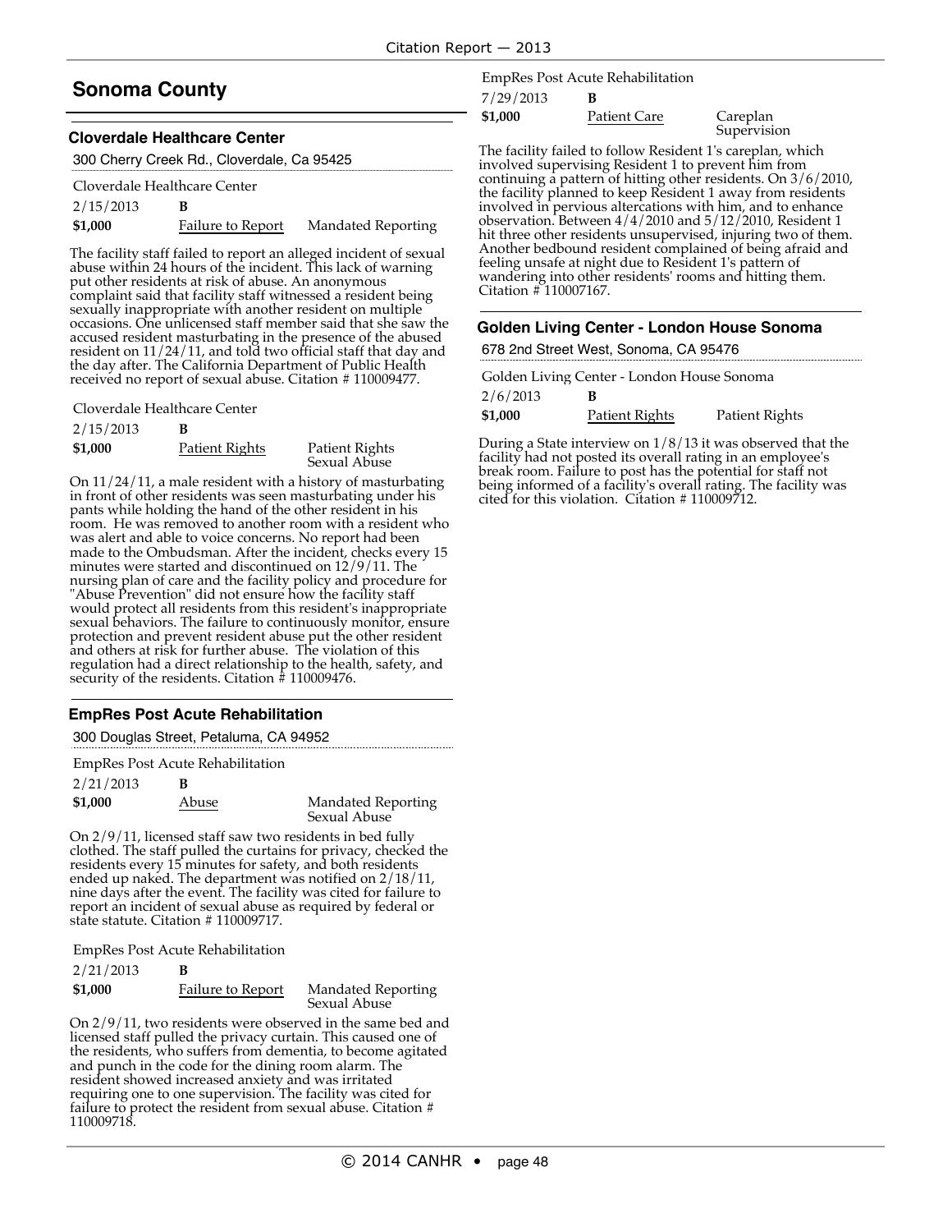## Sonoma County

### Cloverdale Healthcare Center

300 Cherry Creek Rd., Cloverdale, Ca 95425

Cloverdale Healthcare Center

| | | |
|---|---|---|
| 2/15/2013 | **B** | |
| **$1,000** | Failure to Report | Mandated Reporting |

The facility staff failed to report an alleged incident of sexual abuse within 24 hours of the incident. This lack of warning put other residents at risk of abuse. An anonymous complaint said that facility staff witnessed a resident being sexually inappropriate with another resident on multiple occasions. One unlicensed staff member said that she saw the accused resident masturbating in the presence of the abused resident on 11/24/11, and told two official staff that day and the day after. The California Department of Public Health received no report of sexual abuse. Citation # 110009477.

Cloverdale Healthcare Center

| | | |
|---|---|---|
| 2/15/2013 | **B** | |
| **$1,000** | Patient Rights | Patient Rights Sexual Abuse |

On 11/24/11, a male resident with a history of masturbating in front of other residents was seen masturbating under his pants while holding the hand of the other resident in his room. He was removed to another room with a resident who was alert and able to voice concerns. No report had been made to the Ombudsman. After the incident, checks every 15 minutes were started and discontinued on 12/9/11. The nursing plan of care and the facility policy and procedure for "Abuse Prevention" did not ensure how the facility staff would protect all residents from this resident's inappropriate sexual behaviors. The failure to continuously monitor, ensure protection and prevent resident abuse put the other resident and others at risk for further abuse. The violation of this regulation had a direct relationship to the health, safety, and security of the residents. Citation # 110009476.

### EmpRes Post Acute Rehabilitation

300 Douglas Street, Petaluma, CA 94952

EmpRes Post Acute Rehabilitation

| | | |
|---|---|---|
| 2/21/2013 | **B** | |
| **$1,000** | Abuse | Mandated Reporting Sexual Abuse |

On 2/9/11, licensed staff saw two residents in bed fully clothed. The staff pulled the curtains for privacy, checked the residents every 15 minutes for safety, and both residents ended up naked. The department was notified on 2/18/11, nine days after the event. The facility was cited for failure to report an incident of sexual abuse as required by federal or state statute. Citation # 110009717.

EmpRes Post Acute Rehabilitation

| | | |
|---|---|---|
| 2/21/2013 | **B** | |
| **$1,000** | Failure to Report | Mandated Reporting Sexual Abuse |

On 2/9/11, two residents were observed in the same bed and licensed staff pulled the privacy curtain. This caused one of the residents, who suffers from dementia, to become agitated and punch in the code for the dining room alarm. The resident showed increased anxiety and was irritated requiring one to one supervision. The facility was cited for failure to protect the resident from sexual abuse. Citation # 110009718.

EmpRes Post Acute Rehabilitation

| | | |
|---|---|---|
| 7/29/2013 | **B** | |
| **$1,000** | Patient Care | Careplan Supervision |

The facility failed to follow Resident 1's careplan, which involved supervising Resident 1 to prevent him from continuing a pattern of hitting other residents. On 3/6/2010, the facility planned to keep Resident 1 away from residents involved in pervious altercations with him, and to enhance observation. Between 4/4/2010 and 5/12/2010, Resident 1 hit three other residents unsupervised, injuring two of them. Another bedbound resident complained of being afraid and feeling unsafe at night due to Resident 1's pattern of wandering into other residents' rooms and hitting them. Citation # 110007167.

### Golden Living Center - London House Sonoma

678 2nd Street West, Sonoma, CA 95476

Golden Living Center - London House Sonoma

| | | |
|---|---|---|
| 2/6/2013 | **B** | |
| **$1,000** | Patient Rights | Patient Rights |

During a State interview on 1/8/13 it was observed that the facility had not posted its overall rating in an employee's break room. Failure to post has the potential for staff not being informed of a facility's overall rating. The facility was cited for this violation. Citation # 110009712.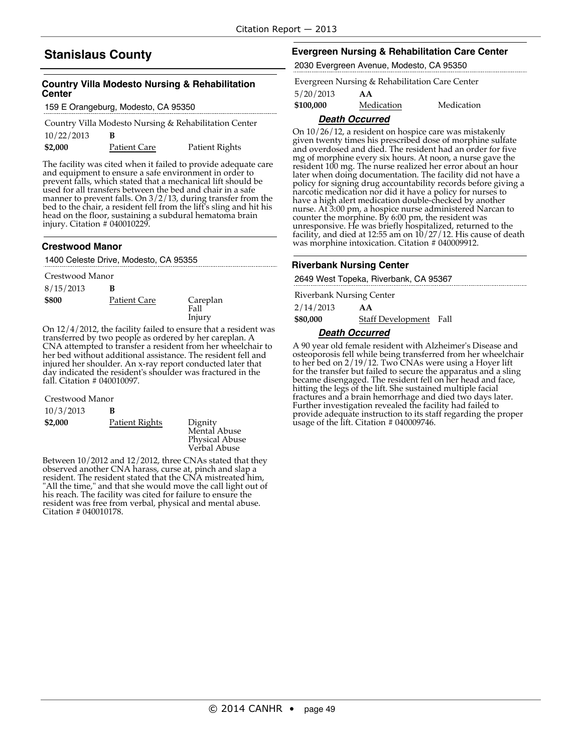## Stanislaus County

### Country Villa Modesto Nursing & Rehabilitation Center

159 E Orangeburg, Modesto, CA 95350

Country Villa Modesto Nursing & Rehabilitation Center

| | | |
|---|---|---|
| 10/22/2013 | **B** | |
| **$2,000** | Patient Care | Patient Rights |

The facility was cited when it failed to provide adequate care and equipment to ensure a safe environment in order to prevent falls, which stated that a mechanical lift should be used for all transfers between the bed and chair in a safe manner to prevent falls. On 3/2/13, during transfer from the bed to the chair, a resident fell from the lift's sling and hit his head on the floor, sustaining a subdural hematoma brain injury. Citation # 040010229.

### Crestwood Manor

1400 Celeste Drive, Modesto, CA 95355

Crestwood Manor

| | | |
|---|---|---|
| 8/15/2013 | **B** | |
| **$800** | Patient Care | Careplan<br>Fall<br>Injury |

On 12/4/2012, the facility failed to ensure that a resident was transferred by two people as ordered by her careplan. A CNA attempted to transfer a resident from her wheelchair to her bed without additional assistance. The resident fell and injured her shoulder. An x-ray report conducted later that day indicated the resident's shoulder was fractured in the fall. Citation # 040010097.

Crestwood Manor

| | | |
|---|---|---|
| 10/3/2013 | **B** | |
| **$2,000** | Patient Rights | Dignity<br>Mental Abuse<br>Physical Abuse<br>Verbal Abuse |

Between 10/2012 and 12/2012, three CNAs stated that they observed another CNA harass, curse at, pinch and slap a resident. The resident stated that the CNA mistreated him, "All the time," and that she would move the call light out of his reach. The facility was cited for failure to ensure the resident was free from verbal, physical and mental abuse. Citation # 040010178.

### Evergreen Nursing & Rehabilitation Care Center

2030 Evergreen Avenue, Modesto, CA 95350

Evergreen Nursing & Rehabilitation Care Center

| | | |
|---|---|---|
| 5/20/2013 | **AA** | |
| **$100,000** | Medication | Medication |

***Death Occurred***

On 10/26/12, a resident on hospice care was mistakenly given twenty times his prescribed dose of morphine sulfate and overdosed and died. The resident had an order for five mg of morphine every six hours. At noon, a nurse gave the resident 100 mg. The nurse realized her error about an hour later when doing documentation. The facility did not have a policy for signing drug accountability records before giving a narcotic medication nor did it have a policy for nurses to have a high alert medication double-checked by another nurse. At 3:00 pm, a hospice nurse administered Narcan to counter the morphine. By 6:00 pm, the resident was unresponsive. He was briefly hospitalized, returned to the facility, and died at 12:55 am on 10/27/12. His cause of death was morphine intoxication. Citation # 040009912.

### Riverbank Nursing Center

2649 West Topeka, Riverbank, CA 95367

Riverbank Nursing Center

| | | |
|---|---|---|
| 2/14/2013 | **AA** | |
| **$80,000** | Staff Development | Fall |

***Death Occurred***

A 90 year old female resident with Alzheimer's Disease and osteoporosis fell while being transferred from her wheelchair to her bed on 2/19/12. Two CNAs were using a Hoyer lift for the transfer but failed to secure the apparatus and a sling became disengaged. The resident fell on her head and face, hitting the legs of the lift. She sustained multiple facial fractures and a brain hemorrhage and died two days later. Further investigation revealed the facility had failed to provide adequate instruction to its staff regarding the proper usage of the lift. Citation # 040009746.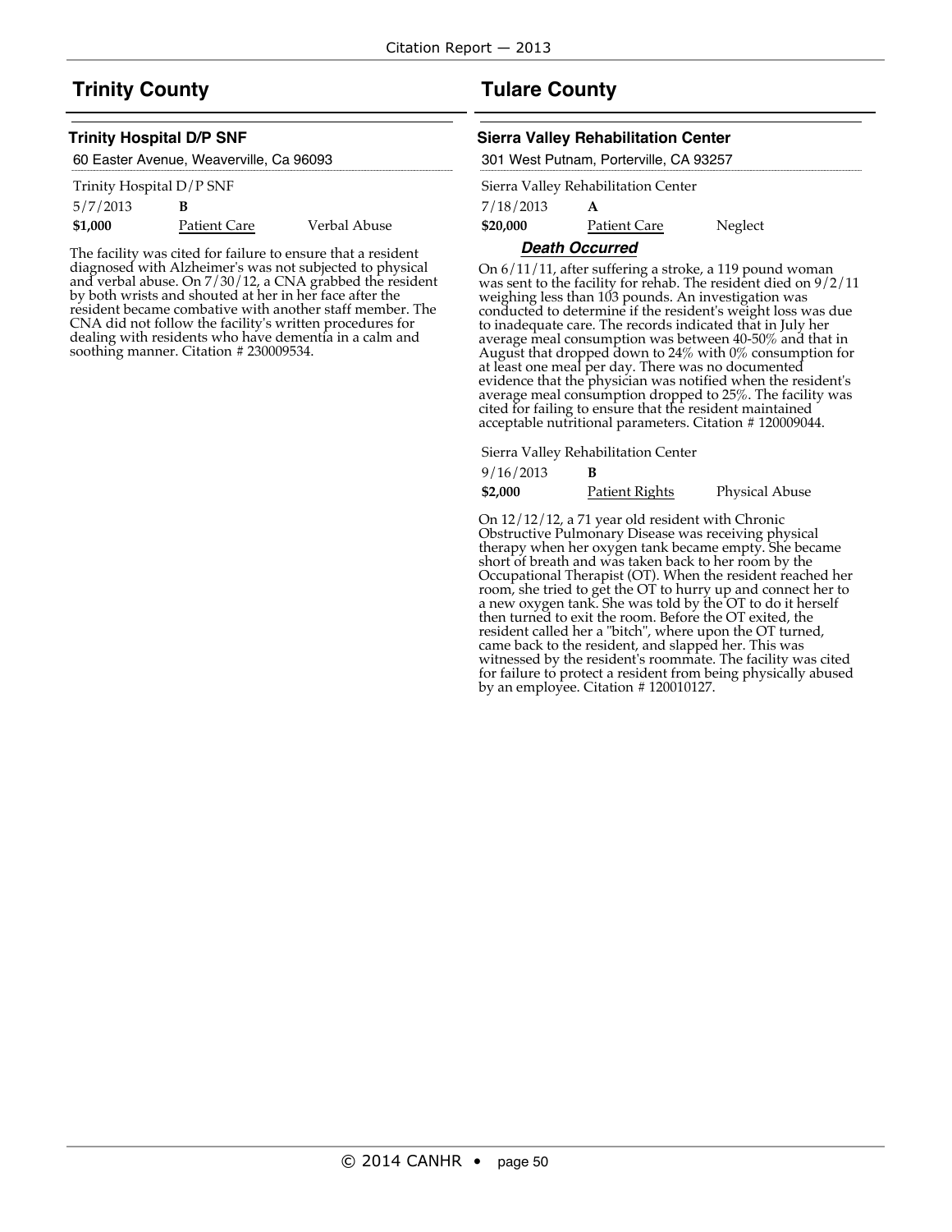## Trinity County

### Trinity Hospital D/P SNF

60 Easter Avenue, Weaverville, Ca 96093

Trinity Hospital D/P SNF

5/7/2013 **B**

**$1,000** Patient Care Verbal Abuse

The facility was cited for failure to ensure that a resident diagnosed with Alzheimer's was not subjected to physical and verbal abuse. On 7/30/12, a CNA grabbed the resident by both wrists and shouted at her in her face after the resident became combative with another staff member. The CNA did not follow the facility's written procedures for dealing with residents who have dementia in a calm and soothing manner. Citation # 230009534.

## Tulare County

### Sierra Valley Rehabilitation Center

301 West Putnam, Porterville, CA 93257

Sierra Valley Rehabilitation Center

7/18/2013 **A**

**$20,000** Patient Care Neglect

***Death Occurred***

On 6/11/11, after suffering a stroke, a 119 pound woman was sent to the facility for rehab. The resident died on 9/2/11 weighing less than 103 pounds. An investigation was conducted to determine if the resident's weight loss was due to inadequate care. The records indicated that in July her average meal consumption was between 40-50% and that in August that dropped down to 24% with 0% consumption for at least one meal per day. There was no documented evidence that the physician was notified when the resident's average meal consumption dropped to 25%. The facility was cited for failing to ensure that the resident maintained acceptable nutritional parameters. Citation # 120009044.

Sierra Valley Rehabilitation Center

9/16/2013 **B**

**$2,000** Patient Rights Physical Abuse

On 12/12/12, a 71 year old resident with Chronic Obstructive Pulmonary Disease was receiving physical therapy when her oxygen tank became empty. She became short of breath and was taken back to her room by the Occupational Therapist (OT). When the resident reached her room, she tried to get the OT to hurry up and connect her to a new oxygen tank. She was told by the OT to do it herself then turned to exit the room. Before the OT exited, the resident called her a "bitch", where upon the OT turned, came back to the resident, and slapped her. This was witnessed by the resident's roommate. The facility was cited for failure to protect a resident from being physically abused by an employee. Citation # 120010127.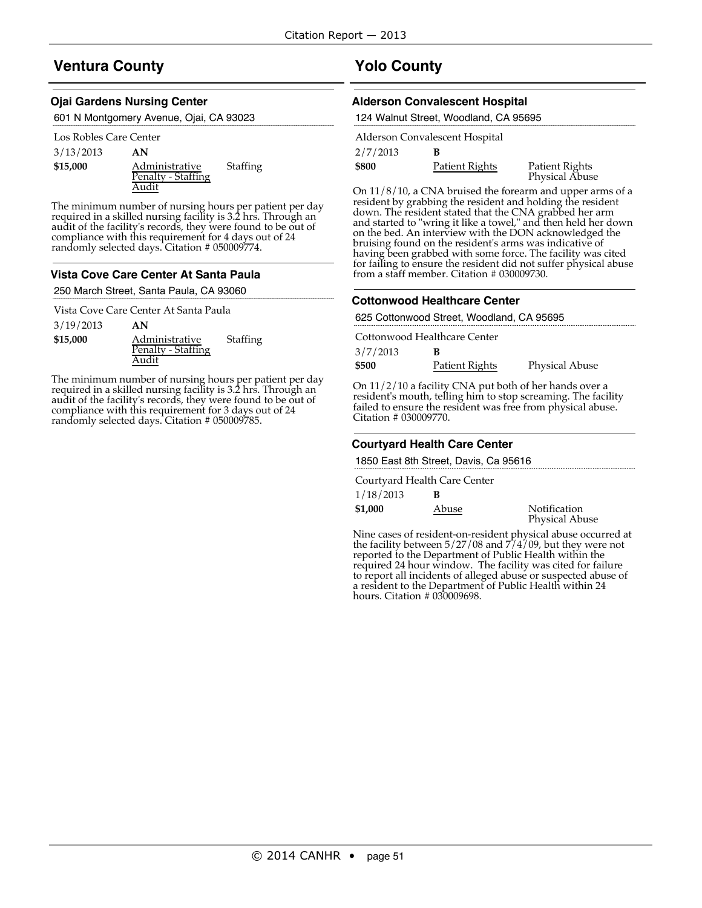## Ventura County

### Ojai Gardens Nursing Center

601 N Montgomery Avenue, Ojai, CA 93023

Los Robles Care Center

| | | |
|---|---|---|
| 3/13/2013 | **AN** | |
| **$15,000** | Administrative Penalty - Staffing Audit | Staffing |

The minimum number of nursing hours per patient per day required in a skilled nursing facility is 3.2 hrs. Through an audit of the facility's records, they were found to be out of compliance with this requirement for 4 days out of 24 randomly selected days. Citation # 050009774.

### Vista Cove Care Center At Santa Paula

250 March Street, Santa Paula, CA 93060

Vista Cove Care Center At Santa Paula

| | | |
|---|---|---|
| 3/19/2013 | **AN** | |
| **$15,000** | Administrative Penalty - Staffing Audit | Staffing |

The minimum number of nursing hours per patient per day required in a skilled nursing facility is 3.2 hrs. Through an audit of the facility's records, they were found to be out of compliance with this requirement for 3 days out of 24 randomly selected days. Citation # 050009785.

## Yolo County

### Alderson Convalescent Hospital

124 Walnut Street, Woodland, CA 95695

Alderson Convalescent Hospital

| | | |
|---|---|---|
| 2/7/2013 | **B** | |
| **$800** | Patient Rights | Patient Rights Physical Abuse |

On 11/8/10, a CNA bruised the forearm and upper arms of a resident by grabbing the resident and holding the resident down. The resident stated that the CNA grabbed her arm and started to "wring it like a towel," and then held her down on the bed. An interview with the DON acknowledged the bruising found on the resident's arms was indicative of having been grabbed with some force. The facility was cited for failing to ensure the resident did not suffer physical abuse from a staff member. Citation # 030009730.

### Cottonwood Healthcare Center

625 Cottonwood Street, Woodland, CA 95695

Cottonwood Healthcare Center

| | | |
|---|---|---|
| 3/7/2013 | **B** | |
| **$500** | Patient Rights | Physical Abuse |

On 11/2/10 a facility CNA put both of her hands over a resident's mouth, telling him to stop screaming. The facility failed to ensure the resident was free from physical abuse. Citation # 030009770.

### Courtyard Health Care Center

1850 East 8th Street, Davis, Ca 95616

Courtyard Health Care Center

| | | |
|---|---|---|
| 1/18/2013 | **B** | |
| **$1,000** | Abuse | Notification Physical Abuse |

Nine cases of resident-on-resident physical abuse occurred at the facility between 5/27/08 and 7/4/09, but they were not reported to the Department of Public Health within the required 24 hour window. The facility was cited for failure to report all incidents of alleged abuse or suspected abuse of a resident to the Department of Public Health within 24 hours. Citation # 030009698.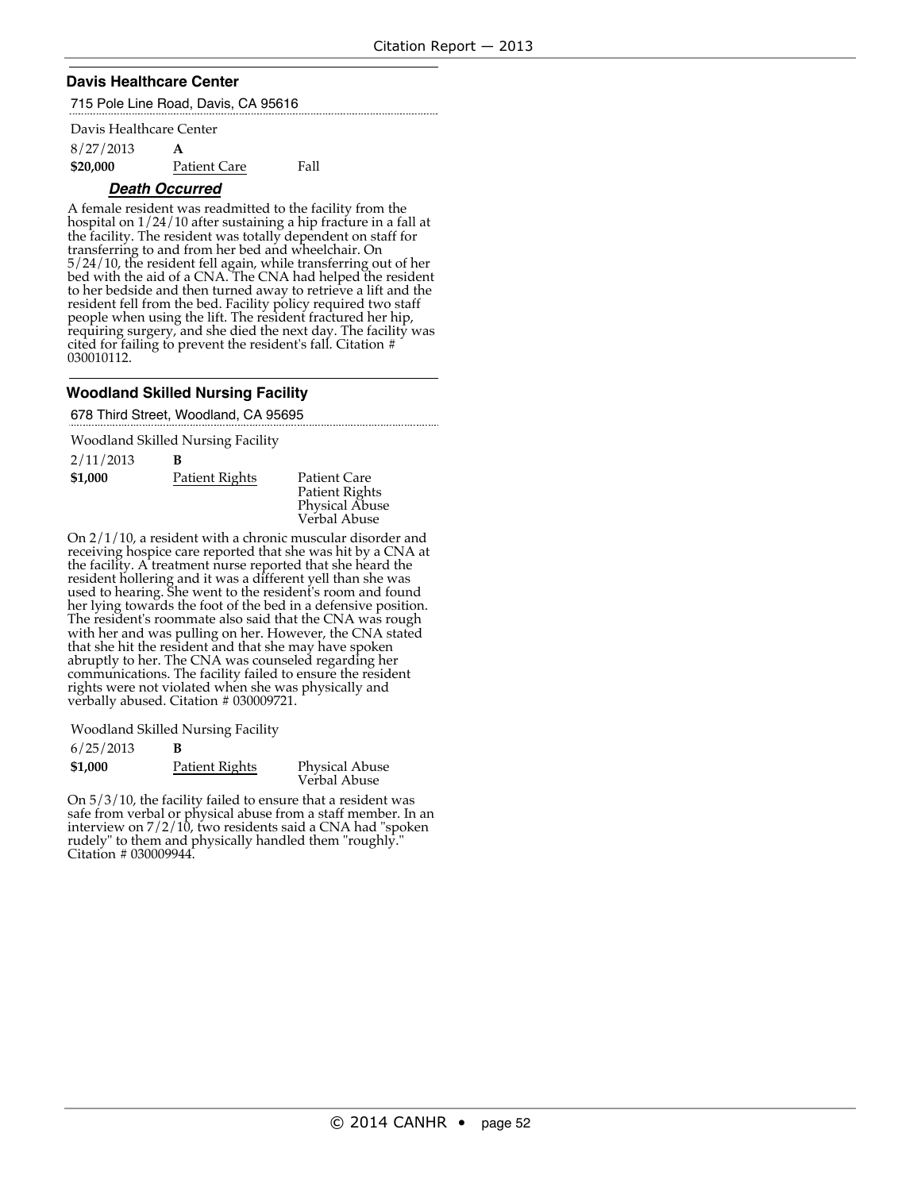### Davis Healthcare Center

715 Pole Line Road, Davis, CA 95616

Davis Healthcare Center

| | | |
|---|---|---|
| 8/27/2013 | **A** | |
| **$20,000** | Patient Care | Fall |

***Death Occurred***

A female resident was readmitted to the facility from the hospital on 1/24/10 after sustaining a hip fracture in a fall at the facility. The resident was totally dependent on staff for transferring to and from her bed and wheelchair. On 5/24/10, the resident fell again, while transferring out of her bed with the aid of a CNA. The CNA had helped the resident to her bedside and then turned away to retrieve a lift and the resident fell from the bed. Facility policy required two staff people when using the lift. The resident fractured her hip, requiring surgery, and she died the next day. The facility was cited for failing to prevent the resident's fall. Citation # 030010112.

### Woodland Skilled Nursing Facility

678 Third Street, Woodland, CA 95695

Woodland Skilled Nursing Facility

| | | |
|---|---|---|
| 2/11/2013 | **B** | |
| **$1,000** | Patient Rights | Patient Care<br>Patient Rights<br>Physical Abuse<br>Verbal Abuse |

On 2/1/10, a resident with a chronic muscular disorder and receiving hospice care reported that she was hit by a CNA at the facility. A treatment nurse reported that she heard the resident hollering and it was a different yell than she was used to hearing. She went to the resident's room and found her lying towards the foot of the bed in a defensive position. The resident's roommate also said that the CNA was rough with her and was pulling on her. However, the CNA stated that she hit the resident and that she may have spoken abruptly to her. The CNA was counseled regarding her communications. The facility failed to ensure the resident rights were not violated when she was physically and verbally abused. Citation # 030009721.

Woodland Skilled Nursing Facility

| | | |
|---|---|---|
| 6/25/2013 | **B** | |
| **$1,000** | Patient Rights | Physical Abuse<br>Verbal Abuse |

On 5/3/10, the facility failed to ensure that a resident was safe from verbal or physical abuse from a staff member. In an interview on 7/2/10, two residents said a CNA had "spoken rudely" to them and physically handled them "roughly." Citation # 030009944.